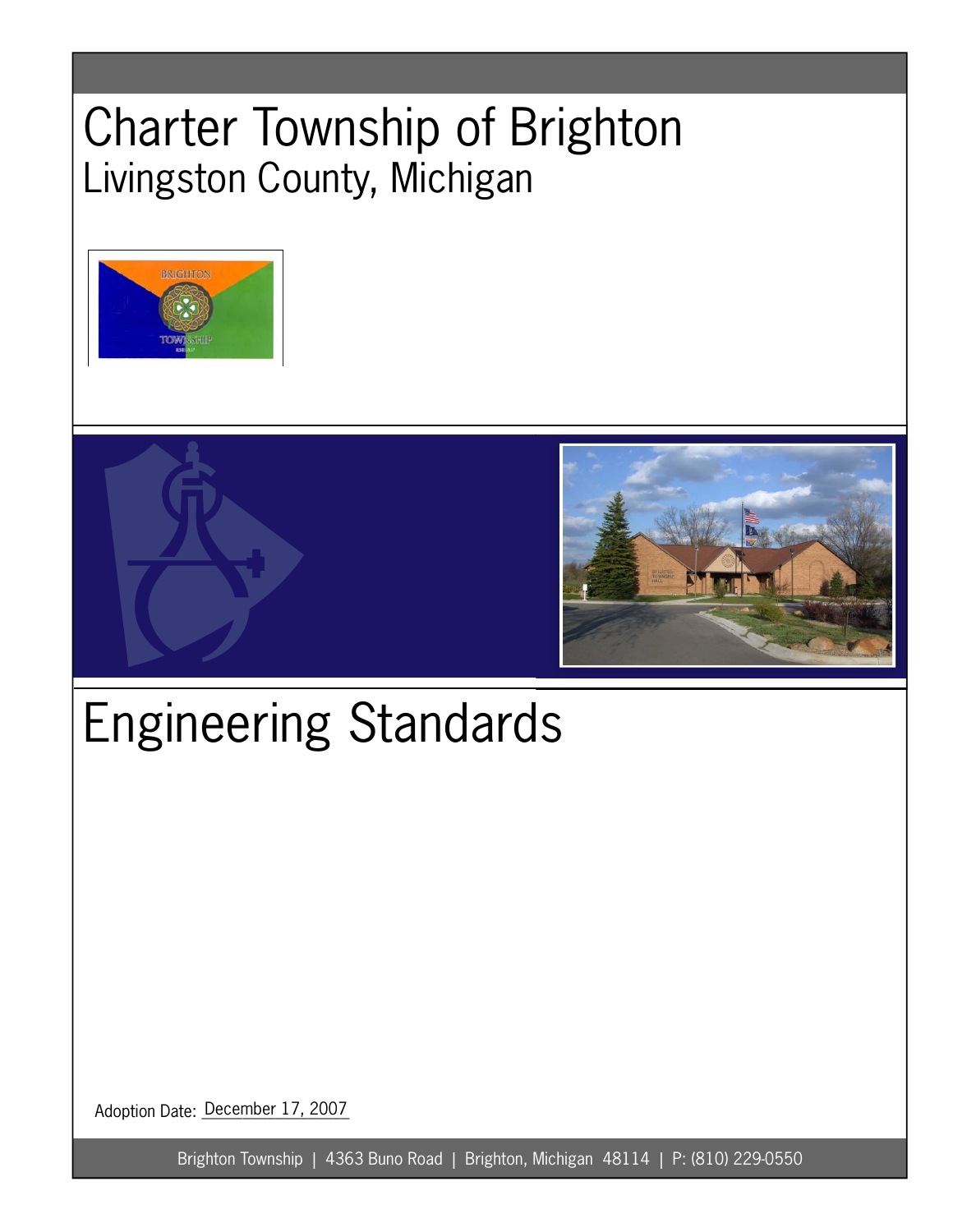# Charter Township of Brighton

## Livingston County, Michigan

# Engineering Standards

Adoption Date: December 17, 2007

Brighton Township | 4363 Buno Road | Brighton, Michigan 48114 | P: (810) 229-0550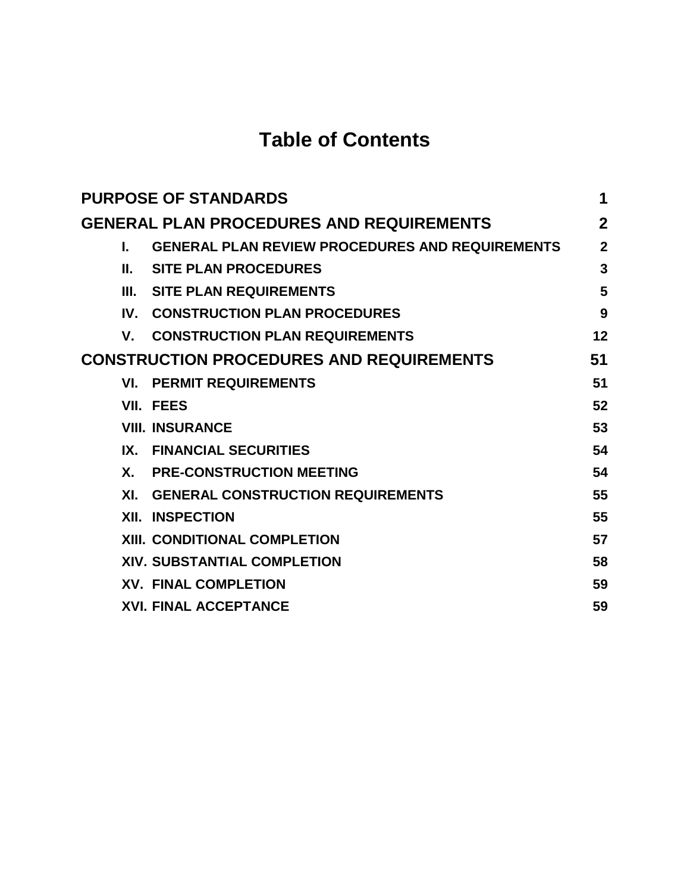# Table of Contents

| | | |
|---|---|---|
| **PURPOSE OF STANDARDS** | | **1** |
| **GENERAL PLAN PROCEDURES AND REQUIREMENTS** | | **2** |
| **I.** | **GENERAL PLAN REVIEW PROCEDURES AND REQUIREMENTS** | **2** |
| **II.** | **SITE PLAN PROCEDURES** | **3** |
| **III.** | **SITE PLAN REQUIREMENTS** | **5** |
| **IV.** | **CONSTRUCTION PLAN PROCEDURES** | **9** |
| **V.** | **CONSTRUCTION PLAN REQUIREMENTS** | **12** |
| **CONSTRUCTION PROCEDURES AND REQUIREMENTS** | | **51** |
| **VI.** | **PERMIT REQUIREMENTS** | **51** |
| **VII.** | **FEES** | **52** |
| **VIII.** | **INSURANCE** | **53** |
| **IX.** | **FINANCIAL SECURITIES** | **54** |
| **X.** | **PRE-CONSTRUCTION MEETING** | **54** |
| **XI.** | **GENERAL CONSTRUCTION REQUIREMENTS** | **55** |
| **XII.** | **INSPECTION** | **55** |
| **XIII.** | **CONDITIONAL COMPLETION** | **57** |
| **XIV.** | **SUBSTANTIAL COMPLETION** | **58** |
| **XV.** | **FINAL COMPLETION** | **59** |
| **XVI.** | **FINAL ACCEPTANCE** | **59** |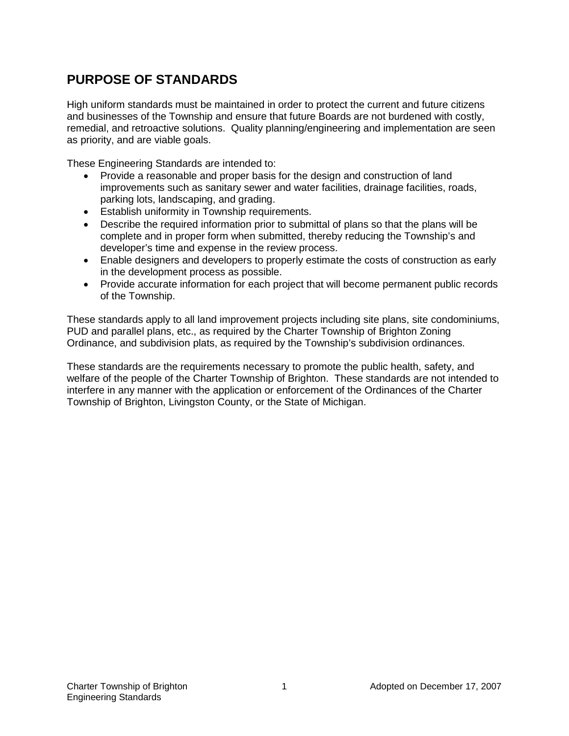# PURPOSE OF STANDARDS

High uniform standards must be maintained in order to protect the current and future citizens and businesses of the Township and ensure that future Boards are not burdened with costly, remedial, and retroactive solutions. Quality planning/engineering and implementation are seen as priority, and are viable goals.

These Engineering Standards are intended to:

- Provide a reasonable and proper basis for the design and construction of land improvements such as sanitary sewer and water facilities, drainage facilities, roads, parking lots, landscaping, and grading.
- Establish uniformity in Township requirements.
- Describe the required information prior to submittal of plans so that the plans will be complete and in proper form when submitted, thereby reducing the Township's and developer's time and expense in the review process.
- Enable designers and developers to properly estimate the costs of construction as early in the development process as possible.
- Provide accurate information for each project that will become permanent public records of the Township.

These standards apply to all land improvement projects including site plans, site condominiums, PUD and parallel plans, etc., as required by the Charter Township of Brighton Zoning Ordinance, and subdivision plats, as required by the Township's subdivision ordinances.

These standards are the requirements necessary to promote the public health, safety, and welfare of the people of the Charter Township of Brighton. These standards are not intended to interfere in any manner with the application or enforcement of the Ordinances of the Charter Township of Brighton, Livingston County, or the State of Michigan.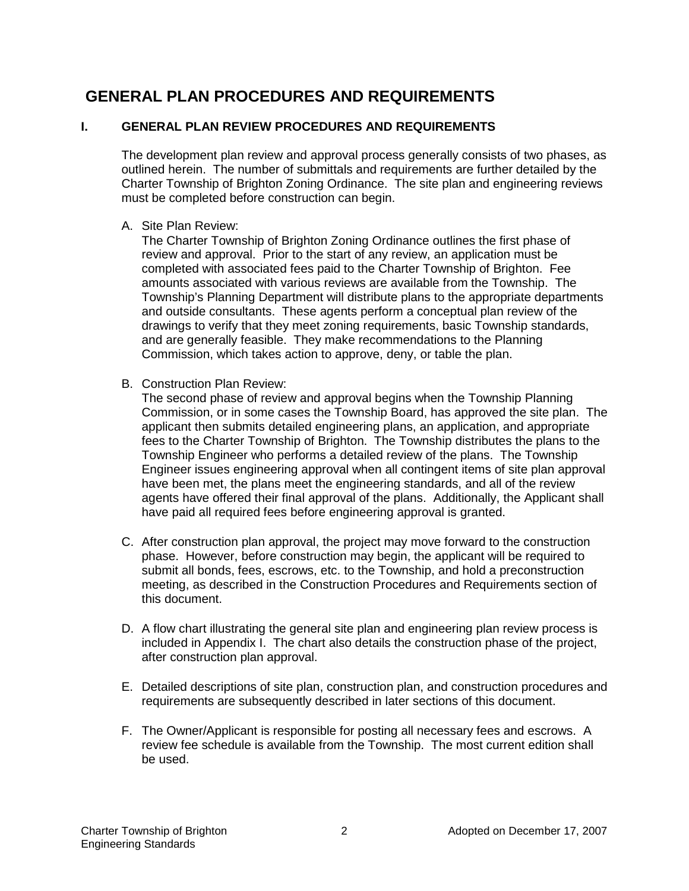# GENERAL PLAN PROCEDURES AND REQUIREMENTS

## I. GENERAL PLAN REVIEW PROCEDURES AND REQUIREMENTS

The development plan review and approval process generally consists of two phases, as outlined herein. The number of submittals and requirements are further detailed by the Charter Township of Brighton Zoning Ordinance. The site plan and engineering reviews must be completed before construction can begin.

A. Site Plan Review:
The Charter Township of Brighton Zoning Ordinance outlines the first phase of review and approval. Prior to the start of any review, an application must be completed with associated fees paid to the Charter Township of Brighton. Fee amounts associated with various reviews are available from the Township. The Township's Planning Department will distribute plans to the appropriate departments and outside consultants. These agents perform a conceptual plan review of the drawings to verify that they meet zoning requirements, basic Township standards, and are generally feasible. They make recommendations to the Planning Commission, which takes action to approve, deny, or table the plan.

B. Construction Plan Review:
The second phase of review and approval begins when the Township Planning Commission, or in some cases the Township Board, has approved the site plan. The applicant then submits detailed engineering plans, an application, and appropriate fees to the Charter Township of Brighton. The Township distributes the plans to the Township Engineer who performs a detailed review of the plans. The Township Engineer issues engineering approval when all contingent items of site plan approval have been met, the plans meet the engineering standards, and all of the review agents have offered their final approval of the plans. Additionally, the Applicant shall have paid all required fees before engineering approval is granted.

C. After construction plan approval, the project may move forward to the construction phase. However, before construction may begin, the applicant will be required to submit all bonds, fees, escrows, etc. to the Township, and hold a preconstruction meeting, as described in the Construction Procedures and Requirements section of this document.

D. A flow chart illustrating the general site plan and engineering plan review process is included in Appendix I. The chart also details the construction phase of the project, after construction plan approval.

E. Detailed descriptions of site plan, construction plan, and construction procedures and requirements are subsequently described in later sections of this document.

F. The Owner/Applicant is responsible for posting all necessary fees and escrows. A review fee schedule is available from the Township. The most current edition shall be used.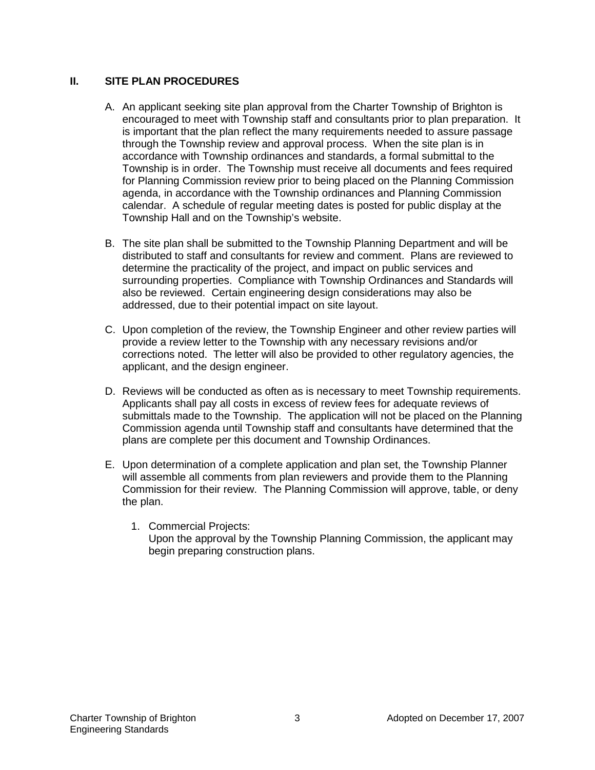## II. SITE PLAN PROCEDURES

A. An applicant seeking site plan approval from the Charter Township of Brighton is encouraged to meet with Township staff and consultants prior to plan preparation. It is important that the plan reflect the many requirements needed to assure passage through the Township review and approval process. When the site plan is in accordance with Township ordinances and standards, a formal submittal to the Township is in order. The Township must receive all documents and fees required for Planning Commission review prior to being placed on the Planning Commission agenda, in accordance with the Township ordinances and Planning Commission calendar. A schedule of regular meeting dates is posted for public display at the Township Hall and on the Township's website.

B. The site plan shall be submitted to the Township Planning Department and will be distributed to staff and consultants for review and comment. Plans are reviewed to determine the practicality of the project, and impact on public services and surrounding properties. Compliance with Township Ordinances and Standards will also be reviewed. Certain engineering design considerations may also be addressed, due to their potential impact on site layout.

C. Upon completion of the review, the Township Engineer and other review parties will provide a review letter to the Township with any necessary revisions and/or corrections noted. The letter will also be provided to other regulatory agencies, the applicant, and the design engineer.

D. Reviews will be conducted as often as is necessary to meet Township requirements. Applicants shall pay all costs in excess of review fees for adequate reviews of submittals made to the Township. The application will not be placed on the Planning Commission agenda until Township staff and consultants have determined that the plans are complete per this document and Township Ordinances.

E. Upon determination of a complete application and plan set, the Township Planner will assemble all comments from plan reviewers and provide them to the Planning Commission for their review. The Planning Commission will approve, table, or deny the plan.

   1. Commercial Projects:
      Upon the approval by the Township Planning Commission, the applicant may begin preparing construction plans.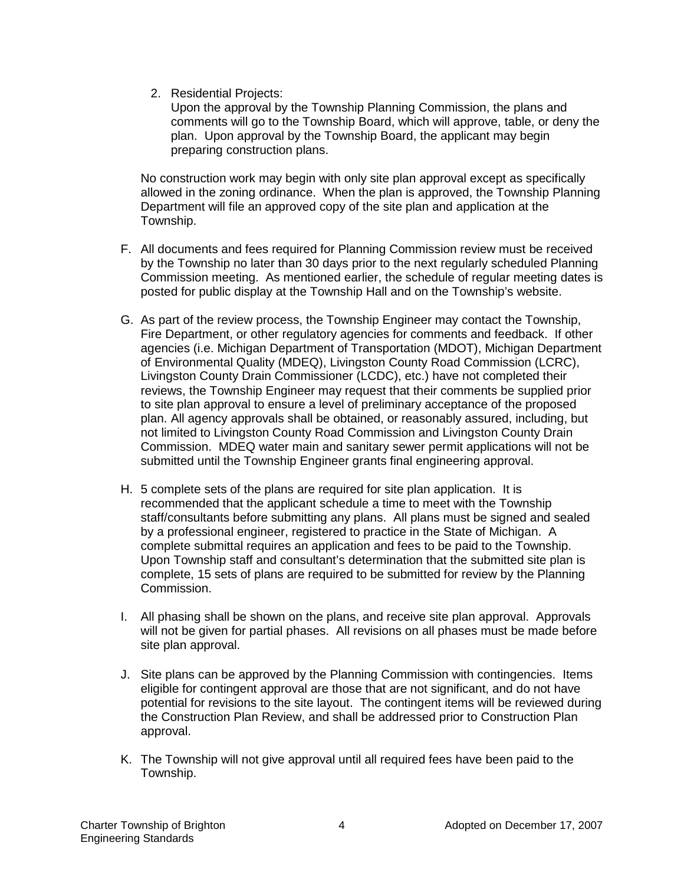2. Residential Projects:
   Upon the approval by the Township Planning Commission, the plans and comments will go to the Township Board, which will approve, table, or deny the plan. Upon approval by the Township Board, the applicant may begin preparing construction plans.

No construction work may begin with only site plan approval except as specifically allowed in the zoning ordinance. When the plan is approved, the Township Planning Department will file an approved copy of the site plan and application at the Township.

F. All documents and fees required for Planning Commission review must be received by the Township no later than 30 days prior to the next regularly scheduled Planning Commission meeting. As mentioned earlier, the schedule of regular meeting dates is posted for public display at the Township Hall and on the Township's website.

G. As part of the review process, the Township Engineer may contact the Township, Fire Department, or other regulatory agencies for comments and feedback. If other agencies (i.e. Michigan Department of Transportation (MDOT), Michigan Department of Environmental Quality (MDEQ), Livingston County Road Commission (LCRC), Livingston County Drain Commissioner (LCDC), etc.) have not completed their reviews, the Township Engineer may request that their comments be supplied prior to site plan approval to ensure a level of preliminary acceptance of the proposed plan. All agency approvals shall be obtained, or reasonably assured, including, but not limited to Livingston County Road Commission and Livingston County Drain Commission. MDEQ water main and sanitary sewer permit applications will not be submitted until the Township Engineer grants final engineering approval.

H. 5 complete sets of the plans are required for site plan application. It is recommended that the applicant schedule a time to meet with the Township staff/consultants before submitting any plans. All plans must be signed and sealed by a professional engineer, registered to practice in the State of Michigan. A complete submittal requires an application and fees to be paid to the Township. Upon Township staff and consultant's determination that the submitted site plan is complete, 15 sets of plans are required to be submitted for review by the Planning Commission.

I. All phasing shall be shown on the plans, and receive site plan approval. Approvals will not be given for partial phases. All revisions on all phases must be made before site plan approval.

J. Site plans can be approved by the Planning Commission with contingencies. Items eligible for contingent approval are those that are not significant, and do not have potential for revisions to the site layout. The contingent items will be reviewed during the Construction Plan Review, and shall be addressed prior to Construction Plan approval.

K. The Township will not give approval until all required fees have been paid to the Township.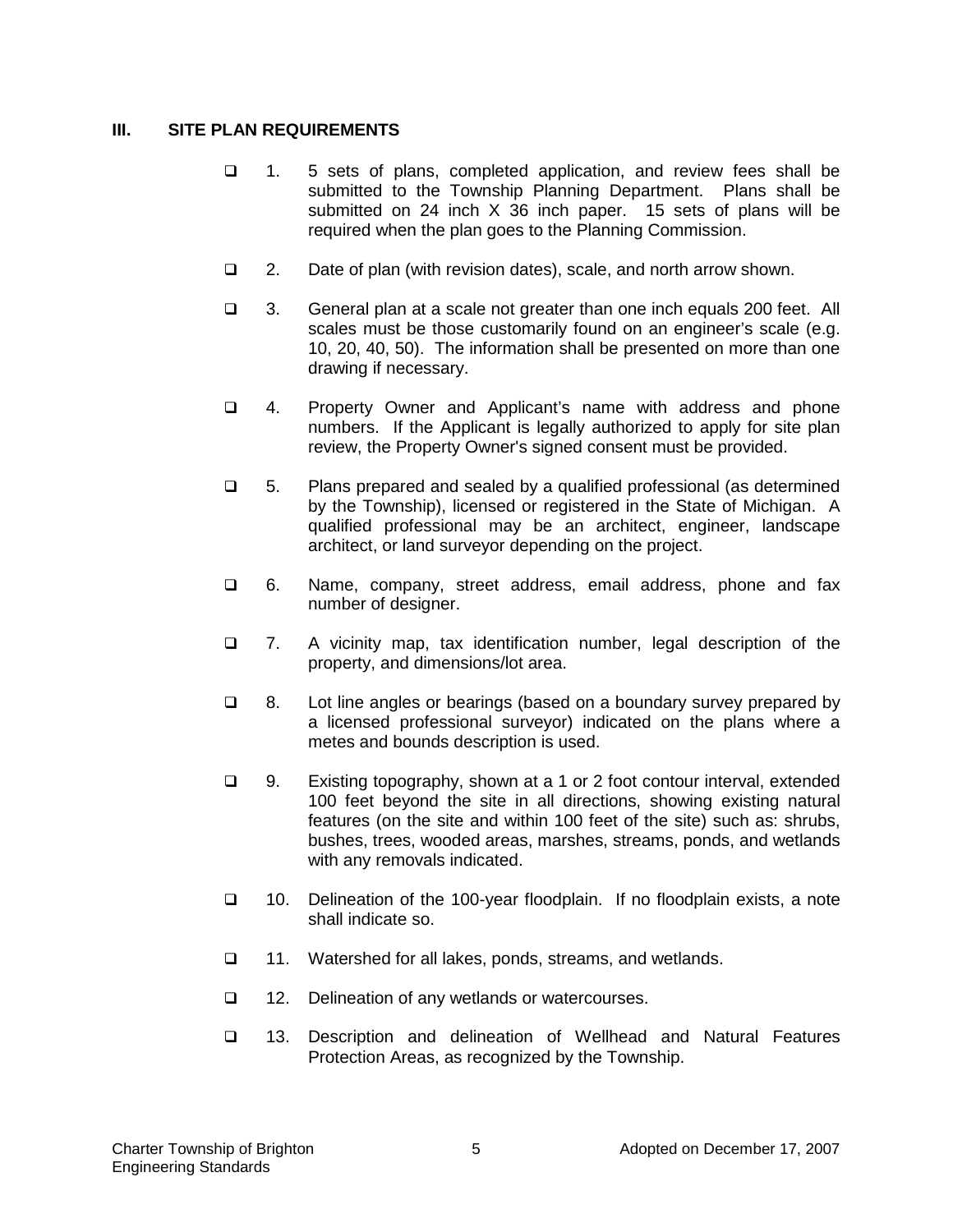## III. SITE PLAN REQUIREMENTS

- ❑ 1. 5 sets of plans, completed application, and review fees shall be submitted to the Township Planning Department. Plans shall be submitted on 24 inch X 36 inch paper. 15 sets of plans will be required when the plan goes to the Planning Commission.
- ❑ 2. Date of plan (with revision dates), scale, and north arrow shown.
- ❑ 3. General plan at a scale not greater than one inch equals 200 feet. All scales must be those customarily found on an engineer's scale (e.g. 10, 20, 40, 50). The information shall be presented on more than one drawing if necessary.
- ❑ 4. Property Owner and Applicant's name with address and phone numbers. If the Applicant is legally authorized to apply for site plan review, the Property Owner's signed consent must be provided.
- ❑ 5. Plans prepared and sealed by a qualified professional (as determined by the Township), licensed or registered in the State of Michigan. A qualified professional may be an architect, engineer, landscape architect, or land surveyor depending on the project.
- ❑ 6. Name, company, street address, email address, phone and fax number of designer.
- ❑ 7. A vicinity map, tax identification number, legal description of the property, and dimensions/lot area.
- ❑ 8. Lot line angles or bearings (based on a boundary survey prepared by a licensed professional surveyor) indicated on the plans where a metes and bounds description is used.
- ❑ 9. Existing topography, shown at a 1 or 2 foot contour interval, extended 100 feet beyond the site in all directions, showing existing natural features (on the site and within 100 feet of the site) such as: shrubs, bushes, trees, wooded areas, marshes, streams, ponds, and wetlands with any removals indicated.
- ❑ 10. Delineation of the 100-year floodplain. If no floodplain exists, a note shall indicate so.
- ❑ 11. Watershed for all lakes, ponds, streams, and wetlands.
- ❑ 12. Delineation of any wetlands or watercourses.
- ❑ 13. Description and delineation of Wellhead and Natural Features Protection Areas, as recognized by the Township.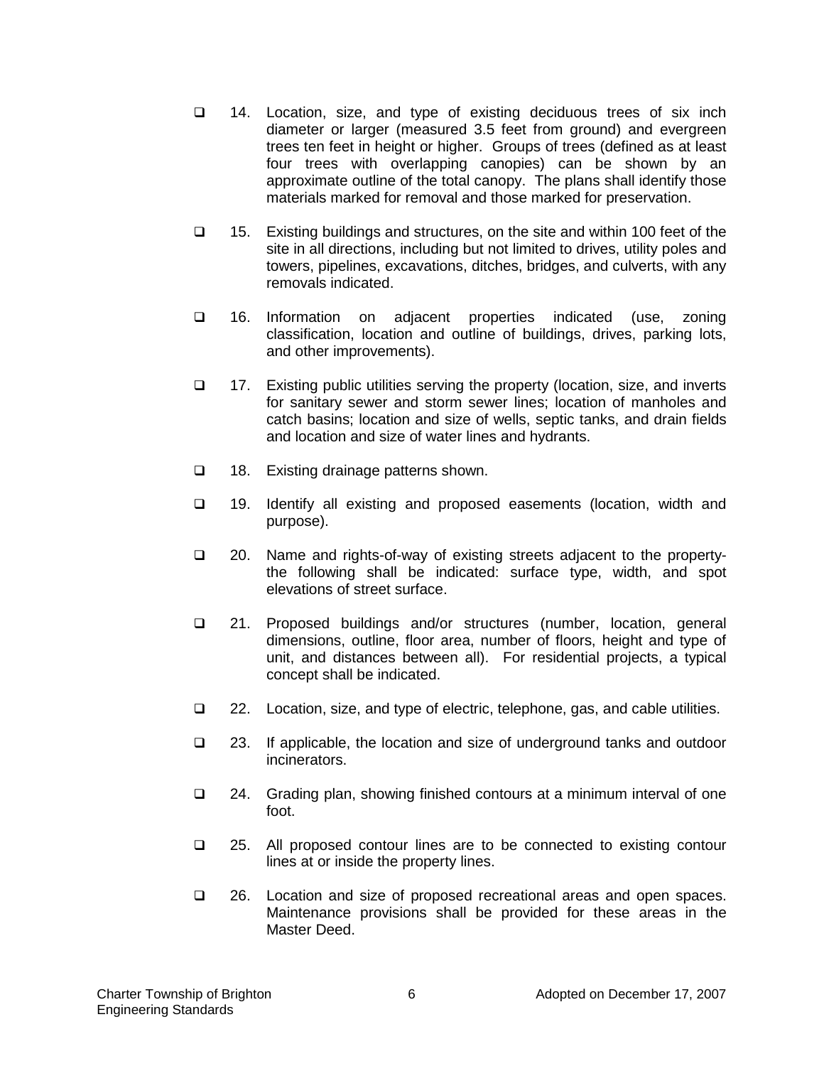- ☐ 14. Location, size, and type of existing deciduous trees of six inch diameter or larger (measured 3.5 feet from ground) and evergreen trees ten feet in height or higher. Groups of trees (defined as at least four trees with overlapping canopies) can be shown by an approximate outline of the total canopy. The plans shall identify those materials marked for removal and those marked for preservation.

- ☐ 15. Existing buildings and structures, on the site and within 100 feet of the site in all directions, including but not limited to drives, utility poles and towers, pipelines, excavations, ditches, bridges, and culverts, with any removals indicated.

- ☐ 16. Information on adjacent properties indicated (use, zoning classification, location and outline of buildings, drives, parking lots, and other improvements).

- ☐ 17. Existing public utilities serving the property (location, size, and inverts for sanitary sewer and storm sewer lines; location of manholes and catch basins; location and size of wells, septic tanks, and drain fields and location and size of water lines and hydrants.

- ☐ 18. Existing drainage patterns shown.

- ☐ 19. Identify all existing and proposed easements (location, width and purpose).

- ☐ 20. Name and rights-of-way of existing streets adjacent to the property- the following shall be indicated: surface type, width, and spot elevations of street surface.

- ☐ 21. Proposed buildings and/or structures (number, location, general dimensions, outline, floor area, number of floors, height and type of unit, and distances between all). For residential projects, a typical concept shall be indicated.

- ☐ 22. Location, size, and type of electric, telephone, gas, and cable utilities.

- ☐ 23. If applicable, the location and size of underground tanks and outdoor incinerators.

- ☐ 24. Grading plan, showing finished contours at a minimum interval of one foot.

- ☐ 25. All proposed contour lines are to be connected to existing contour lines at or inside the property lines.

- ☐ 26. Location and size of proposed recreational areas and open spaces. Maintenance provisions shall be provided for these areas in the Master Deed.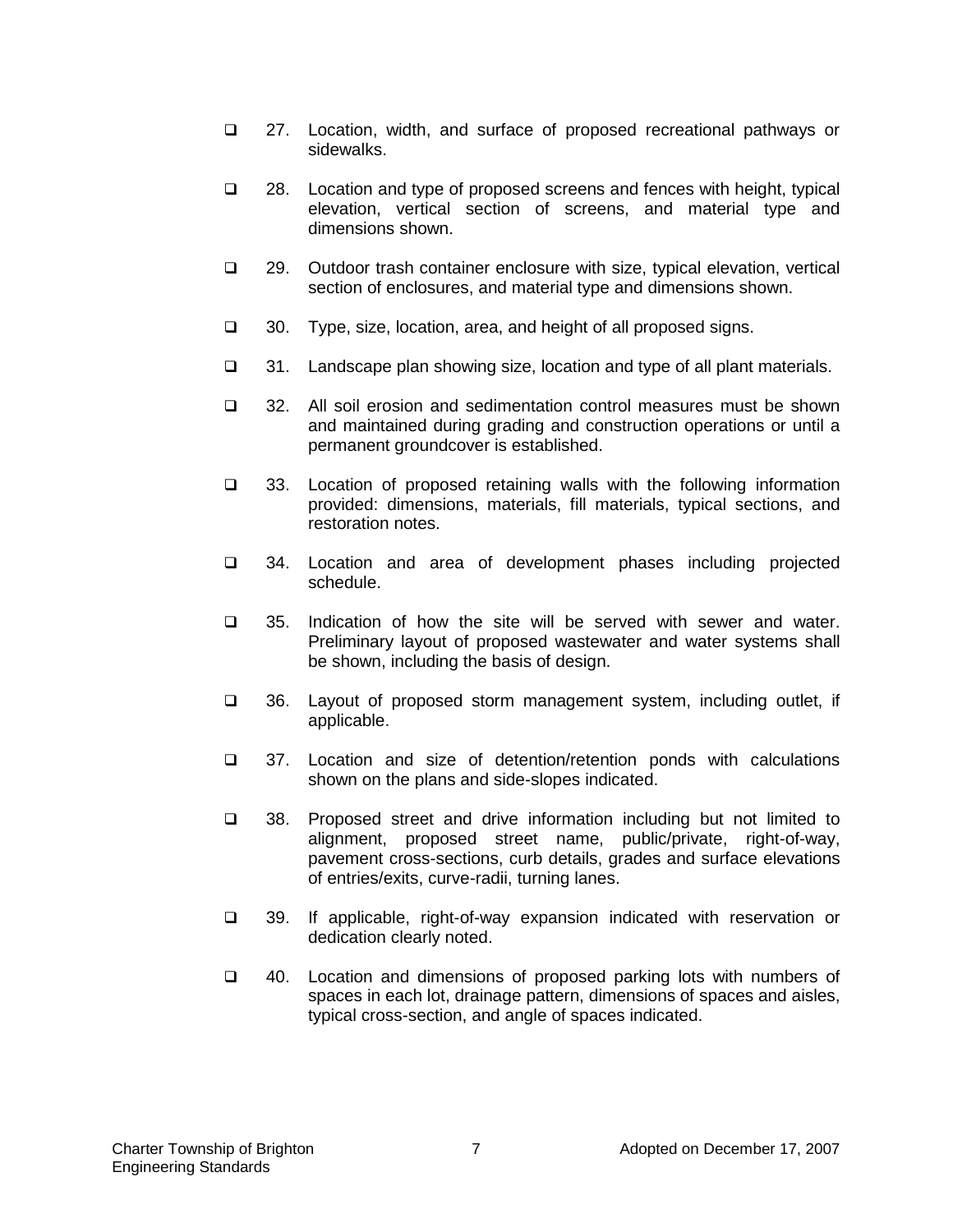- ☐ 27. Location, width, and surface of proposed recreational pathways or sidewalks.

- ☐ 28. Location and type of proposed screens and fences with height, typical elevation, vertical section of screens, and material type and dimensions shown.

- ☐ 29. Outdoor trash container enclosure with size, typical elevation, vertical section of enclosures, and material type and dimensions shown.

- ☐ 30. Type, size, location, area, and height of all proposed signs.

- ☐ 31. Landscape plan showing size, location and type of all plant materials.

- ☐ 32. All soil erosion and sedimentation control measures must be shown and maintained during grading and construction operations or until a permanent groundcover is established.

- ☐ 33. Location of proposed retaining walls with the following information provided: dimensions, materials, fill materials, typical sections, and restoration notes.

- ☐ 34. Location and area of development phases including projected schedule.

- ☐ 35. Indication of how the site will be served with sewer and water. Preliminary layout of proposed wastewater and water systems shall be shown, including the basis of design.

- ☐ 36. Layout of proposed storm management system, including outlet, if applicable.

- ☐ 37. Location and size of detention/retention ponds with calculations shown on the plans and side-slopes indicated.

- ☐ 38. Proposed street and drive information including but not limited to alignment, proposed street name, public/private, right-of-way, pavement cross-sections, curb details, grades and surface elevations of entries/exits, curve-radii, turning lanes.

- ☐ 39. If applicable, right-of-way expansion indicated with reservation or dedication clearly noted.

- ☐ 40. Location and dimensions of proposed parking lots with numbers of spaces in each lot, drainage pattern, dimensions of spaces and aisles, typical cross-section, and angle of spaces indicated.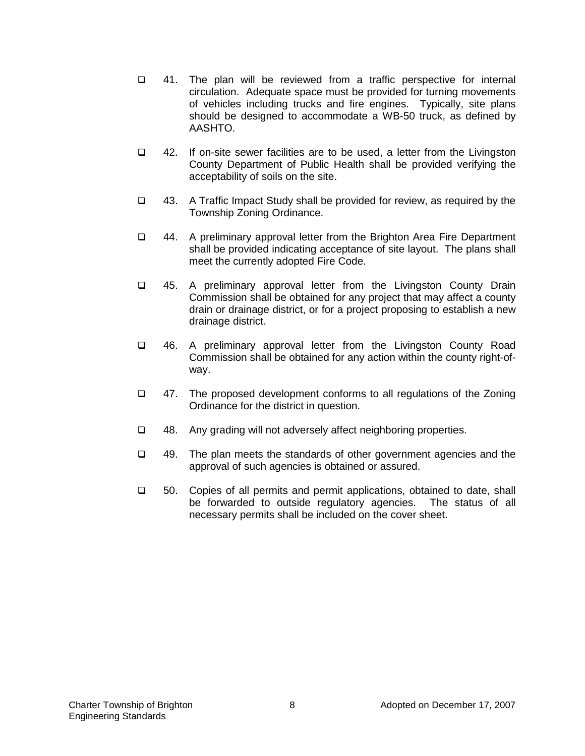- ☐ 41. The plan will be reviewed from a traffic perspective for internal circulation. Adequate space must be provided for turning movements of vehicles including trucks and fire engines. Typically, site plans should be designed to accommodate a WB-50 truck, as defined by AASHTO.

- ☐ 42. If on-site sewer facilities are to be used, a letter from the Livingston County Department of Public Health shall be provided verifying the acceptability of soils on the site.

- ☐ 43. A Traffic Impact Study shall be provided for review, as required by the Township Zoning Ordinance.

- ☐ 44. A preliminary approval letter from the Brighton Area Fire Department shall be provided indicating acceptance of site layout. The plans shall meet the currently adopted Fire Code.

- ☐ 45. A preliminary approval letter from the Livingston County Drain Commission shall be obtained for any project that may affect a county drain or drainage district, or for a project proposing to establish a new drainage district.

- ☐ 46. A preliminary approval letter from the Livingston County Road Commission shall be obtained for any action within the county right-of-way.

- ☐ 47. The proposed development conforms to all regulations of the Zoning Ordinance for the district in question.

- ☐ 48. Any grading will not adversely affect neighboring properties.

- ☐ 49. The plan meets the standards of other government agencies and the approval of such agencies is obtained or assured.

- ☐ 50. Copies of all permits and permit applications, obtained to date, shall be forwarded to outside regulatory agencies. The status of all necessary permits shall be included on the cover sheet.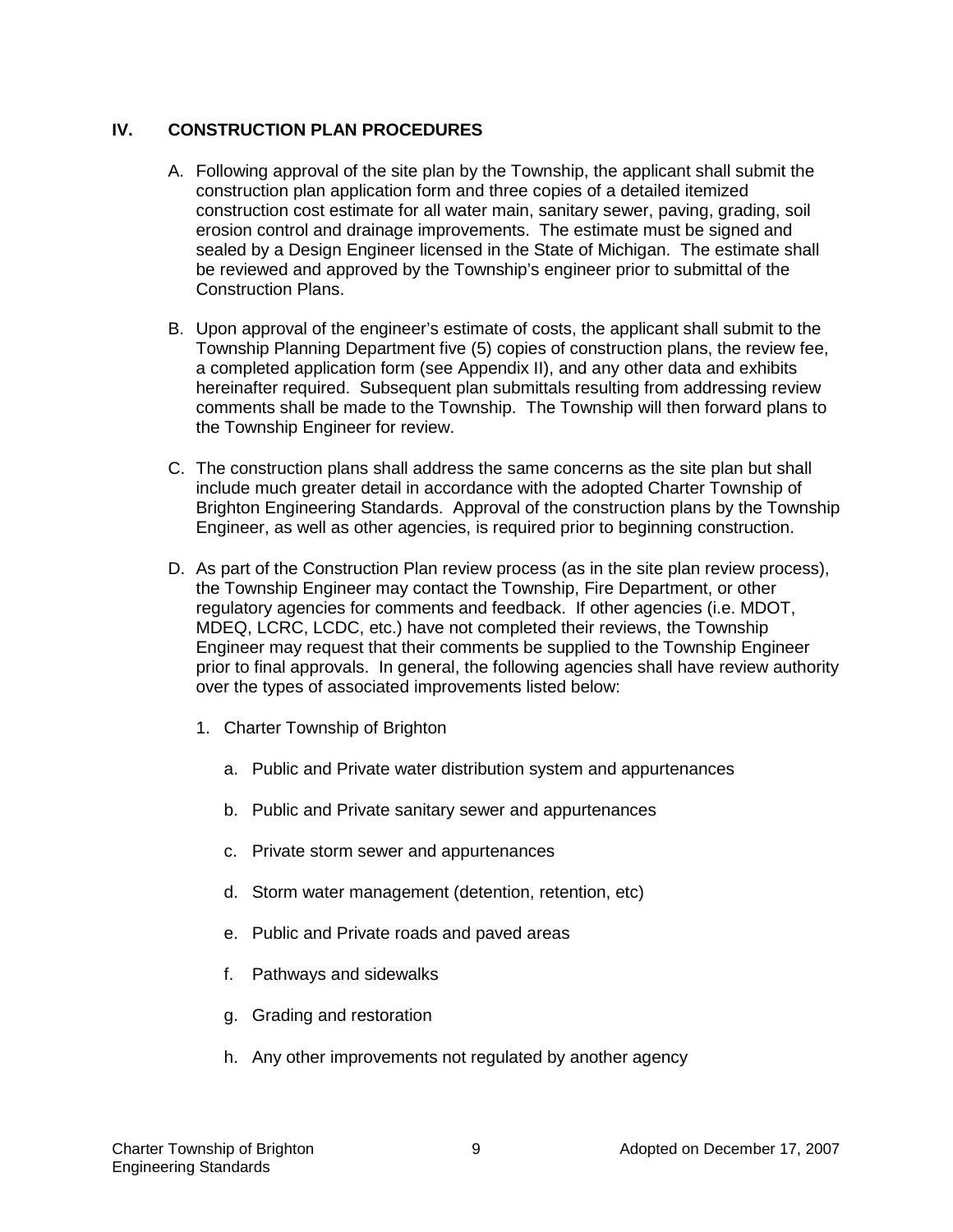## IV. CONSTRUCTION PLAN PROCEDURES

A. Following approval of the site plan by the Township, the applicant shall submit the construction plan application form and three copies of a detailed itemized construction cost estimate for all water main, sanitary sewer, paving, grading, soil erosion control and drainage improvements. The estimate must be signed and sealed by a Design Engineer licensed in the State of Michigan. The estimate shall be reviewed and approved by the Township's engineer prior to submittal of the Construction Plans.

B. Upon approval of the engineer's estimate of costs, the applicant shall submit to the Township Planning Department five (5) copies of construction plans, the review fee, a completed application form (see Appendix II), and any other data and exhibits hereinafter required. Subsequent plan submittals resulting from addressing review comments shall be made to the Township. The Township will then forward plans to the Township Engineer for review.

C. The construction plans shall address the same concerns as the site plan but shall include much greater detail in accordance with the adopted Charter Township of Brighton Engineering Standards. Approval of the construction plans by the Township Engineer, as well as other agencies, is required prior to beginning construction.

D. As part of the Construction Plan review process (as in the site plan review process), the Township Engineer may contact the Township, Fire Department, or other regulatory agencies for comments and feedback. If other agencies (i.e. MDOT, MDEQ, LCRC, LCDC, etc.) have not completed their reviews, the Township Engineer may request that their comments be supplied to the Township Engineer prior to final approvals. In general, the following agencies shall have review authority over the types of associated improvements listed below:

   1. Charter Township of Brighton

      a. Public and Private water distribution system and appurtenances

      b. Public and Private sanitary sewer and appurtenances

      c. Private storm sewer and appurtenances

      d. Storm water management (detention, retention, etc)

      e. Public and Private roads and paved areas

      f. Pathways and sidewalks

      g. Grading and restoration

      h. Any other improvements not regulated by another agency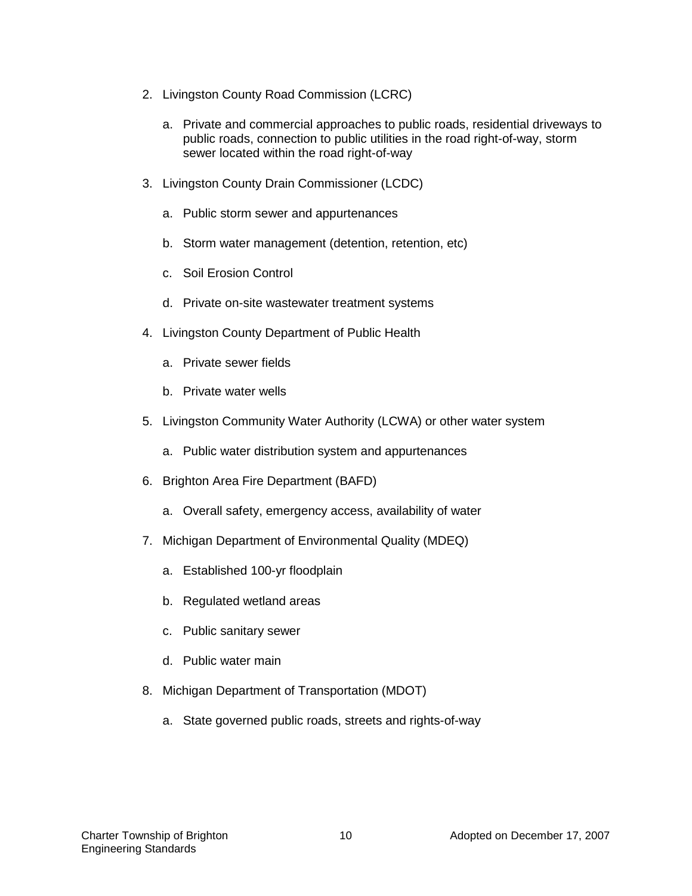2. Livingston County Road Commission (LCRC)

    a. Private and commercial approaches to public roads, residential driveways to public roads, connection to public utilities in the road right-of-way, storm sewer located within the road right-of-way

3. Livingston County Drain Commissioner (LCDC)

    a. Public storm sewer and appurtenances

    b. Storm water management (detention, retention, etc)

    c. Soil Erosion Control

    d. Private on-site wastewater treatment systems

4. Livingston County Department of Public Health

    a. Private sewer fields

    b. Private water wells

5. Livingston Community Water Authority (LCWA) or other water system

    a. Public water distribution system and appurtenances

6. Brighton Area Fire Department (BAFD)

    a. Overall safety, emergency access, availability of water

7. Michigan Department of Environmental Quality (MDEQ)

    a. Established 100-yr floodplain

    b. Regulated wetland areas

    c. Public sanitary sewer

    d. Public water main

8. Michigan Department of Transportation (MDOT)

    a. State governed public roads, streets and rights-of-way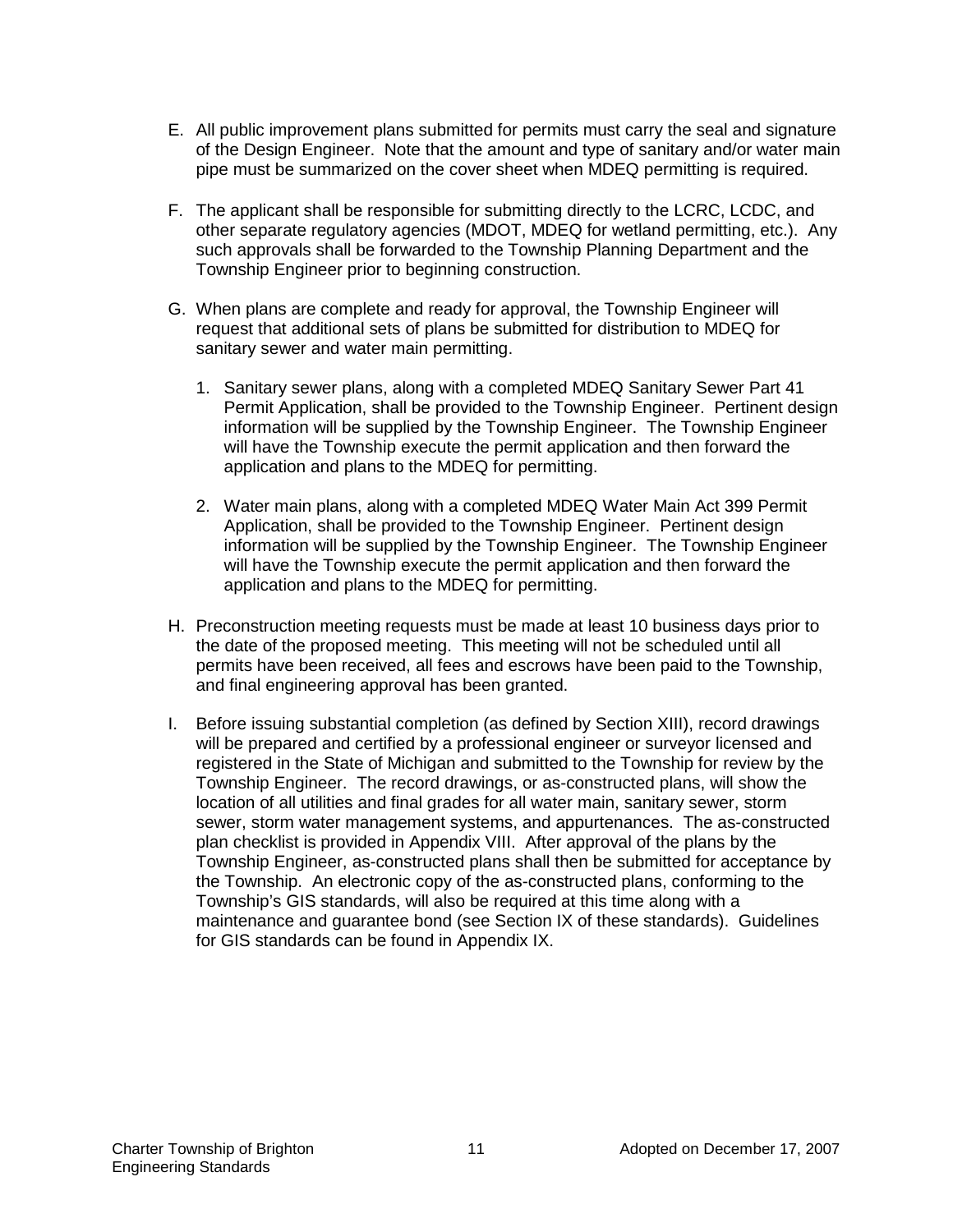E. All public improvement plans submitted for permits must carry the seal and signature of the Design Engineer. Note that the amount and type of sanitary and/or water main pipe must be summarized on the cover sheet when MDEQ permitting is required.

F. The applicant shall be responsible for submitting directly to the LCRC, LCDC, and other separate regulatory agencies (MDOT, MDEQ for wetland permitting, etc.). Any such approvals shall be forwarded to the Township Planning Department and the Township Engineer prior to beginning construction.

G. When plans are complete and ready for approval, the Township Engineer will request that additional sets of plans be submitted for distribution to MDEQ for sanitary sewer and water main permitting.

   1. Sanitary sewer plans, along with a completed MDEQ Sanitary Sewer Part 41 Permit Application, shall be provided to the Township Engineer. Pertinent design information will be supplied by the Township Engineer. The Township Engineer will have the Township execute the permit application and then forward the application and plans to the MDEQ for permitting.

   2. Water main plans, along with a completed MDEQ Water Main Act 399 Permit Application, shall be provided to the Township Engineer. Pertinent design information will be supplied by the Township Engineer. The Township Engineer will have the Township execute the permit application and then forward the application and plans to the MDEQ for permitting.

H. Preconstruction meeting requests must be made at least 10 business days prior to the date of the proposed meeting. This meeting will not be scheduled until all permits have been received, all fees and escrows have been paid to the Township, and final engineering approval has been granted.

I. Before issuing substantial completion (as defined by Section XIII), record drawings will be prepared and certified by a professional engineer or surveyor licensed and registered in the State of Michigan and submitted to the Township for review by the Township Engineer. The record drawings, or as-constructed plans, will show the location of all utilities and final grades for all water main, sanitary sewer, storm sewer, storm water management systems, and appurtenances. The as-constructed plan checklist is provided in Appendix VIII. After approval of the plans by the Township Engineer, as-constructed plans shall then be submitted for acceptance by the Township. An electronic copy of the as-constructed plans, conforming to the Township's GIS standards, will also be required at this time along with a maintenance and guarantee bond (see Section IX of these standards). Guidelines for GIS standards can be found in Appendix IX.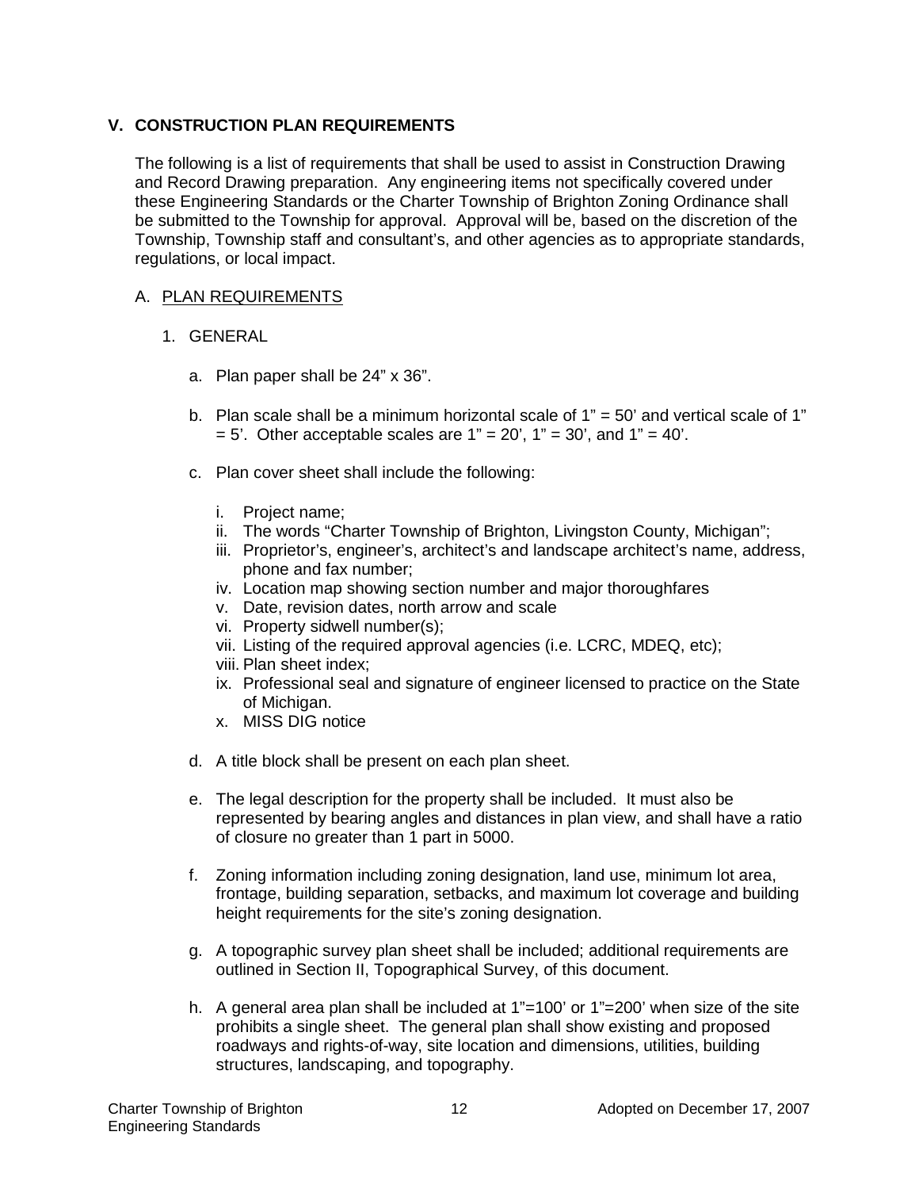## V. CONSTRUCTION PLAN REQUIREMENTS

The following is a list of requirements that shall be used to assist in Construction Drawing and Record Drawing preparation. Any engineering items not specifically covered under these Engineering Standards or the Charter Township of Brighton Zoning Ordinance shall be submitted to the Township for approval. Approval will be, based on the discretion of the Township, Township staff and consultant's, and other agencies as to appropriate standards, regulations, or local impact.

### A. PLAN REQUIREMENTS

1. GENERAL

   a. Plan paper shall be 24" x 36".

   b. Plan scale shall be a minimum horizontal scale of 1" = 50' and vertical scale of 1" = 5'. Other acceptable scales are 1" = 20', 1" = 30', and 1" = 40'.

   c. Plan cover sheet shall include the following:

      i. Project name;
      ii. The words "Charter Township of Brighton, Livingston County, Michigan";
      iii. Proprietor's, engineer's, architect's and landscape architect's name, address, phone and fax number;
      iv. Location map showing section number and major thoroughfares
      v. Date, revision dates, north arrow and scale
      vi. Property sidwell number(s);
      vii. Listing of the required approval agencies (i.e. LCRC, MDEQ, etc);
      viii. Plan sheet index;
      ix. Professional seal and signature of engineer licensed to practice on the State of Michigan.
      x. MISS DIG notice

   d. A title block shall be present on each plan sheet.

   e. The legal description for the property shall be included. It must also be represented by bearing angles and distances in plan view, and shall have a ratio of closure no greater than 1 part in 5000.

   f. Zoning information including zoning designation, land use, minimum lot area, frontage, building separation, setbacks, and maximum lot coverage and building height requirements for the site's zoning designation.

   g. A topographic survey plan sheet shall be included; additional requirements are outlined in Section II, Topographical Survey, of this document.

   h. A general area plan shall be included at 1"=100' or 1"=200' when size of the site prohibits a single sheet. The general plan shall show existing and proposed roadways and rights-of-way, site location and dimensions, utilities, building structures, landscaping, and topography.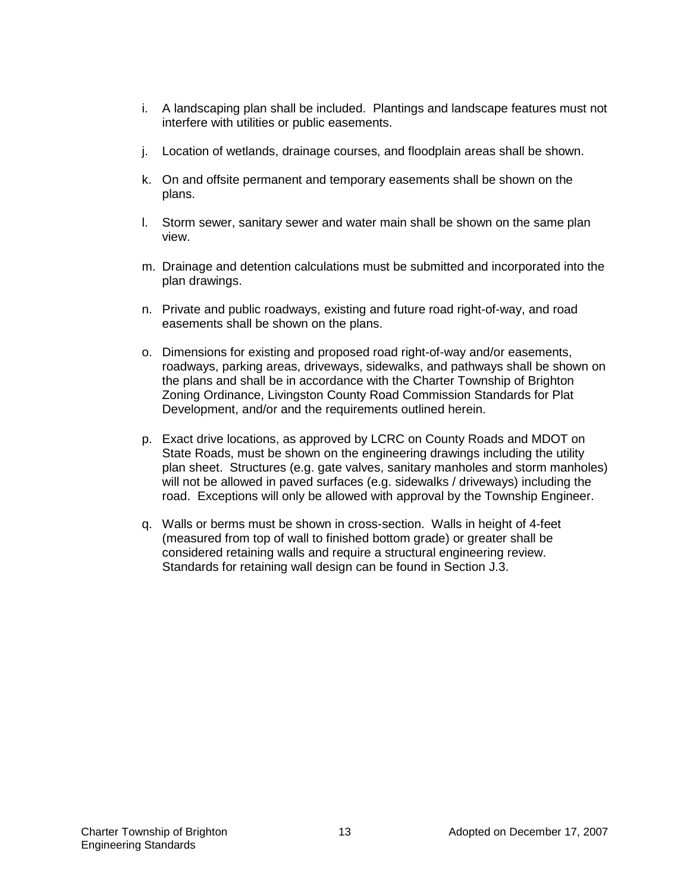i. A landscaping plan shall be included. Plantings and landscape features must not interfere with utilities or public easements.

j. Location of wetlands, drainage courses, and floodplain areas shall be shown.

k. On and offsite permanent and temporary easements shall be shown on the plans.

l. Storm sewer, sanitary sewer and water main shall be shown on the same plan view.

m. Drainage and detention calculations must be submitted and incorporated into the plan drawings.

n. Private and public roadways, existing and future road right-of-way, and road easements shall be shown on the plans.

o. Dimensions for existing and proposed road right-of-way and/or easements, roadways, parking areas, driveways, sidewalks, and pathways shall be shown on the plans and shall be in accordance with the Charter Township of Brighton Zoning Ordinance, Livingston County Road Commission Standards for Plat Development, and/or and the requirements outlined herein.

p. Exact drive locations, as approved by LCRC on County Roads and MDOT on State Roads, must be shown on the engineering drawings including the utility plan sheet. Structures (e.g. gate valves, sanitary manholes and storm manholes) will not be allowed in paved surfaces (e.g. sidewalks / driveways) including the road. Exceptions will only be allowed with approval by the Township Engineer.

q. Walls or berms must be shown in cross-section. Walls in height of 4-feet (measured from top of wall to finished bottom grade) or greater shall be considered retaining walls and require a structural engineering review. Standards for retaining wall design can be found in Section J.3.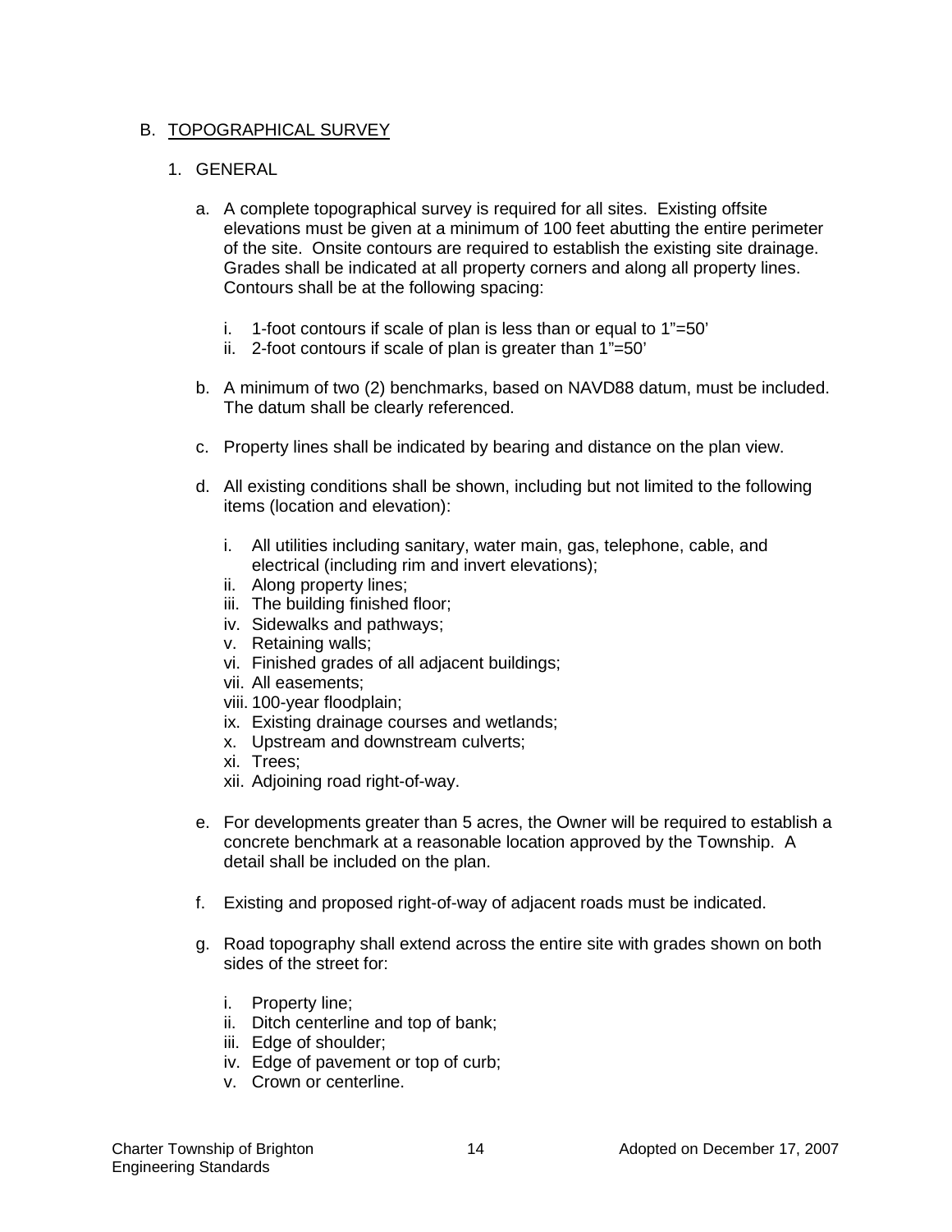## B. TOPOGRAPHICAL SURVEY

### 1. GENERAL

a. A complete topographical survey is required for all sites. Existing offsite elevations must be given at a minimum of 100 feet abutting the entire perimeter of the site. Onsite contours are required to establish the existing site drainage. Grades shall be indicated at all property corners and along all property lines. Contours shall be at the following spacing:

   i. 1-foot contours if scale of plan is less than or equal to 1"=50'
   ii. 2-foot contours if scale of plan is greater than 1"=50'

b. A minimum of two (2) benchmarks, based on NAVD88 datum, must be included. The datum shall be clearly referenced.

c. Property lines shall be indicated by bearing and distance on the plan view.

d. All existing conditions shall be shown, including but not limited to the following items (location and elevation):

   i. All utilities including sanitary, water main, gas, telephone, cable, and electrical (including rim and invert elevations);
   ii. Along property lines;
   iii. The building finished floor;
   iv. Sidewalks and pathways;
   v. Retaining walls;
   vi. Finished grades of all adjacent buildings;
   vii. All easements;
   viii. 100-year floodplain;
   ix. Existing drainage courses and wetlands;
   x. Upstream and downstream culverts;
   xi. Trees;
   xii. Adjoining road right-of-way.

e. For developments greater than 5 acres, the Owner will be required to establish a concrete benchmark at a reasonable location approved by the Township. A detail shall be included on the plan.

f. Existing and proposed right-of-way of adjacent roads must be indicated.

g. Road topography shall extend across the entire site with grades shown on both sides of the street for:

   i. Property line;
   ii. Ditch centerline and top of bank;
   iii. Edge of shoulder;
   iv. Edge of pavement or top of curb;
   v. Crown or centerline.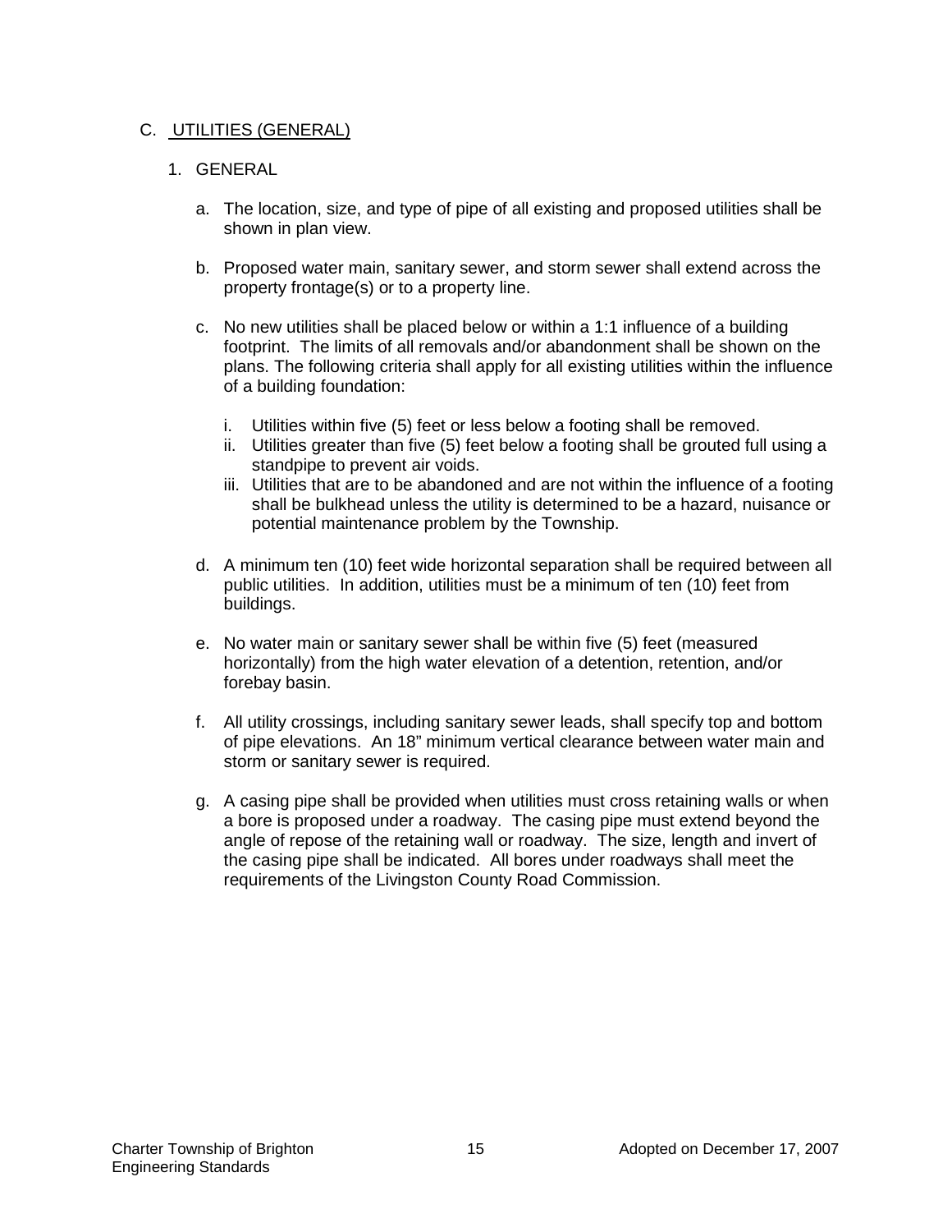## C. UTILITIES (GENERAL)

### 1. GENERAL

a. The location, size, and type of pipe of all existing and proposed utilities shall be shown in plan view.

b. Proposed water main, sanitary sewer, and storm sewer shall extend across the property frontage(s) or to a property line.

c. No new utilities shall be placed below or within a 1:1 influence of a building footprint. The limits of all removals and/or abandonment shall be shown on the plans. The following criteria shall apply for all existing utilities within the influence of a building foundation:

   i. Utilities within five (5) feet or less below a footing shall be removed.
   ii. Utilities greater than five (5) feet below a footing shall be grouted full using a standpipe to prevent air voids.
   iii. Utilities that are to be abandoned and are not within the influence of a footing shall be bulkhead unless the utility is determined to be a hazard, nuisance or potential maintenance problem by the Township.

d. A minimum ten (10) feet wide horizontal separation shall be required between all public utilities. In addition, utilities must be a minimum of ten (10) feet from buildings.

e. No water main or sanitary sewer shall be within five (5) feet (measured horizontally) from the high water elevation of a detention, retention, and/or forebay basin.

f. All utility crossings, including sanitary sewer leads, shall specify top and bottom of pipe elevations. An 18" minimum vertical clearance between water main and storm or sanitary sewer is required.

g. A casing pipe shall be provided when utilities must cross retaining walls or when a bore is proposed under a roadway. The casing pipe must extend beyond the angle of repose of the retaining wall or roadway. The size, length and invert of the casing pipe shall be indicated. All bores under roadways shall meet the requirements of the Livingston County Road Commission.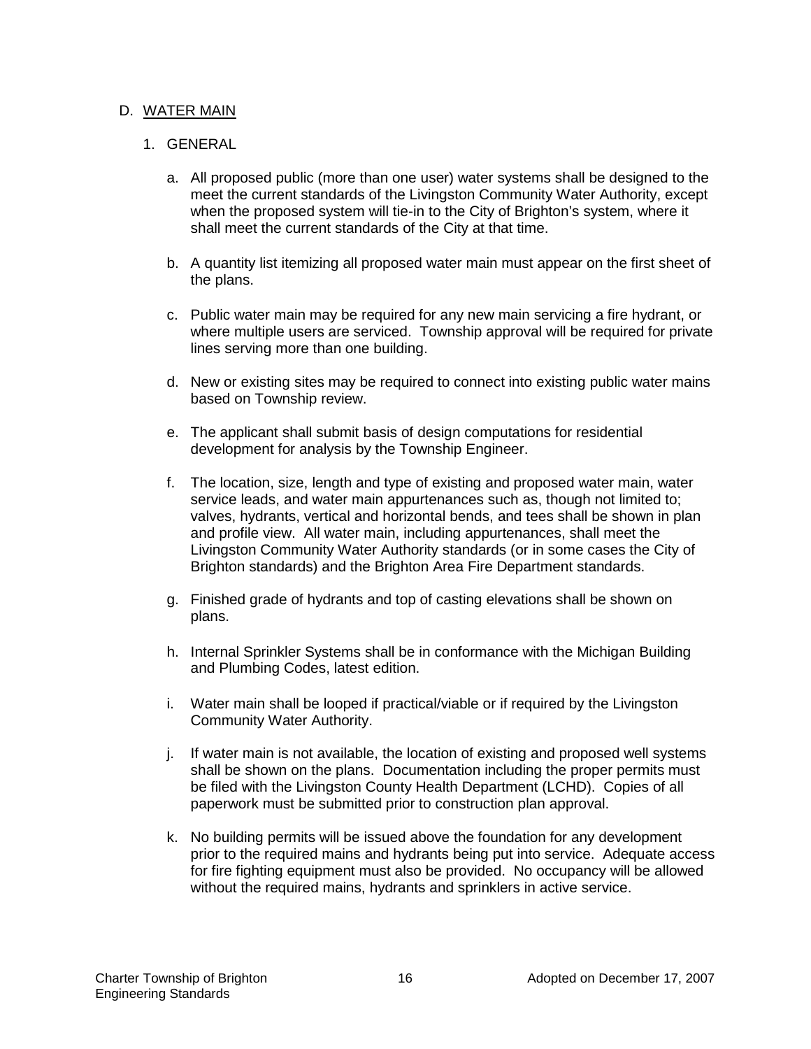## D. WATER MAIN

### 1. GENERAL

a. All proposed public (more than one user) water systems shall be designed to the meet the current standards of the Livingston Community Water Authority, except when the proposed system will tie-in to the City of Brighton's system, where it shall meet the current standards of the City at that time.

b. A quantity list itemizing all proposed water main must appear on the first sheet of the plans.

c. Public water main may be required for any new main servicing a fire hydrant, or where multiple users are serviced. Township approval will be required for private lines serving more than one building.

d. New or existing sites may be required to connect into existing public water mains based on Township review.

e. The applicant shall submit basis of design computations for residential development for analysis by the Township Engineer.

f. The location, size, length and type of existing and proposed water main, water service leads, and water main appurtenances such as, though not limited to; valves, hydrants, vertical and horizontal bends, and tees shall be shown in plan and profile view. All water main, including appurtenances, shall meet the Livingston Community Water Authority standards (or in some cases the City of Brighton standards) and the Brighton Area Fire Department standards.

g. Finished grade of hydrants and top of casting elevations shall be shown on plans.

h. Internal Sprinkler Systems shall be in conformance with the Michigan Building and Plumbing Codes, latest edition.

i. Water main shall be looped if practical/viable or if required by the Livingston Community Water Authority.

j. If water main is not available, the location of existing and proposed well systems shall be shown on the plans. Documentation including the proper permits must be filed with the Livingston County Health Department (LCHD). Copies of all paperwork must be submitted prior to construction plan approval.

k. No building permits will be issued above the foundation for any development prior to the required mains and hydrants being put into service. Adequate access for fire fighting equipment must also be provided. No occupancy will be allowed without the required mains, hydrants and sprinklers in active service.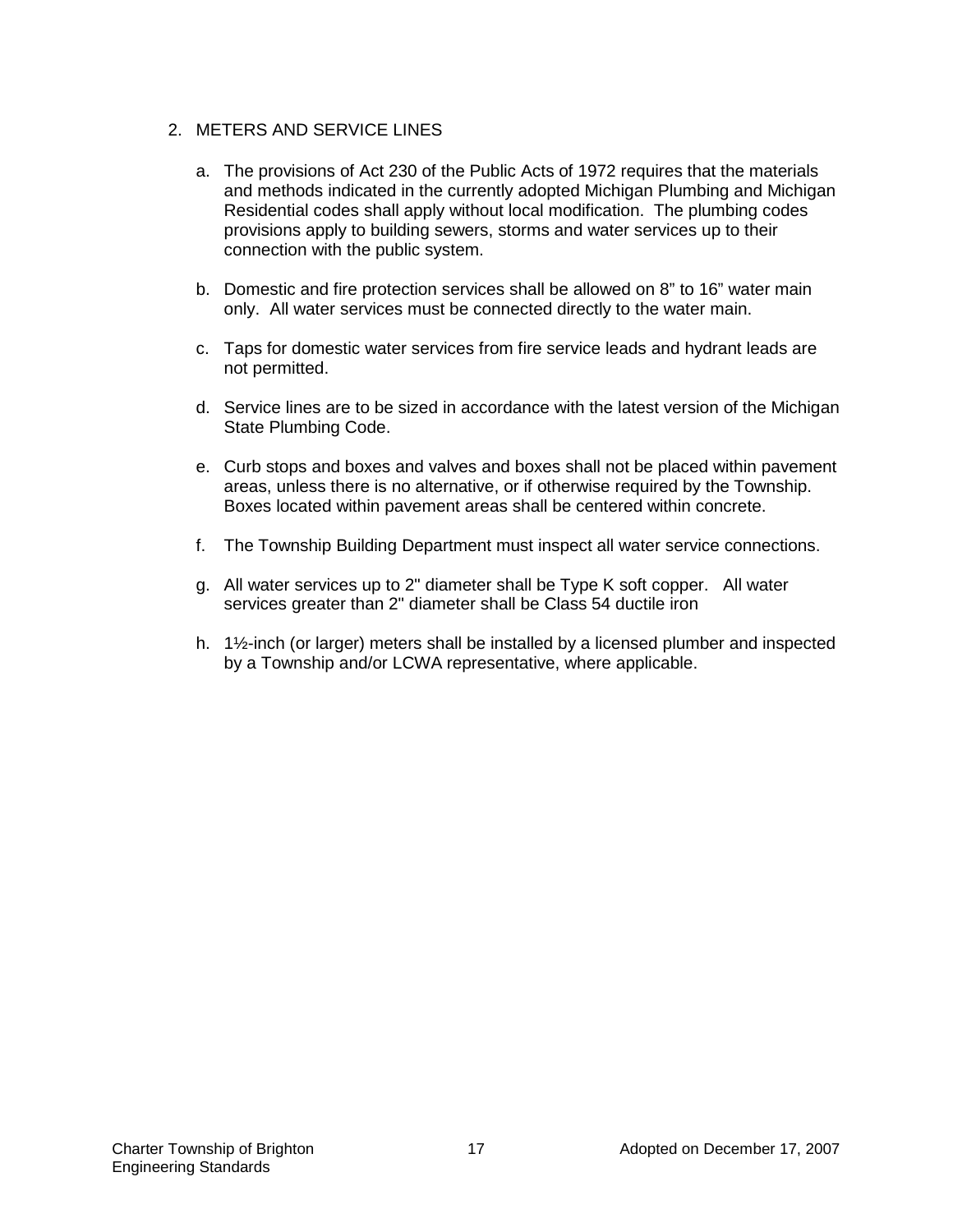2. METERS AND SERVICE LINES

   a. The provisions of Act 230 of the Public Acts of 1972 requires that the materials and methods indicated in the currently adopted Michigan Plumbing and Michigan Residential codes shall apply without local modification. The plumbing codes provisions apply to building sewers, storms and water services up to their connection with the public system.

   b. Domestic and fire protection services shall be allowed on 8" to 16" water main only. All water services must be connected directly to the water main.

   c. Taps for domestic water services from fire service leads and hydrant leads are not permitted.

   d. Service lines are to be sized in accordance with the latest version of the Michigan State Plumbing Code.

   e. Curb stops and boxes and valves and boxes shall not be placed within pavement areas, unless there is no alternative, or if otherwise required by the Township. Boxes located within pavement areas shall be centered within concrete.

   f. The Township Building Department must inspect all water service connections.

   g. All water services up to 2" diameter shall be Type K soft copper. All water services greater than 2" diameter shall be Class 54 ductile iron

   h. 1½-inch (or larger) meters shall be installed by a licensed plumber and inspected by a Township and/or LCWA representative, where applicable.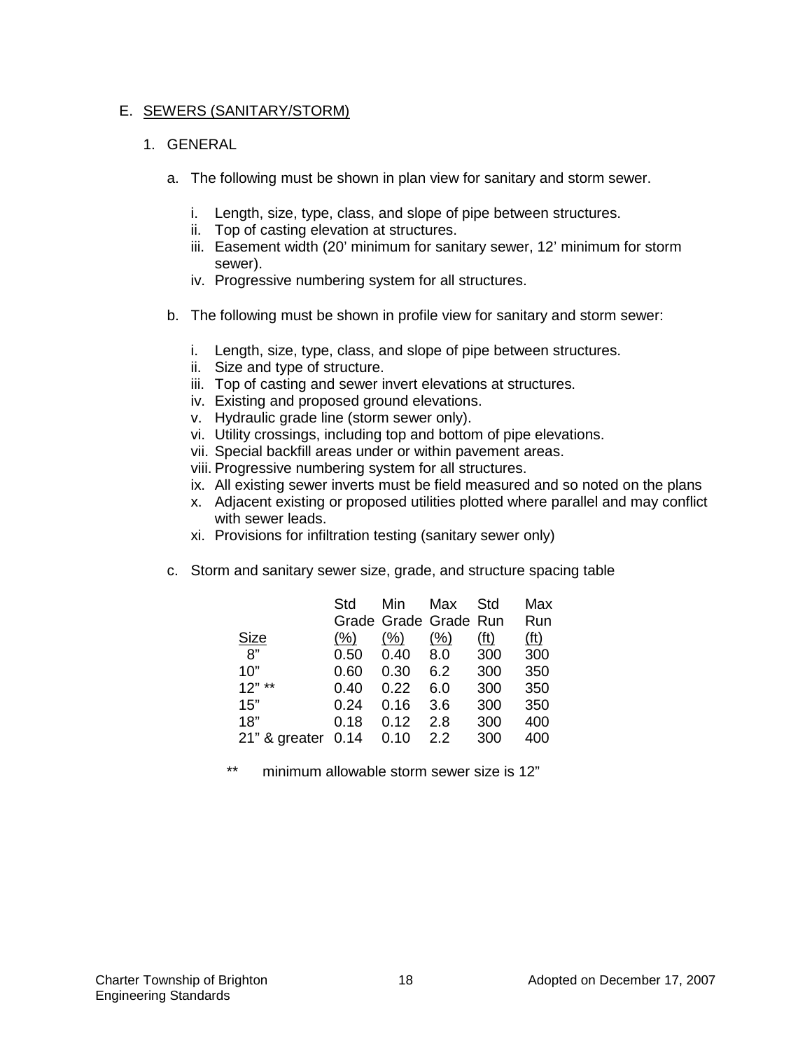## E. SEWERS (SANITARY/STORM)

### 1. GENERAL

a. The following must be shown in plan view for sanitary and storm sewer.

   i. Length, size, type, class, and slope of pipe between structures.
   ii. Top of casting elevation at structures.
   iii. Easement width (20' minimum for sanitary sewer, 12' minimum for storm sewer).
   iv. Progressive numbering system for all structures.

b. The following must be shown in profile view for sanitary and storm sewer:

   i. Length, size, type, class, and slope of pipe between structures.
   ii. Size and type of structure.
   iii. Top of casting and sewer invert elevations at structures.
   iv. Existing and proposed ground elevations.
   v. Hydraulic grade line (storm sewer only).
   vi. Utility crossings, including top and bottom of pipe elevations.
   vii. Special backfill areas under or within pavement areas.
   viii. Progressive numbering system for all structures.
   ix. All existing sewer inverts must be field measured and so noted on the plans
   x. Adjacent existing or proposed utilities plotted where parallel and may conflict with sewer leads.
   xi. Provisions for infiltration testing (sanitary sewer only)

c. Storm and sanitary sewer size, grade, and structure spacing table

| Size | Std Grade (%) | Min Grade (%) | Max Grade (%) | Std Run (ft) | Max Run (ft) |
|---|---|---|---|---|---|
| 8" | 0.50 | 0.40 | 8.0 | 300 | 300 |
| 10" | 0.60 | 0.30 | 6.2 | 300 | 350 |
| 12" ** | 0.40 | 0.22 | 6.0 | 300 | 350 |
| 15" | 0.24 | 0.16 | 3.6 | 300 | 350 |
| 18" | 0.18 | 0.12 | 2.8 | 300 | 400 |
| 21" & greater | 0.14 | 0.10 | 2.2 | 300 | 400 |

** minimum allowable storm sewer size is 12"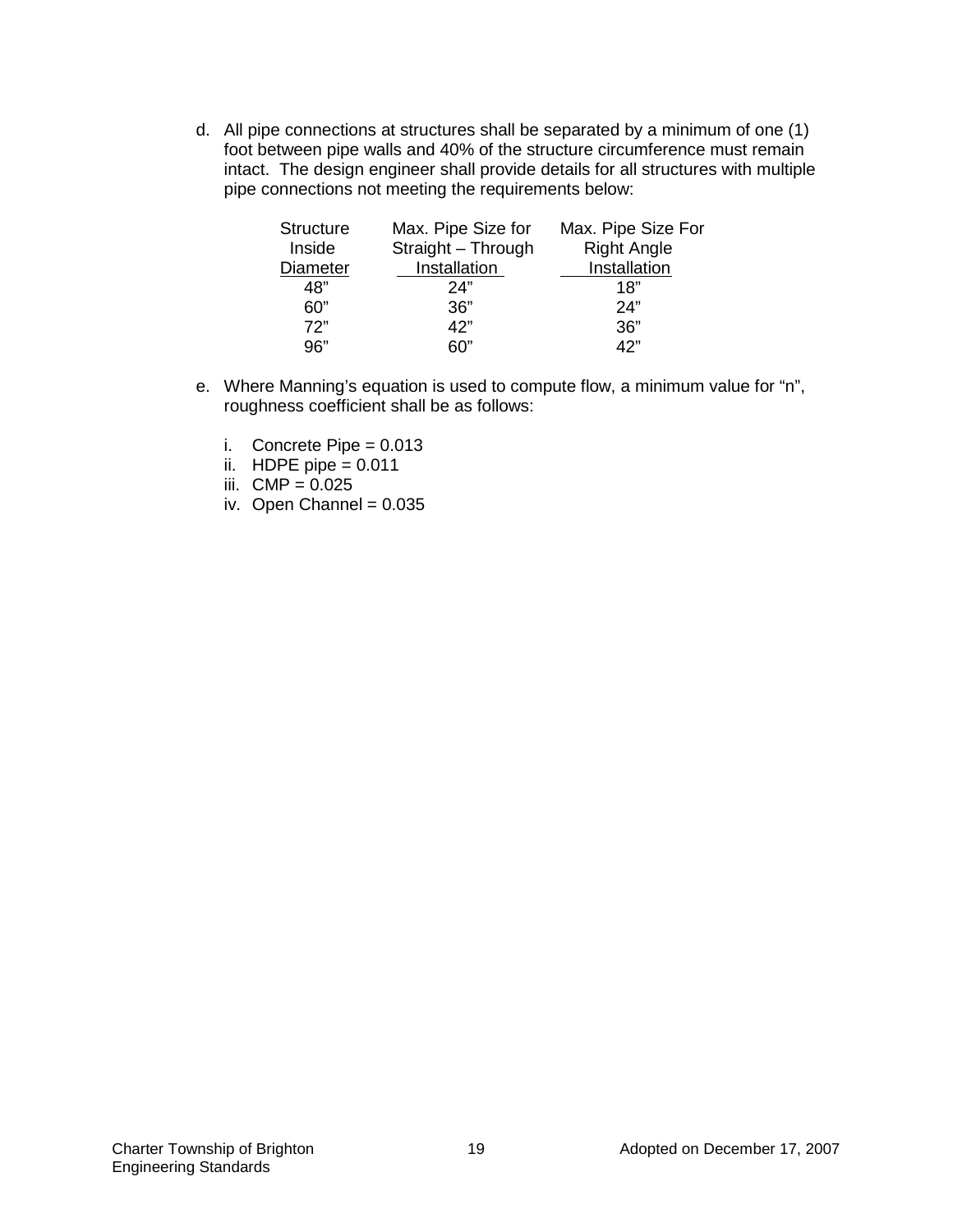d. All pipe connections at structures shall be separated by a minimum of one (1) foot between pipe walls and 40% of the structure circumference must remain intact. The design engineer shall provide details for all structures with multiple pipe connections not meeting the requirements below:

| Structure Inside Diameter | Max. Pipe Size for Straight – Through Installation | Max. Pipe Size For Right Angle Installation |
|---|---|---|
| 48" | 24" | 18" |
| 60" | 36" | 24" |
| 72" | 42" | 36" |
| 96" | 60" | 42" |

e. Where Manning's equation is used to compute flow, a minimum value for "n", roughness coefficient shall be as follows:

   i. Concrete Pipe = 0.013
   ii. HDPE pipe = 0.011
   iii. CMP = 0.025
   iv. Open Channel = 0.035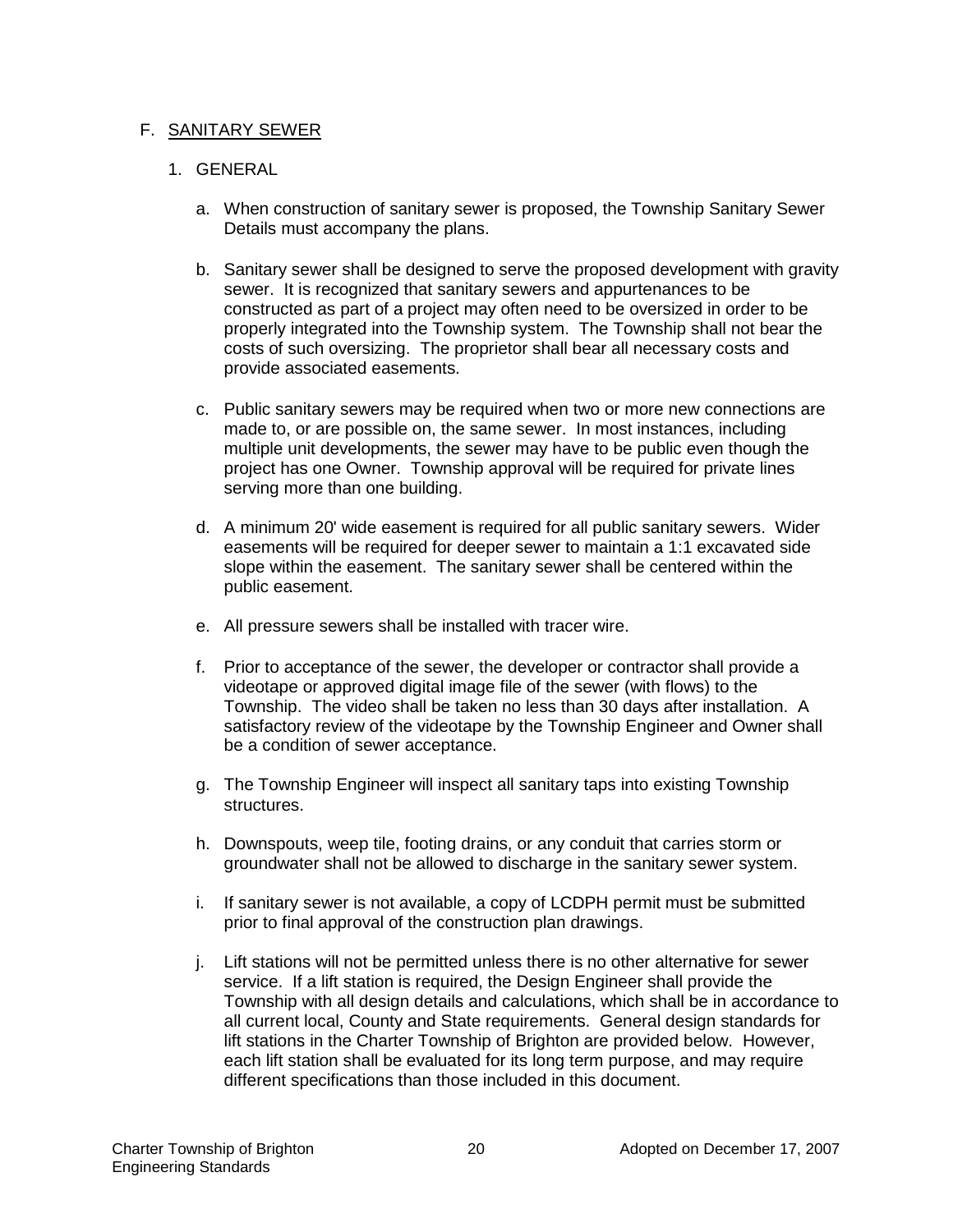## F. SANITARY SEWER

### 1. GENERAL

a. When construction of sanitary sewer is proposed, the Township Sanitary Sewer Details must accompany the plans.

b. Sanitary sewer shall be designed to serve the proposed development with gravity sewer. It is recognized that sanitary sewers and appurtenances to be constructed as part of a project may often need to be oversized in order to be properly integrated into the Township system. The Township shall not bear the costs of such oversizing. The proprietor shall bear all necessary costs and provide associated easements.

c. Public sanitary sewers may be required when two or more new connections are made to, or are possible on, the same sewer. In most instances, including multiple unit developments, the sewer may have to be public even though the project has one Owner. Township approval will be required for private lines serving more than one building.

d. A minimum 20' wide easement is required for all public sanitary sewers. Wider easements will be required for deeper sewer to maintain a 1:1 excavated side slope within the easement. The sanitary sewer shall be centered within the public easement.

e. All pressure sewers shall be installed with tracer wire.

f. Prior to acceptance of the sewer, the developer or contractor shall provide a videotape or approved digital image file of the sewer (with flows) to the Township. The video shall be taken no less than 30 days after installation. A satisfactory review of the videotape by the Township Engineer and Owner shall be a condition of sewer acceptance.

g. The Township Engineer will inspect all sanitary taps into existing Township structures.

h. Downspouts, weep tile, footing drains, or any conduit that carries storm or groundwater shall not be allowed to discharge in the sanitary sewer system.

i. If sanitary sewer is not available, a copy of LCDPH permit must be submitted prior to final approval of the construction plan drawings.

j. Lift stations will not be permitted unless there is no other alternative for sewer service. If a lift station is required, the Design Engineer shall provide the Township with all design details and calculations, which shall be in accordance to all current local, County and State requirements. General design standards for lift stations in the Charter Township of Brighton are provided below. However, each lift station shall be evaluated for its long term purpose, and may require different specifications than those included in this document.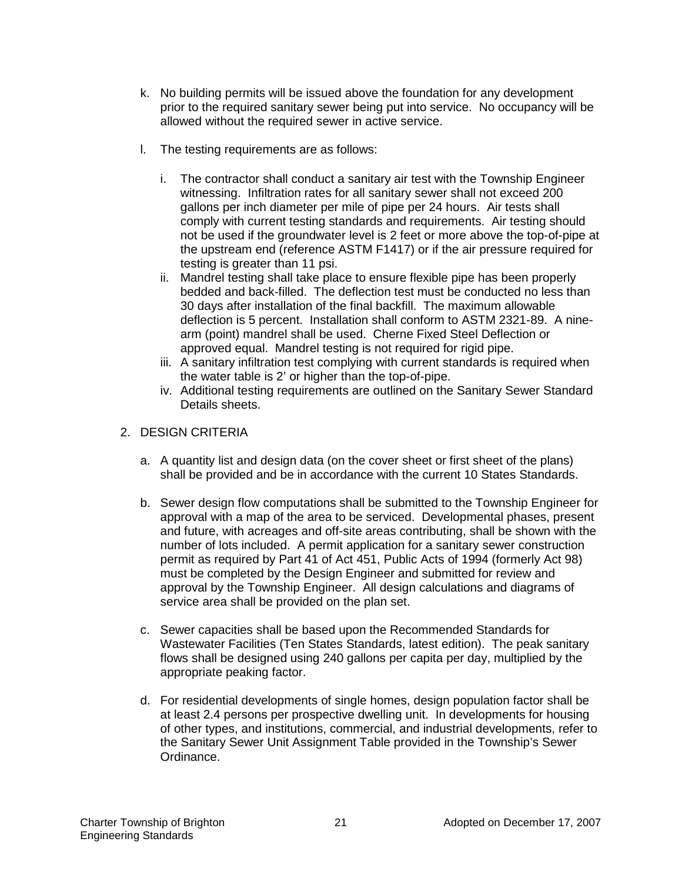k. No building permits will be issued above the foundation for any development prior to the required sanitary sewer being put into service. No occupancy will be allowed without the required sewer in active service.

l. The testing requirements are as follows:

   i. The contractor shall conduct a sanitary air test with the Township Engineer witnessing. Infiltration rates for all sanitary sewer shall not exceed 200 gallons per inch diameter per mile of pipe per 24 hours. Air tests shall comply with current testing standards and requirements. Air testing should not be used if the groundwater level is 2 feet or more above the top-of-pipe at the upstream end (reference ASTM F1417) or if the air pressure required for testing is greater than 11 psi.
   ii. Mandrel testing shall take place to ensure flexible pipe has been properly bedded and back-filled. The deflection test must be conducted no less than 30 days after installation of the final backfill. The maximum allowable deflection is 5 percent. Installation shall conform to ASTM 2321-89. A nine-arm (point) mandrel shall be used. Cherne Fixed Steel Deflection or approved equal. Mandrel testing is not required for rigid pipe.
   iii. A sanitary infiltration test complying with current standards is required when the water table is 2' or higher than the top-of-pipe.
   iv. Additional testing requirements are outlined on the Sanitary Sewer Standard Details sheets.

2. DESIGN CRITERIA

   a. A quantity list and design data (on the cover sheet or first sheet of the plans) shall be provided and be in accordance with the current 10 States Standards.

   b. Sewer design flow computations shall be submitted to the Township Engineer for approval with a map of the area to be serviced. Developmental phases, present and future, with acreages and off-site areas contributing, shall be shown with the number of lots included. A permit application for a sanitary sewer construction permit as required by Part 41 of Act 451, Public Acts of 1994 (formerly Act 98) must be completed by the Design Engineer and submitted for review and approval by the Township Engineer. All design calculations and diagrams of service area shall be provided on the plan set.

   c. Sewer capacities shall be based upon the Recommended Standards for Wastewater Facilities (Ten States Standards, latest edition). The peak sanitary flows shall be designed using 240 gallons per capita per day, multiplied by the appropriate peaking factor.

   d. For residential developments of single homes, design population factor shall be at least 2.4 persons per prospective dwelling unit. In developments for housing of other types, and institutions, commercial, and industrial developments, refer to the Sanitary Sewer Unit Assignment Table provided in the Township's Sewer Ordinance.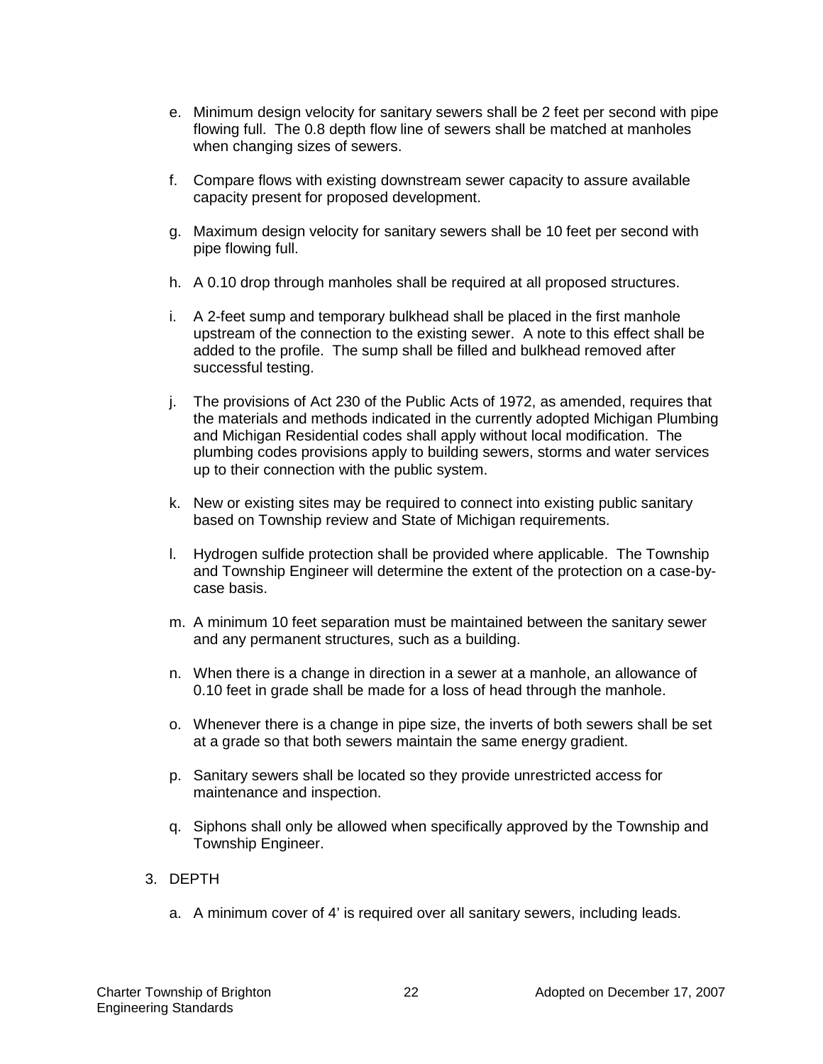e. Minimum design velocity for sanitary sewers shall be 2 feet per second with pipe flowing full. The 0.8 depth flow line of sewers shall be matched at manholes when changing sizes of sewers.

f. Compare flows with existing downstream sewer capacity to assure available capacity present for proposed development.

g. Maximum design velocity for sanitary sewers shall be 10 feet per second with pipe flowing full.

h. A 0.10 drop through manholes shall be required at all proposed structures.

i. A 2-feet sump and temporary bulkhead shall be placed in the first manhole upstream of the connection to the existing sewer. A note to this effect shall be added to the profile. The sump shall be filled and bulkhead removed after successful testing.

j. The provisions of Act 230 of the Public Acts of 1972, as amended, requires that the materials and methods indicated in the currently adopted Michigan Plumbing and Michigan Residential codes shall apply without local modification. The plumbing codes provisions apply to building sewers, storms and water services up to their connection with the public system.

k. New or existing sites may be required to connect into existing public sanitary based on Township review and State of Michigan requirements.

l. Hydrogen sulfide protection shall be provided where applicable. The Township and Township Engineer will determine the extent of the protection on a case-by-case basis.

m. A minimum 10 feet separation must be maintained between the sanitary sewer and any permanent structures, such as a building.

n. When there is a change in direction in a sewer at a manhole, an allowance of 0.10 feet in grade shall be made for a loss of head through the manhole.

o. Whenever there is a change in pipe size, the inverts of both sewers shall be set at a grade so that both sewers maintain the same energy gradient.

p. Sanitary sewers shall be located so they provide unrestricted access for maintenance and inspection.

q. Siphons shall only be allowed when specifically approved by the Township and Township Engineer.

3. DEPTH

   a. A minimum cover of 4’ is required over all sanitary sewers, including leads.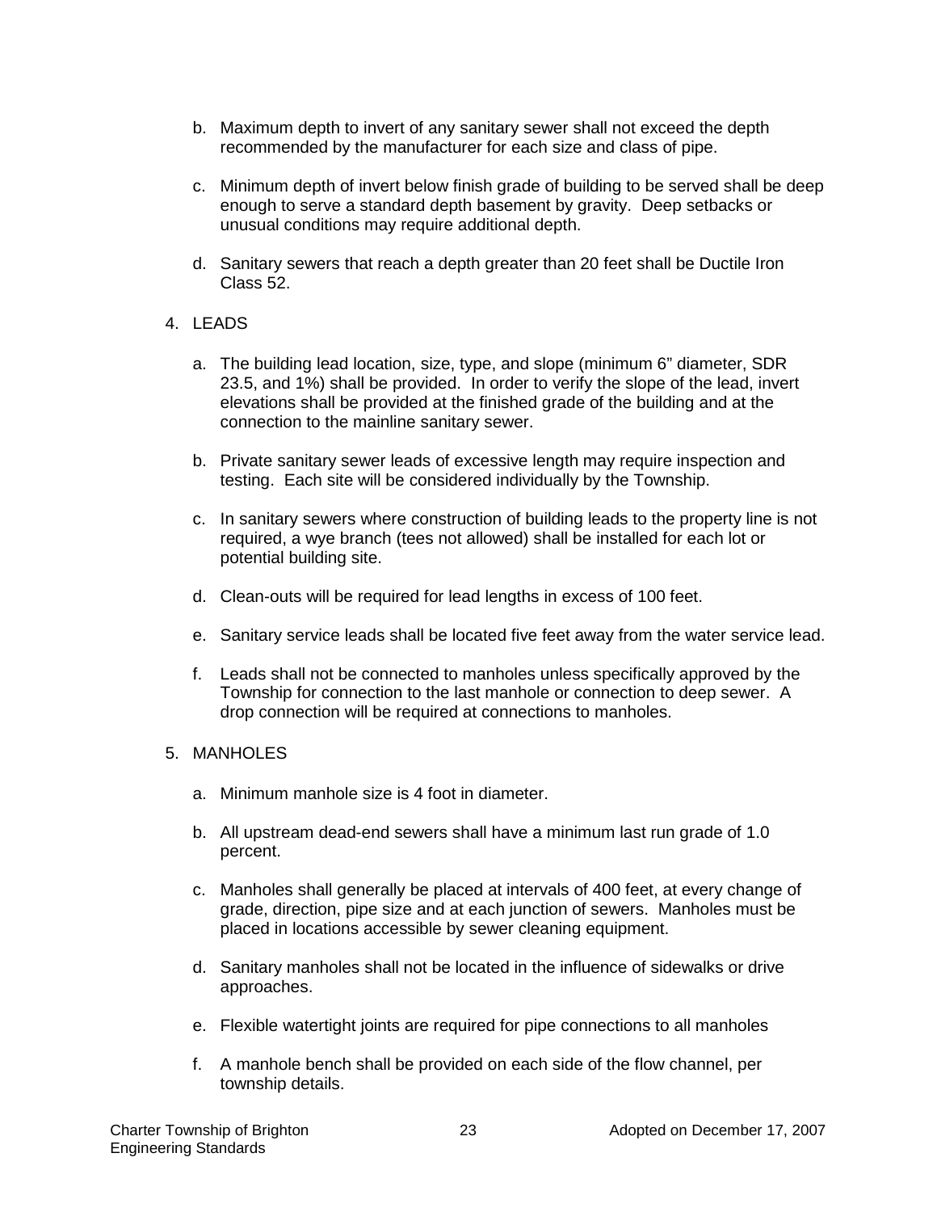b. Maximum depth to invert of any sanitary sewer shall not exceed the depth recommended by the manufacturer for each size and class of pipe.

c. Minimum depth of invert below finish grade of building to be served shall be deep enough to serve a standard depth basement by gravity. Deep setbacks or unusual conditions may require additional depth.

d. Sanitary sewers that reach a depth greater than 20 feet shall be Ductile Iron Class 52.

4. LEADS

a. The building lead location, size, type, and slope (minimum 6" diameter, SDR 23.5, and 1%) shall be provided. In order to verify the slope of the lead, invert elevations shall be provided at the finished grade of the building and at the connection to the mainline sanitary sewer.

b. Private sanitary sewer leads of excessive length may require inspection and testing. Each site will be considered individually by the Township.

c. In sanitary sewers where construction of building leads to the property line is not required, a wye branch (tees not allowed) shall be installed for each lot or potential building site.

d. Clean-outs will be required for lead lengths in excess of 100 feet.

e. Sanitary service leads shall be located five feet away from the water service lead.

f. Leads shall not be connected to manholes unless specifically approved by the Township for connection to the last manhole or connection to deep sewer. A drop connection will be required at connections to manholes.

5. MANHOLES

a. Minimum manhole size is 4 foot in diameter.

b. All upstream dead-end sewers shall have a minimum last run grade of 1.0 percent.

c. Manholes shall generally be placed at intervals of 400 feet, at every change of grade, direction, pipe size and at each junction of sewers. Manholes must be placed in locations accessible by sewer cleaning equipment.

d. Sanitary manholes shall not be located in the influence of sidewalks or drive approaches.

e. Flexible watertight joints are required for pipe connections to all manholes

f. A manhole bench shall be provided on each side of the flow channel, per township details.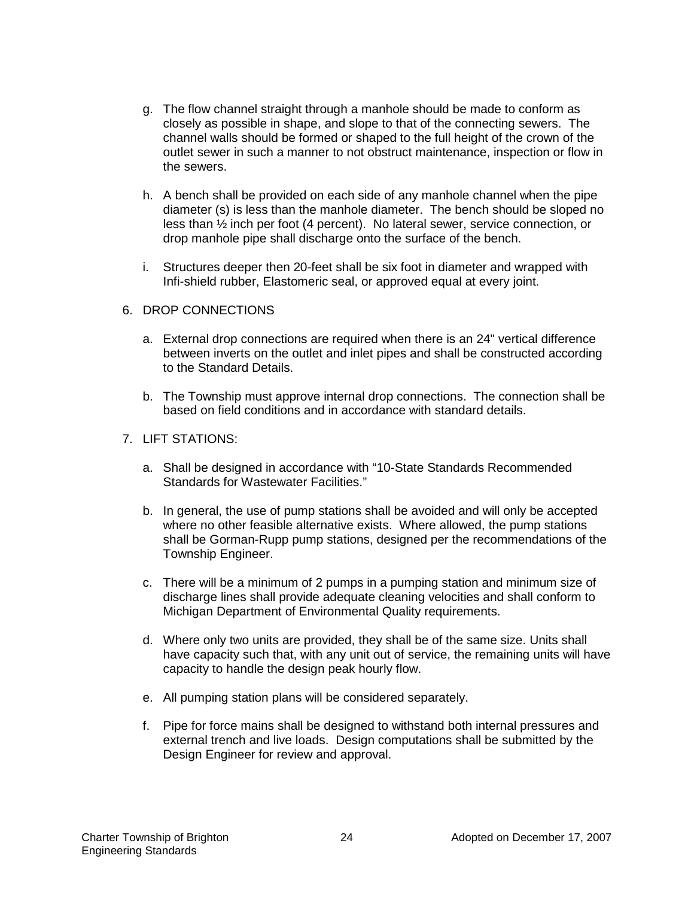g. The flow channel straight through a manhole should be made to conform as closely as possible in shape, and slope to that of the connecting sewers. The channel walls should be formed or shaped to the full height of the crown of the outlet sewer in such a manner to not obstruct maintenance, inspection or flow in the sewers.

h. A bench shall be provided on each side of any manhole channel when the pipe diameter (s) is less than the manhole diameter. The bench should be sloped no less than ½ inch per foot (4 percent). No lateral sewer, service connection, or drop manhole pipe shall discharge onto the surface of the bench.

i. Structures deeper then 20-feet shall be six foot in diameter and wrapped with Infi-shield rubber, Elastomeric seal, or approved equal at every joint.

6. DROP CONNECTIONS

   a. External drop connections are required when there is an 24" vertical difference between inverts on the outlet and inlet pipes and shall be constructed according to the Standard Details.

   b. The Township must approve internal drop connections. The connection shall be based on field conditions and in accordance with standard details.

7. LIFT STATIONS:

   a. Shall be designed in accordance with "10-State Standards Recommended Standards for Wastewater Facilities."

   b. In general, the use of pump stations shall be avoided and will only be accepted where no other feasible alternative exists. Where allowed, the pump stations shall be Gorman-Rupp pump stations, designed per the recommendations of the Township Engineer.

   c. There will be a minimum of 2 pumps in a pumping station and minimum size of discharge lines shall provide adequate cleaning velocities and shall conform to Michigan Department of Environmental Quality requirements.

   d. Where only two units are provided, they shall be of the same size. Units shall have capacity such that, with any unit out of service, the remaining units will have capacity to handle the design peak hourly flow.

   e. All pumping station plans will be considered separately.

   f. Pipe for force mains shall be designed to withstand both internal pressures and external trench and live loads. Design computations shall be submitted by the Design Engineer for review and approval.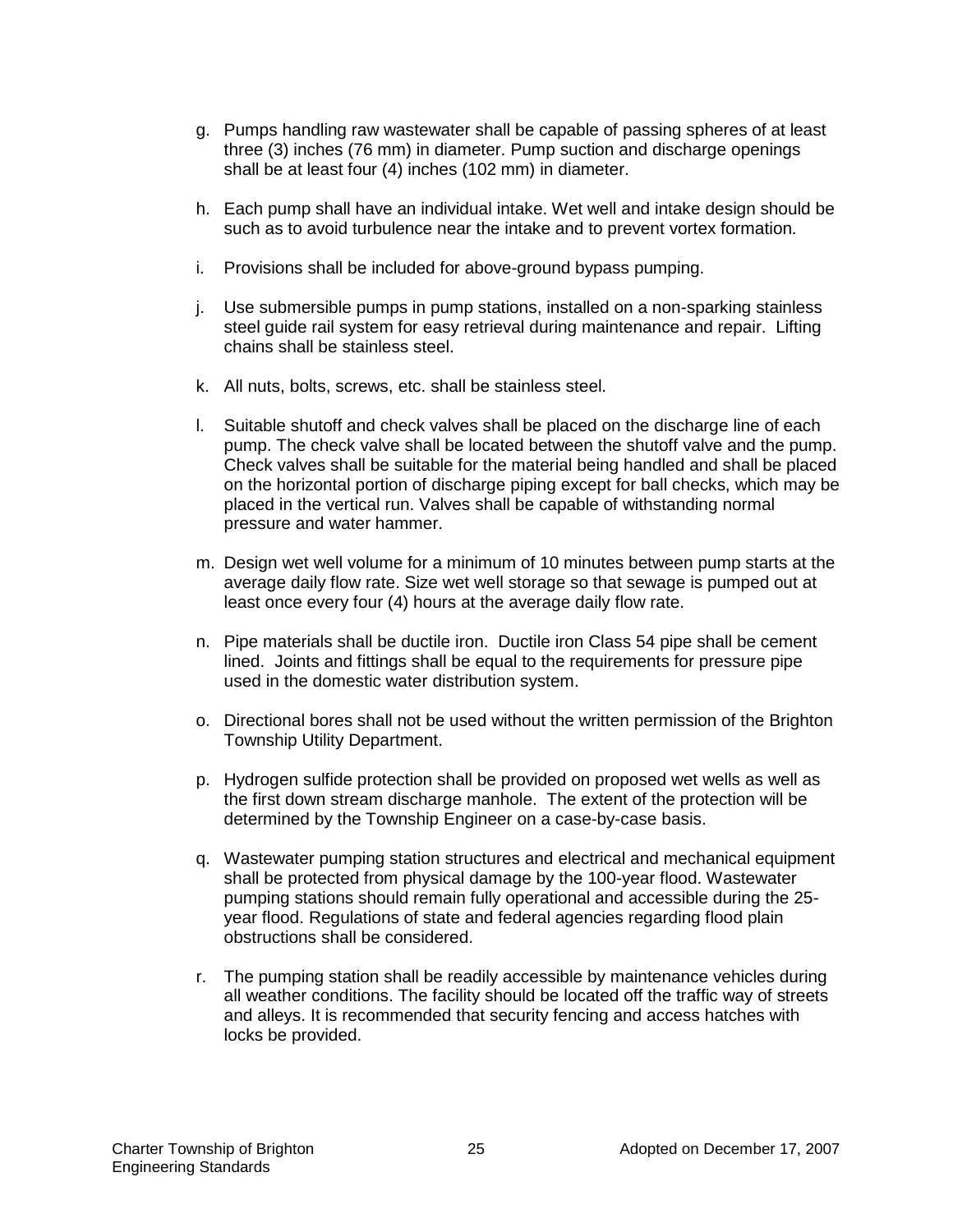g. Pumps handling raw wastewater shall be capable of passing spheres of at least three (3) inches (76 mm) in diameter. Pump suction and discharge openings shall be at least four (4) inches (102 mm) in diameter.

h. Each pump shall have an individual intake. Wet well and intake design should be such as to avoid turbulence near the intake and to prevent vortex formation.

i. Provisions shall be included for above-ground bypass pumping.

j. Use submersible pumps in pump stations, installed on a non-sparking stainless steel guide rail system for easy retrieval during maintenance and repair. Lifting chains shall be stainless steel.

k. All nuts, bolts, screws, etc. shall be stainless steel.

l. Suitable shutoff and check valves shall be placed on the discharge line of each pump. The check valve shall be located between the shutoff valve and the pump. Check valves shall be suitable for the material being handled and shall be placed on the horizontal portion of discharge piping except for ball checks, which may be placed in the vertical run. Valves shall be capable of withstanding normal pressure and water hammer.

m. Design wet well volume for a minimum of 10 minutes between pump starts at the average daily flow rate. Size wet well storage so that sewage is pumped out at least once every four (4) hours at the average daily flow rate.

n. Pipe materials shall be ductile iron. Ductile iron Class 54 pipe shall be cement lined. Joints and fittings shall be equal to the requirements for pressure pipe used in the domestic water distribution system.

o. Directional bores shall not be used without the written permission of the Brighton Township Utility Department.

p. Hydrogen sulfide protection shall be provided on proposed wet wells as well as the first down stream discharge manhole. The extent of the protection will be determined by the Township Engineer on a case-by-case basis.

q. Wastewater pumping station structures and electrical and mechanical equipment shall be protected from physical damage by the 100-year flood. Wastewater pumping stations should remain fully operational and accessible during the 25-year flood. Regulations of state and federal agencies regarding flood plain obstructions shall be considered.

r. The pumping station shall be readily accessible by maintenance vehicles during all weather conditions. The facility should be located off the traffic way of streets and alleys. It is recommended that security fencing and access hatches with locks be provided.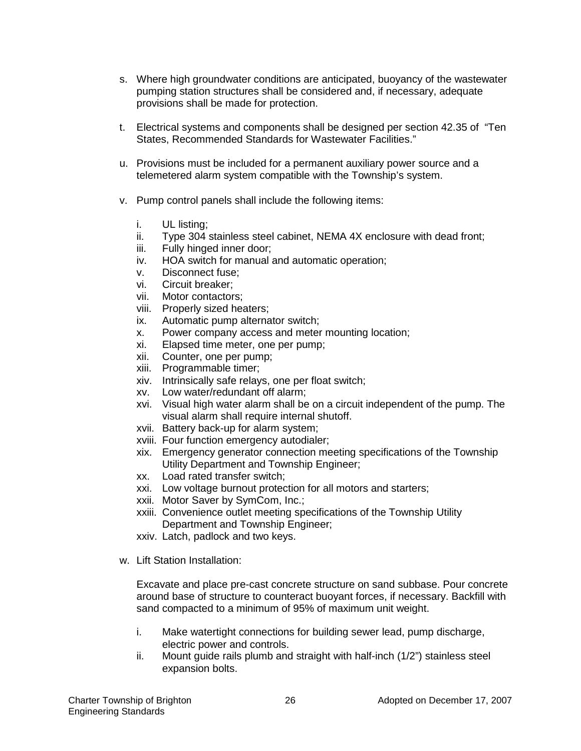s. Where high groundwater conditions are anticipated, buoyancy of the wastewater pumping station structures shall be considered and, if necessary, adequate provisions shall be made for protection.

t. Electrical systems and components shall be designed per section 42.35 of "Ten States, Recommended Standards for Wastewater Facilities."

u. Provisions must be included for a permanent auxiliary power source and a telemetered alarm system compatible with the Township's system.

v. Pump control panels shall include the following items:

   i. UL listing;
   ii. Type 304 stainless steel cabinet, NEMA 4X enclosure with dead front;
   iii. Fully hinged inner door;
   iv. HOA switch for manual and automatic operation;
   v. Disconnect fuse;
   vi. Circuit breaker;
   vii. Motor contactors;
   viii. Properly sized heaters;
   ix. Automatic pump alternator switch;
   x. Power company access and meter mounting location;
   xi. Elapsed time meter, one per pump;
   xii. Counter, one per pump;
   xiii. Programmable timer;
   xiv. Intrinsically safe relays, one per float switch;
   xv. Low water/redundant off alarm;
   xvi. Visual high water alarm shall be on a circuit independent of the pump. The visual alarm shall require internal shutoff.
   xvii. Battery back-up for alarm system;
   xviii. Four function emergency autodialer;
   xix. Emergency generator connection meeting specifications of the Township Utility Department and Township Engineer;
   xx. Load rated transfer switch;
   xxi. Low voltage burnout protection for all motors and starters;
   xxii. Motor Saver by SymCom, Inc.;
   xxiii. Convenience outlet meeting specifications of the Township Utility Department and Township Engineer;
   xxiv. Latch, padlock and two keys.

w. Lift Station Installation:

   Excavate and place pre-cast concrete structure on sand subbase. Pour concrete around base of structure to counteract buoyant forces, if necessary. Backfill with sand compacted to a minimum of 95% of maximum unit weight.

   i. Make watertight connections for building sewer lead, pump discharge, electric power and controls.
   ii. Mount guide rails plumb and straight with half-inch (1/2") stainless steel expansion bolts.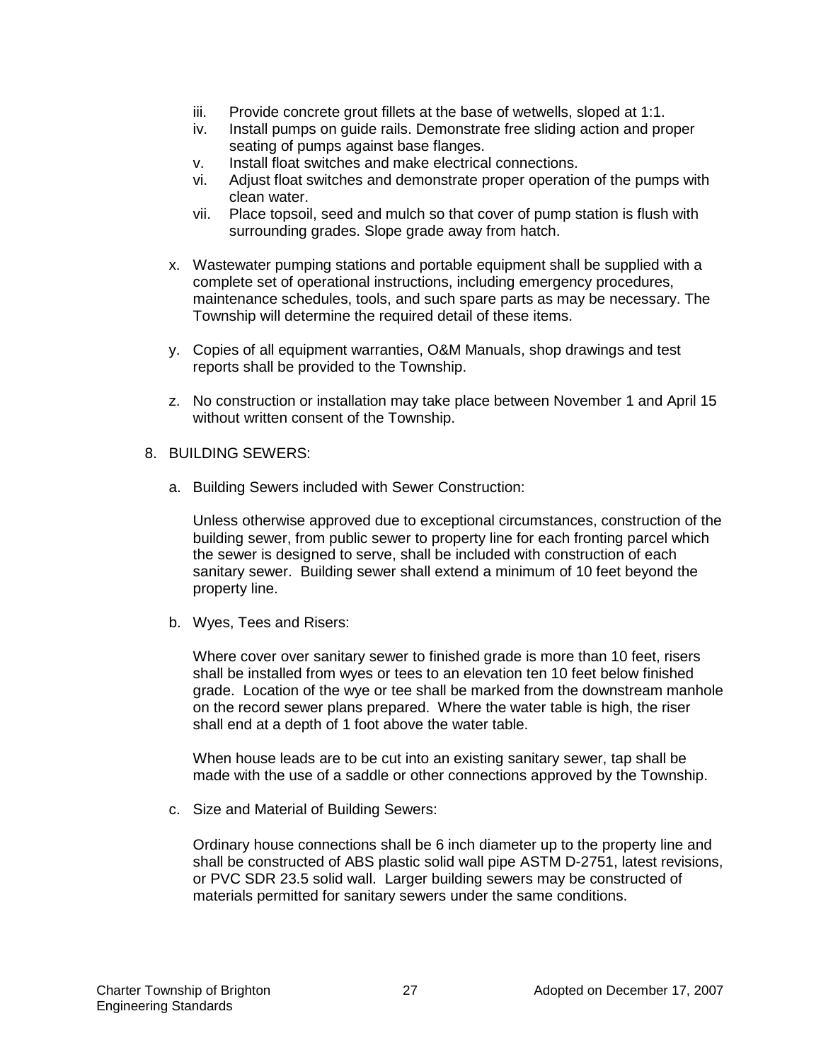iii. Provide concrete grout fillets at the base of wetwells, sloped at 1:1.
iv. Install pumps on guide rails. Demonstrate free sliding action and proper seating of pumps against base flanges.
v. Install float switches and make electrical connections.
vi. Adjust float switches and demonstrate proper operation of the pumps with clean water.
vii. Place topsoil, seed and mulch so that cover of pump station is flush with surrounding grades. Slope grade away from hatch.

x. Wastewater pumping stations and portable equipment shall be supplied with a complete set of operational instructions, including emergency procedures, maintenance schedules, tools, and such spare parts as may be necessary. The Township will determine the required detail of these items.

y. Copies of all equipment warranties, O&M Manuals, shop drawings and test reports shall be provided to the Township.

z. No construction or installation may take place between November 1 and April 15 without written consent of the Township.

8. BUILDING SEWERS:

a. Building Sewers included with Sewer Construction:

Unless otherwise approved due to exceptional circumstances, construction of the building sewer, from public sewer to property line for each fronting parcel which the sewer is designed to serve, shall be included with construction of each sanitary sewer. Building sewer shall extend a minimum of 10 feet beyond the property line.

b. Wyes, Tees and Risers:

Where cover over sanitary sewer to finished grade is more than 10 feet, risers shall be installed from wyes or tees to an elevation ten 10 feet below finished grade. Location of the wye or tee shall be marked from the downstream manhole on the record sewer plans prepared. Where the water table is high, the riser shall end at a depth of 1 foot above the water table.

When house leads are to be cut into an existing sanitary sewer, tap shall be made with the use of a saddle or other connections approved by the Township.

c. Size and Material of Building Sewers:

Ordinary house connections shall be 6 inch diameter up to the property line and shall be constructed of ABS plastic solid wall pipe ASTM D-2751, latest revisions, or PVC SDR 23.5 solid wall. Larger building sewers may be constructed of materials permitted for sanitary sewers under the same conditions.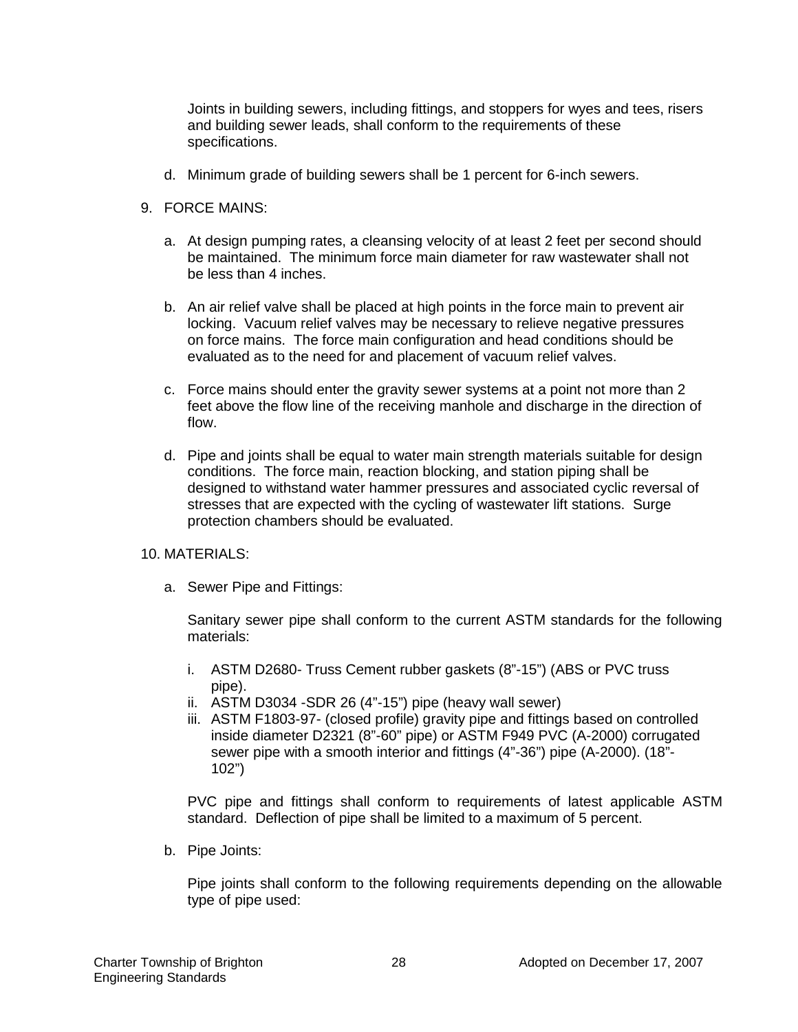Joints in building sewers, including fittings, and stoppers for wyes and tees, risers and building sewer leads, shall conform to the requirements of these specifications.

d. Minimum grade of building sewers shall be 1 percent for 6-inch sewers.

9. FORCE MAINS:

   a. At design pumping rates, a cleansing velocity of at least 2 feet per second should be maintained. The minimum force main diameter for raw wastewater shall not be less than 4 inches.

   b. An air relief valve shall be placed at high points in the force main to prevent air locking. Vacuum relief valves may be necessary to relieve negative pressures on force mains. The force main configuration and head conditions should be evaluated as to the need for and placement of vacuum relief valves.

   c. Force mains should enter the gravity sewer systems at a point not more than 2 feet above the flow line of the receiving manhole and discharge in the direction of flow.

   d. Pipe and joints shall be equal to water main strength materials suitable for design conditions. The force main, reaction blocking, and station piping shall be designed to withstand water hammer pressures and associated cyclic reversal of stresses that are expected with the cycling of wastewater lift stations. Surge protection chambers should be evaluated.

10. MATERIALS:

   a. Sewer Pipe and Fittings:

      Sanitary sewer pipe shall conform to the current ASTM standards for the following materials:

      i. ASTM D2680- Truss Cement rubber gaskets (8"-15") (ABS or PVC truss pipe).
      ii. ASTM D3034 -SDR 26 (4"-15") pipe (heavy wall sewer)
      iii. ASTM F1803-97- (closed profile) gravity pipe and fittings based on controlled inside diameter D2321 (8"-60" pipe) or ASTM F949 PVC (A-2000) corrugated sewer pipe with a smooth interior and fittings (4"-36") pipe (A-2000). (18"-102")

      PVC pipe and fittings shall conform to requirements of latest applicable ASTM standard. Deflection of pipe shall be limited to a maximum of 5 percent.

   b. Pipe Joints:

      Pipe joints shall conform to the following requirements depending on the allowable type of pipe used: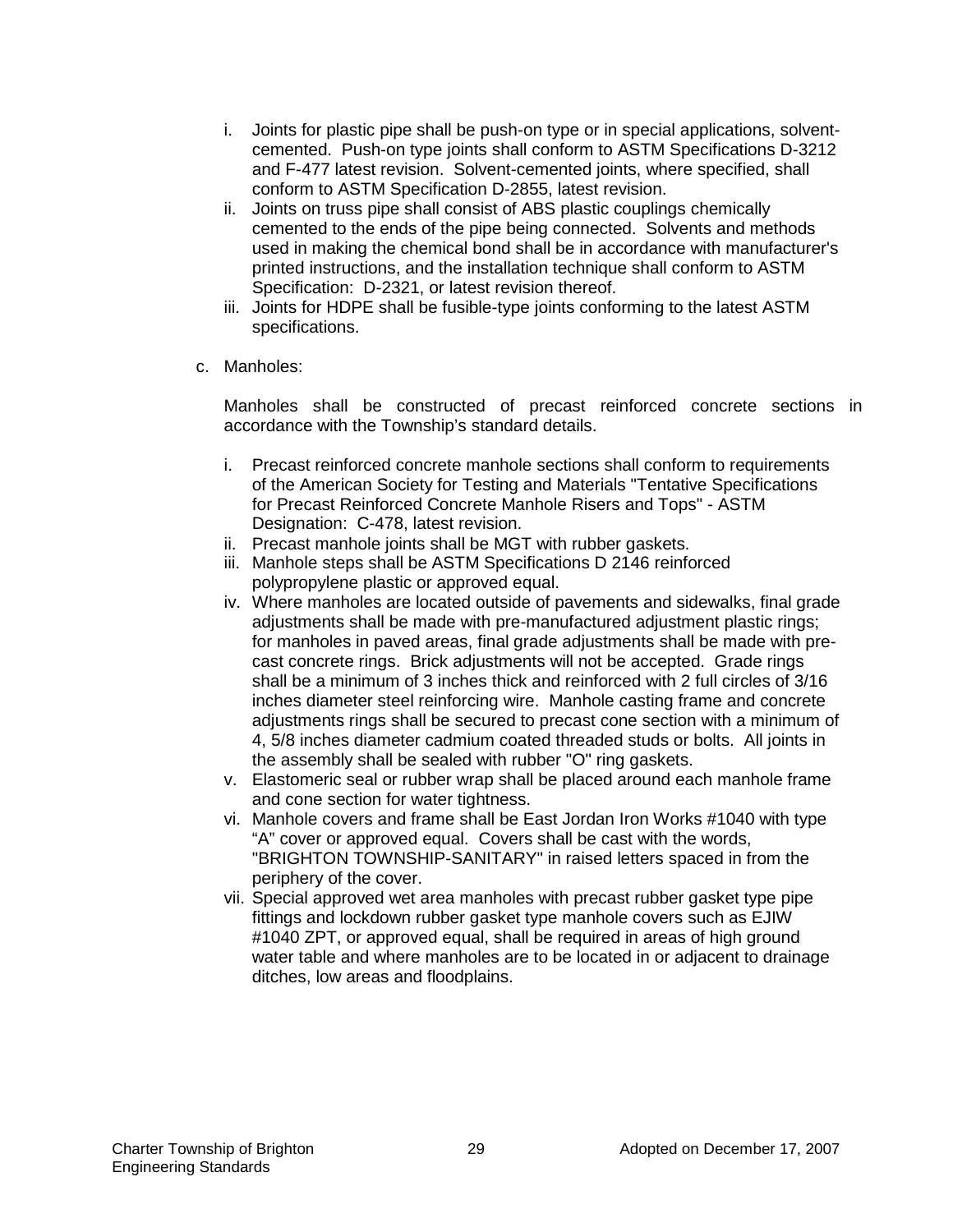i. Joints for plastic pipe shall be push-on type or in special applications, solvent-cemented. Push-on type joints shall conform to ASTM Specifications D-3212 and F-477 latest revision. Solvent-cemented joints, where specified, shall conform to ASTM Specification D-2855, latest revision.
ii. Joints on truss pipe shall consist of ABS plastic couplings chemically cemented to the ends of the pipe being connected. Solvents and methods used in making the chemical bond shall be in accordance with manufacturer's printed instructions, and the installation technique shall conform to ASTM Specification: D-2321, or latest revision thereof.
iii. Joints for HDPE shall be fusible-type joints conforming to the latest ASTM specifications.

c. Manholes:

Manholes shall be constructed of precast reinforced concrete sections in accordance with the Township's standard details.

i. Precast reinforced concrete manhole sections shall conform to requirements of the American Society for Testing and Materials "Tentative Specifications for Precast Reinforced Concrete Manhole Risers and Tops" - ASTM Designation: C-478, latest revision.
ii. Precast manhole joints shall be MGT with rubber gaskets.
iii. Manhole steps shall be ASTM Specifications D 2146 reinforced polypropylene plastic or approved equal.
iv. Where manholes are located outside of pavements and sidewalks, final grade adjustments shall be made with pre-manufactured adjustment plastic rings; for manholes in paved areas, final grade adjustments shall be made with pre-cast concrete rings. Brick adjustments will not be accepted. Grade rings shall be a minimum of 3 inches thick and reinforced with 2 full circles of 3/16 inches diameter steel reinforcing wire. Manhole casting frame and concrete adjustments rings shall be secured to precast cone section with a minimum of 4, 5/8 inches diameter cadmium coated threaded studs or bolts. All joints in the assembly shall be sealed with rubber "O" ring gaskets.
v. Elastomeric seal or rubber wrap shall be placed around each manhole frame and cone section for water tightness.
vi. Manhole covers and frame shall be East Jordan Iron Works #1040 with type "A" cover or approved equal. Covers shall be cast with the words, "BRIGHTON TOWNSHIP-SANITARY" in raised letters spaced in from the periphery of the cover.
vii. Special approved wet area manholes with precast rubber gasket type pipe fittings and lockdown rubber gasket type manhole covers such as EJIW #1040 ZPT, or approved equal, shall be required in areas of high ground water table and where manholes are to be located in or adjacent to drainage ditches, low areas and floodplains.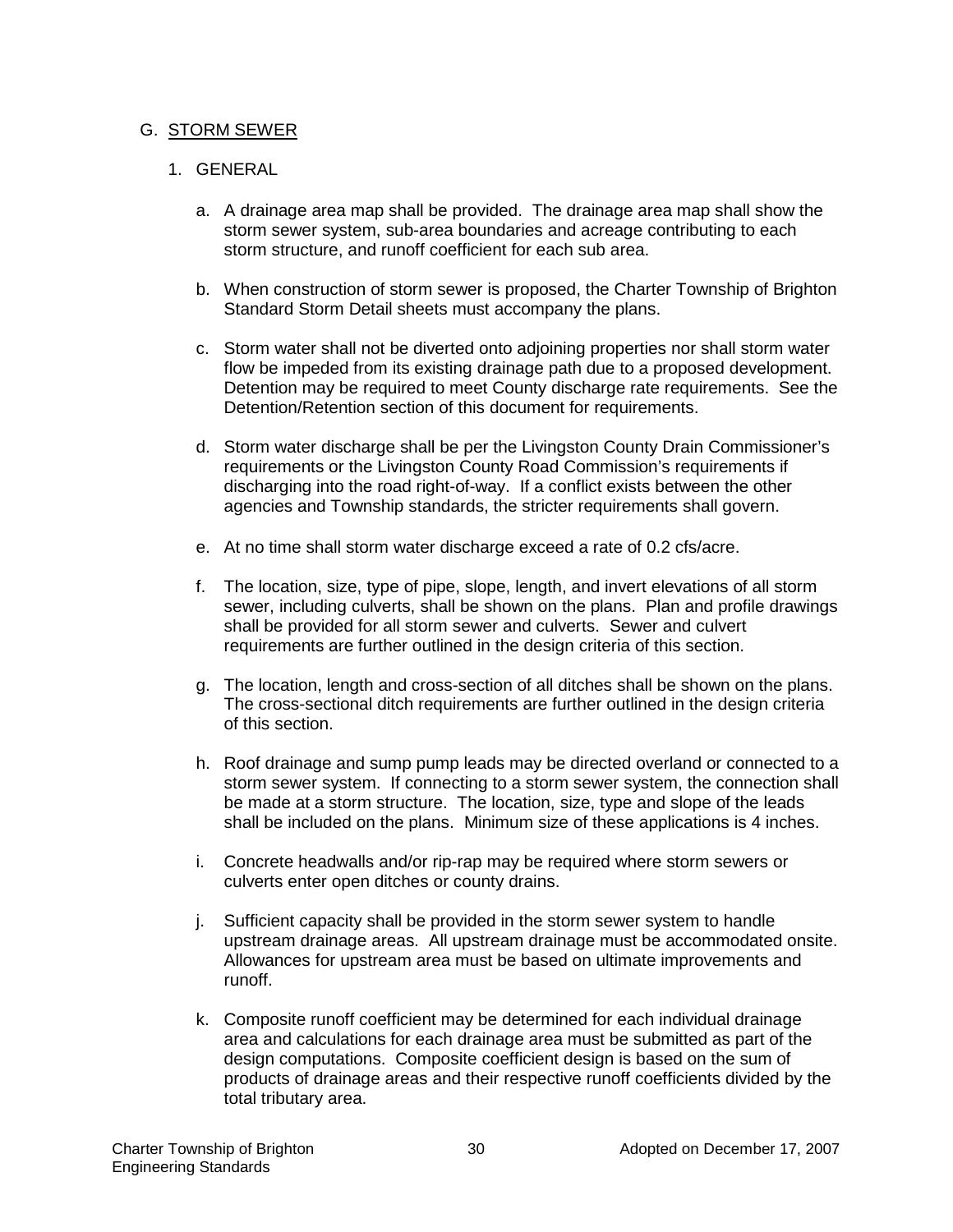## G. <u>STORM SEWER</u>

### 1. GENERAL

a. A drainage area map shall be provided. The drainage area map shall show the storm sewer system, sub-area boundaries and acreage contributing to each storm structure, and runoff coefficient for each sub area.

b. When construction of storm sewer is proposed, the Charter Township of Brighton Standard Storm Detail sheets must accompany the plans.

c. Storm water shall not be diverted onto adjoining properties nor shall storm water flow be impeded from its existing drainage path due to a proposed development. Detention may be required to meet County discharge rate requirements. See the Detention/Retention section of this document for requirements.

d. Storm water discharge shall be per the Livingston County Drain Commissioner's requirements or the Livingston County Road Commission's requirements if discharging into the road right-of-way. If a conflict exists between the other agencies and Township standards, the stricter requirements shall govern.

e. At no time shall storm water discharge exceed a rate of 0.2 cfs/acre.

f. The location, size, type of pipe, slope, length, and invert elevations of all storm sewer, including culverts, shall be shown on the plans. Plan and profile drawings shall be provided for all storm sewer and culverts. Sewer and culvert requirements are further outlined in the design criteria of this section.

g. The location, length and cross-section of all ditches shall be shown on the plans. The cross-sectional ditch requirements are further outlined in the design criteria of this section.

h. Roof drainage and sump pump leads may be directed overland or connected to a storm sewer system. If connecting to a storm sewer system, the connection shall be made at a storm structure. The location, size, type and slope of the leads shall be included on the plans. Minimum size of these applications is 4 inches.

i. Concrete headwalls and/or rip-rap may be required where storm sewers or culverts enter open ditches or county drains.

j. Sufficient capacity shall be provided in the storm sewer system to handle upstream drainage areas. All upstream drainage must be accommodated onsite. Allowances for upstream area must be based on ultimate improvements and runoff.

k. Composite runoff coefficient may be determined for each individual drainage area and calculations for each drainage area must be submitted as part of the design computations. Composite coefficient design is based on the sum of products of drainage areas and their respective runoff coefficients divided by the total tributary area.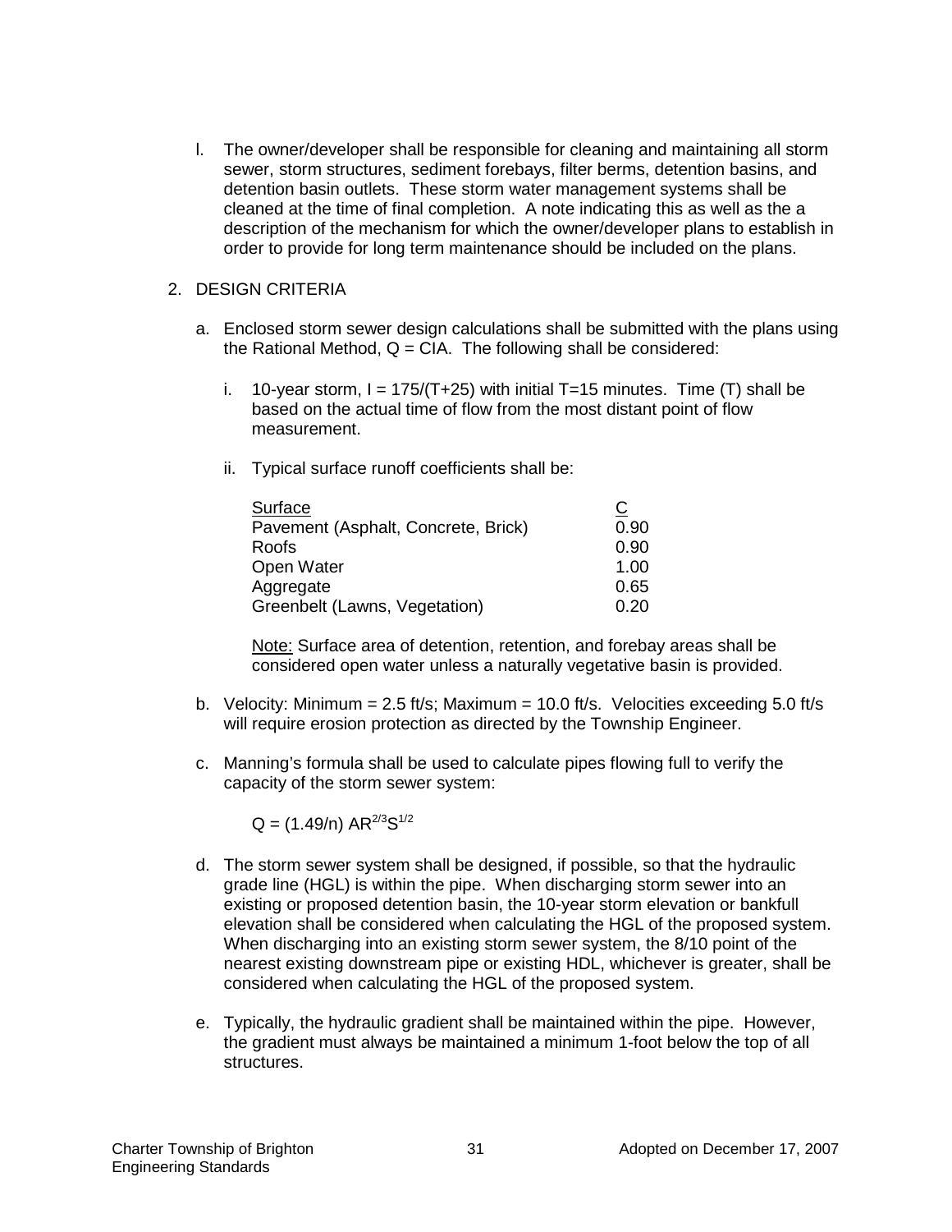l. The owner/developer shall be responsible for cleaning and maintaining all storm sewer, storm structures, sediment forebays, filter berms, detention basins, and detention basin outlets. These storm water management systems shall be cleaned at the time of final completion. A note indicating this as well as the a description of the mechanism for which the owner/developer plans to establish in order to provide for long term maintenance should be included on the plans.

2. DESIGN CRITERIA

   a. Enclosed storm sewer design calculations shall be submitted with the plans using the Rational Method, $Q = CIA$. The following shall be considered:

      i. 10-year storm, $I = 175/(T+25)$ with initial T=15 minutes. Time (T) shall be based on the actual time of flow from the most distant point of flow measurement.

      ii. Typical surface runoff coefficients shall be:

| Surface | C |
| --- | --- |
| Pavement (Asphalt, Concrete, Brick) | 0.90 |
| Roofs | 0.90 |
| Open Water | 1.00 |
| Aggregate | 0.65 |
| Greenbelt (Lawns, Vegetation) | 0.20 |

      Note: Surface area of detention, retention, and forebay areas shall be considered open water unless a naturally vegetative basin is provided.

   b. Velocity: Minimum = 2.5 ft/s; Maximum = 10.0 ft/s. Velocities exceeding 5.0 ft/s will require erosion protection as directed by the Township Engineer.

   c. Manning's formula shall be used to calculate pipes flowing full to verify the capacity of the storm sewer system:

$$Q = (1.49/n)\, AR^{2/3}S^{1/2}$$

   d. The storm sewer system shall be designed, if possible, so that the hydraulic grade line (HGL) is within the pipe. When discharging storm sewer into an existing or proposed detention basin, the 10-year storm elevation or bankfull elevation shall be considered when calculating the HGL of the proposed system. When discharging into an existing storm sewer system, the 8/10 point of the nearest existing downstream pipe or existing HDL, whichever is greater, shall be considered when calculating the HGL of the proposed system.

   e. Typically, the hydraulic gradient shall be maintained within the pipe. However, the gradient must always be maintained a minimum 1-foot below the top of all structures.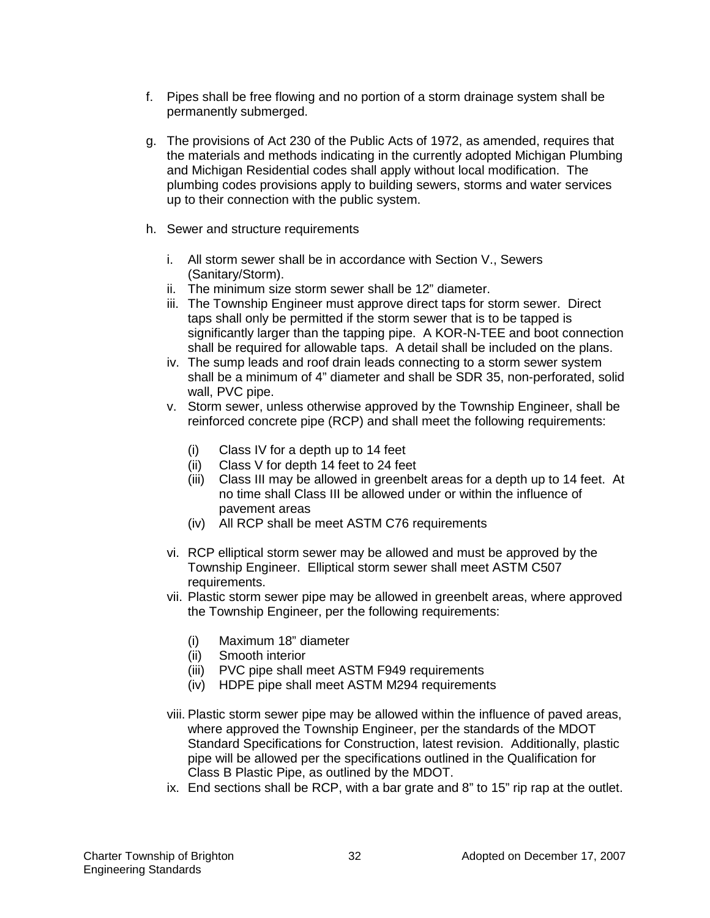f. Pipes shall be free flowing and no portion of a storm drainage system shall be permanently submerged.

g. The provisions of Act 230 of the Public Acts of 1972, as amended, requires that the materials and methods indicating in the currently adopted Michigan Plumbing and Michigan Residential codes shall apply without local modification. The plumbing codes provisions apply to building sewers, storms and water services up to their connection with the public system.

h. Sewer and structure requirements

   i. All storm sewer shall be in accordance with Section V., Sewers (Sanitary/Storm).
   ii. The minimum size storm sewer shall be 12" diameter.
   iii. The Township Engineer must approve direct taps for storm sewer. Direct taps shall only be permitted if the storm sewer that is to be tapped is significantly larger than the tapping pipe. A KOR-N-TEE and boot connection shall be required for allowable taps. A detail shall be included on the plans.
   iv. The sump leads and roof drain leads connecting to a storm sewer system shall be a minimum of 4" diameter and shall be SDR 35, non-perforated, solid wall, PVC pipe.
   v. Storm sewer, unless otherwise approved by the Township Engineer, shall be reinforced concrete pipe (RCP) and shall meet the following requirements:

      (i) Class IV for a depth up to 14 feet
      (ii) Class V for depth 14 feet to 24 feet
      (iii) Class III may be allowed in greenbelt areas for a depth up to 14 feet. At no time shall Class III be allowed under or within the influence of pavement areas
      (iv) All RCP shall be meet ASTM C76 requirements

   vi. RCP elliptical storm sewer may be allowed and must be approved by the Township Engineer. Elliptical storm sewer shall meet ASTM C507 requirements.
   vii. Plastic storm sewer pipe may be allowed in greenbelt areas, where approved the Township Engineer, per the following requirements:

      (i) Maximum 18" diameter
      (ii) Smooth interior
      (iii) PVC pipe shall meet ASTM F949 requirements
      (iv) HDPE pipe shall meet ASTM M294 requirements

   viii. Plastic storm sewer pipe may be allowed within the influence of paved areas, where approved the Township Engineer, per the standards of the MDOT Standard Specifications for Construction, latest revision. Additionally, plastic pipe will be allowed per the specifications outlined in the Qualification for Class B Plastic Pipe, as outlined by the MDOT.
   ix. End sections shall be RCP, with a bar grate and 8" to 15" rip rap at the outlet.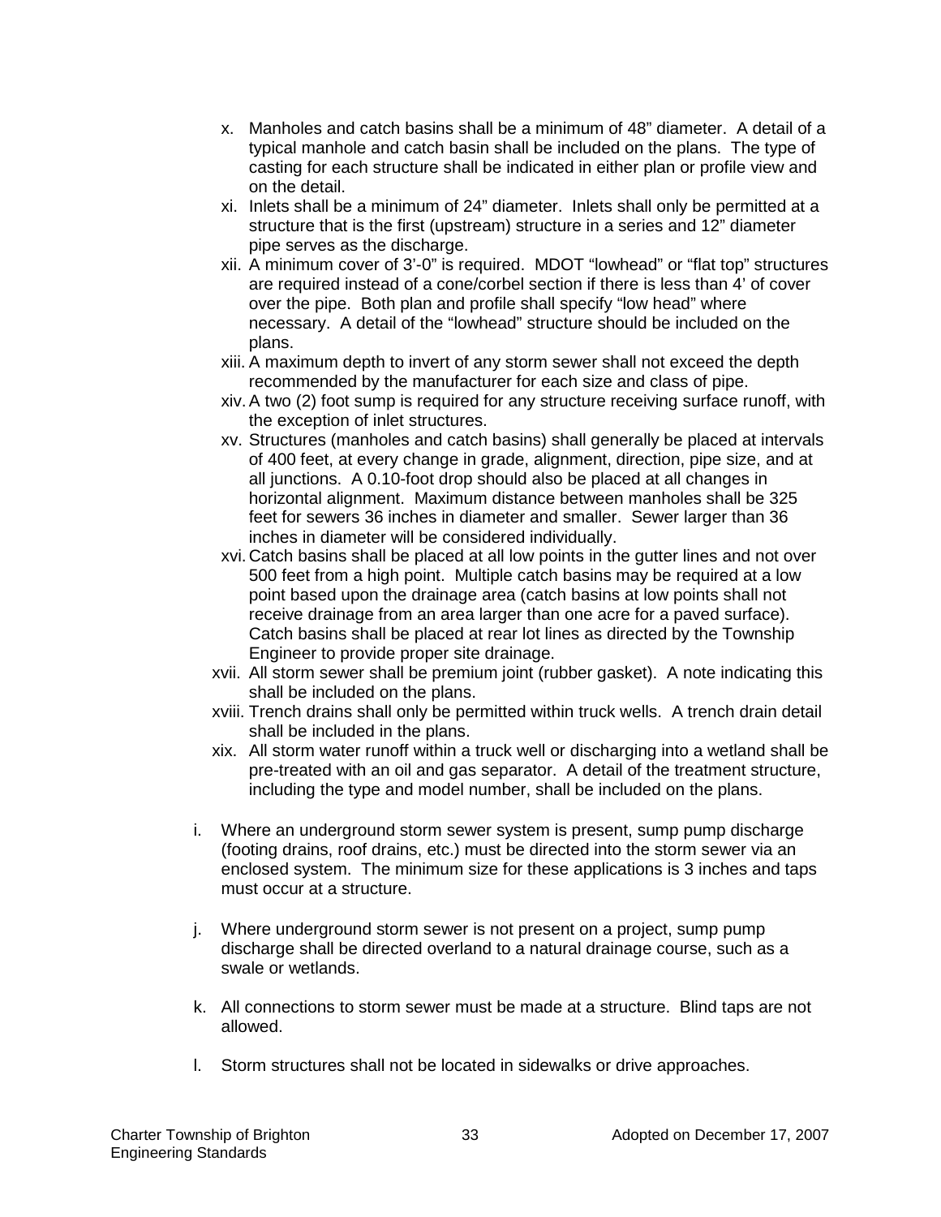x. Manholes and catch basins shall be a minimum of 48" diameter. A detail of a typical manhole and catch basin shall be included on the plans. The type of casting for each structure shall be indicated in either plan or profile view and on the detail.

xi. Inlets shall be a minimum of 24" diameter. Inlets shall only be permitted at a structure that is the first (upstream) structure in a series and 12" diameter pipe serves as the discharge.

xii. A minimum cover of 3'-0" is required. MDOT "lowhead" or "flat top" structures are required instead of a cone/corbel section if there is less than 4' of cover over the pipe. Both plan and profile shall specify "low head" where necessary. A detail of the "lowhead" structure should be included on the plans.

xiii. A maximum depth to invert of any storm sewer shall not exceed the depth recommended by the manufacturer for each size and class of pipe.

xiv. A two (2) foot sump is required for any structure receiving surface runoff, with the exception of inlet structures.

xv. Structures (manholes and catch basins) shall generally be placed at intervals of 400 feet, at every change in grade, alignment, direction, pipe size, and at all junctions. A 0.10-foot drop should also be placed at all changes in horizontal alignment. Maximum distance between manholes shall be 325 feet for sewers 36 inches in diameter and smaller. Sewer larger than 36 inches in diameter will be considered individually.

xvi. Catch basins shall be placed at all low points in the gutter lines and not over 500 feet from a high point. Multiple catch basins may be required at a low point based upon the drainage area (catch basins at low points shall not receive drainage from an area larger than one acre for a paved surface). Catch basins shall be placed at rear lot lines as directed by the Township Engineer to provide proper site drainage.

xvii. All storm sewer shall be premium joint (rubber gasket). A note indicating this shall be included on the plans.

xviii. Trench drains shall only be permitted within truck wells. A trench drain detail shall be included in the plans.

xix. All storm water runoff within a truck well or discharging into a wetland shall be pre-treated with an oil and gas separator. A detail of the treatment structure, including the type and model number, shall be included on the plans.

i. Where an underground storm sewer system is present, sump pump discharge (footing drains, roof drains, etc.) must be directed into the storm sewer via an enclosed system. The minimum size for these applications is 3 inches and taps must occur at a structure.

j. Where underground storm sewer is not present on a project, sump pump discharge shall be directed overland to a natural drainage course, such as a swale or wetlands.

k. All connections to storm sewer must be made at a structure. Blind taps are not allowed.

l. Storm structures shall not be located in sidewalks or drive approaches.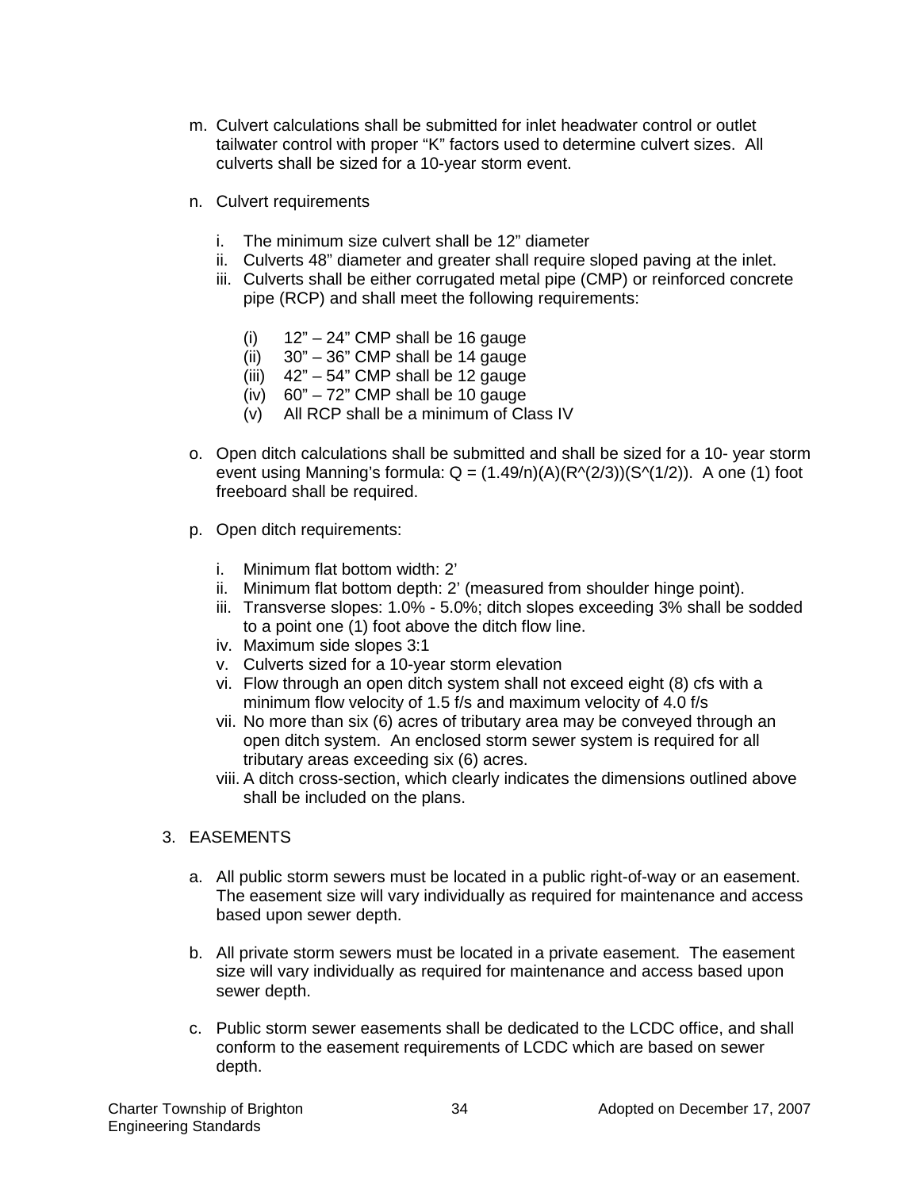m. Culvert calculations shall be submitted for inlet headwater control or outlet tailwater control with proper “K” factors used to determine culvert sizes. All culverts shall be sized for a 10-year storm event.

n. Culvert requirements

   i. The minimum size culvert shall be 12” diameter
   ii. Culverts 48” diameter and greater shall require sloped paving at the inlet.
   iii. Culverts shall be either corrugated metal pipe (CMP) or reinforced concrete pipe (RCP) and shall meet the following requirements:

      (i) 12” – 24” CMP shall be 16 gauge
      (ii) 30” – 36” CMP shall be 14 gauge
      (iii) 42” – 54” CMP shall be 12 gauge
      (iv) 60” – 72” CMP shall be 10 gauge
      (v) All RCP shall be a minimum of Class IV

o. Open ditch calculations shall be submitted and shall be sized for a 10- year storm event using Manning’s formula: $Q = (1.49/n)(A)(R^{(2/3)})(S^{(1/2)})$. A one (1) foot freeboard shall be required.

p. Open ditch requirements:

   i. Minimum flat bottom width: 2’
   ii. Minimum flat bottom depth: 2’ (measured from shoulder hinge point).
   iii. Transverse slopes: 1.0% - 5.0%; ditch slopes exceeding 3% shall be sodded to a point one (1) foot above the ditch flow line.
   iv. Maximum side slopes 3:1
   v. Culverts sized for a 10-year storm elevation
   vi. Flow through an open ditch system shall not exceed eight (8) cfs with a minimum flow velocity of 1.5 f/s and maximum velocity of 4.0 f/s
   vii. No more than six (6) acres of tributary area may be conveyed through an open ditch system. An enclosed storm sewer system is required for all tributary areas exceeding six (6) acres.
   viii. A ditch cross-section, which clearly indicates the dimensions outlined above shall be included on the plans.

3. EASEMENTS

   a. All public storm sewers must be located in a public right-of-way or an easement. The easement size will vary individually as required for maintenance and access based upon sewer depth.

   b. All private storm sewers must be located in a private easement. The easement size will vary individually as required for maintenance and access based upon sewer depth.

   c. Public storm sewer easements shall be dedicated to the LCDC office, and shall conform to the easement requirements of LCDC which are based on sewer depth.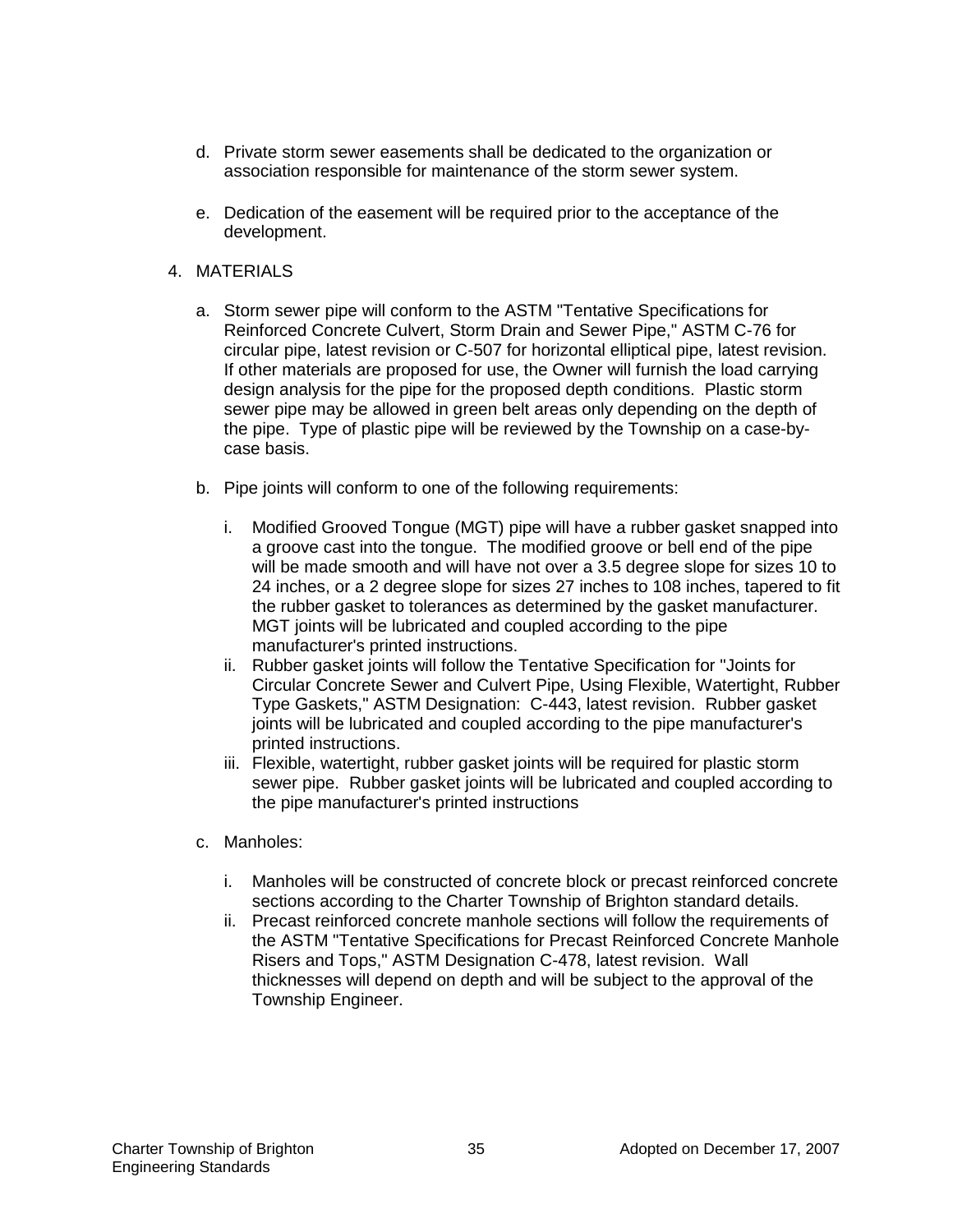d. Private storm sewer easements shall be dedicated to the organization or association responsible for maintenance of the storm sewer system.

e. Dedication of the easement will be required prior to the acceptance of the development.

4. MATERIALS

   a. Storm sewer pipe will conform to the ASTM "Tentative Specifications for Reinforced Concrete Culvert, Storm Drain and Sewer Pipe," ASTM C-76 for circular pipe, latest revision or C-507 for horizontal elliptical pipe, latest revision. If other materials are proposed for use, the Owner will furnish the load carrying design analysis for the pipe for the proposed depth conditions. Plastic storm sewer pipe may be allowed in green belt areas only depending on the depth of the pipe. Type of plastic pipe will be reviewed by the Township on a case-by-case basis.

   b. Pipe joints will conform to one of the following requirements:

      i. Modified Grooved Tongue (MGT) pipe will have a rubber gasket snapped into a groove cast into the tongue. The modified groove or bell end of the pipe will be made smooth and will have not over a 3.5 degree slope for sizes 10 to 24 inches, or a 2 degree slope for sizes 27 inches to 108 inches, tapered to fit the rubber gasket to tolerances as determined by the gasket manufacturer. MGT joints will be lubricated and coupled according to the pipe manufacturer's printed instructions.
      ii. Rubber gasket joints will follow the Tentative Specification for "Joints for Circular Concrete Sewer and Culvert Pipe, Using Flexible, Watertight, Rubber Type Gaskets," ASTM Designation: C-443, latest revision. Rubber gasket joints will be lubricated and coupled according to the pipe manufacturer's printed instructions.
      iii. Flexible, watertight, rubber gasket joints will be required for plastic storm sewer pipe. Rubber gasket joints will be lubricated and coupled according to the pipe manufacturer's printed instructions

   c. Manholes:

      i. Manholes will be constructed of concrete block or precast reinforced concrete sections according to the Charter Township of Brighton standard details.
      ii. Precast reinforced concrete manhole sections will follow the requirements of the ASTM "Tentative Specifications for Precast Reinforced Concrete Manhole Risers and Tops," ASTM Designation C-478, latest revision. Wall thicknesses will depend on depth and will be subject to the approval of the Township Engineer.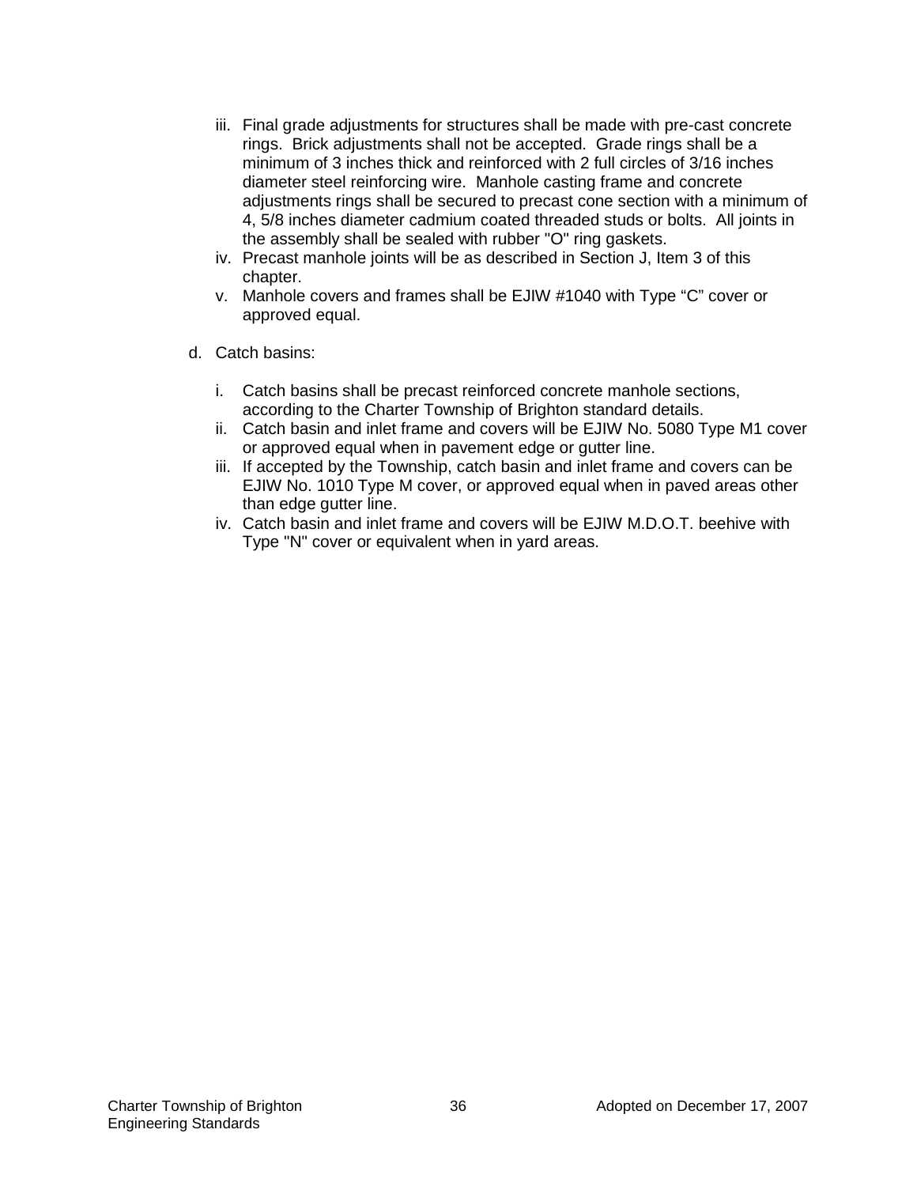iii. Final grade adjustments for structures shall be made with pre-cast concrete rings. Brick adjustments shall not be accepted. Grade rings shall be a minimum of 3 inches thick and reinforced with 2 full circles of 3/16 inches diameter steel reinforcing wire. Manhole casting frame and concrete adjustments rings shall be secured to precast cone section with a minimum of 4, 5/8 inches diameter cadmium coated threaded studs or bolts. All joints in the assembly shall be sealed with rubber "O" ring gaskets.

iv. Precast manhole joints will be as described in Section J, Item 3 of this chapter.

v. Manhole covers and frames shall be EJIW #1040 with Type “C” cover or approved equal.

d. Catch basins:

   i. Catch basins shall be precast reinforced concrete manhole sections, according to the Charter Township of Brighton standard details.

   ii. Catch basin and inlet frame and covers will be EJIW No. 5080 Type M1 cover or approved equal when in pavement edge or gutter line.

   iii. If accepted by the Township, catch basin and inlet frame and covers can be EJIW No. 1010 Type M cover, or approved equal when in paved areas other than edge gutter line.

   iv. Catch basin and inlet frame and covers will be EJIW M.D.O.T. beehive with Type "N" cover or equivalent when in yard areas.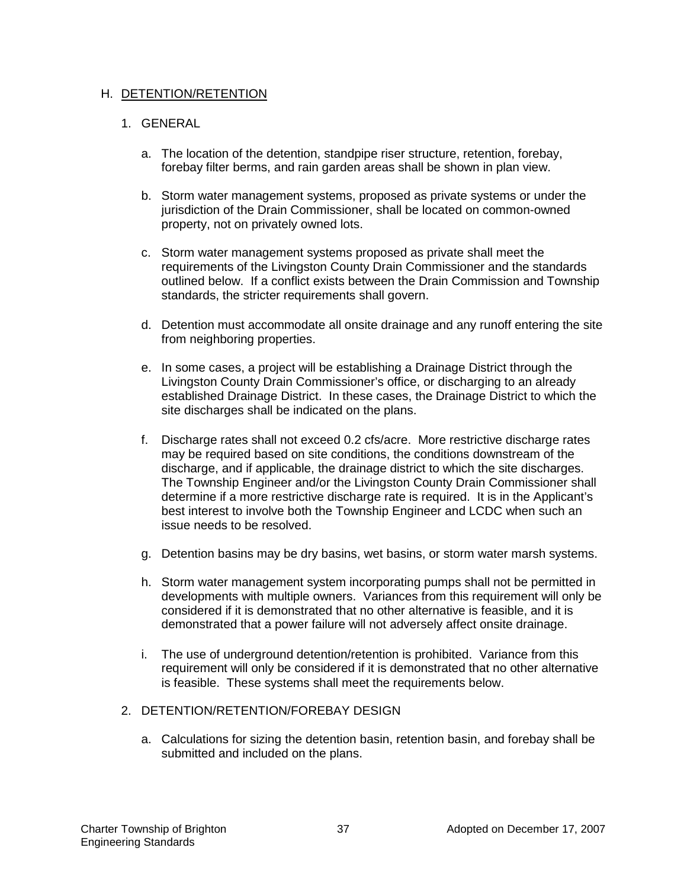## H. DETENTION/RETENTION

### 1. GENERAL

a. The location of the detention, standpipe riser structure, retention, forebay, forebay filter berms, and rain garden areas shall be shown in plan view.

b. Storm water management systems, proposed as private systems or under the jurisdiction of the Drain Commissioner, shall be located on common-owned property, not on privately owned lots.

c. Storm water management systems proposed as private shall meet the requirements of the Livingston County Drain Commissioner and the standards outlined below. If a conflict exists between the Drain Commission and Township standards, the stricter requirements shall govern.

d. Detention must accommodate all onsite drainage and any runoff entering the site from neighboring properties.

e. In some cases, a project will be establishing a Drainage District through the Livingston County Drain Commissioner's office, or discharging to an already established Drainage District. In these cases, the Drainage District to which the site discharges shall be indicated on the plans.

f. Discharge rates shall not exceed 0.2 cfs/acre. More restrictive discharge rates may be required based on site conditions, the conditions downstream of the discharge, and if applicable, the drainage district to which the site discharges. The Township Engineer and/or the Livingston County Drain Commissioner shall determine if a more restrictive discharge rate is required. It is in the Applicant's best interest to involve both the Township Engineer and LCDC when such an issue needs to be resolved.

g. Detention basins may be dry basins, wet basins, or storm water marsh systems.

h. Storm water management system incorporating pumps shall not be permitted in developments with multiple owners. Variances from this requirement will only be considered if it is demonstrated that no other alternative is feasible, and it is demonstrated that a power failure will not adversely affect onsite drainage.

i. The use of underground detention/retention is prohibited. Variance from this requirement will only be considered if it is demonstrated that no other alternative is feasible. These systems shall meet the requirements below.

### 2. DETENTION/RETENTION/FOREBAY DESIGN

a. Calculations for sizing the detention basin, retention basin, and forebay shall be submitted and included on the plans.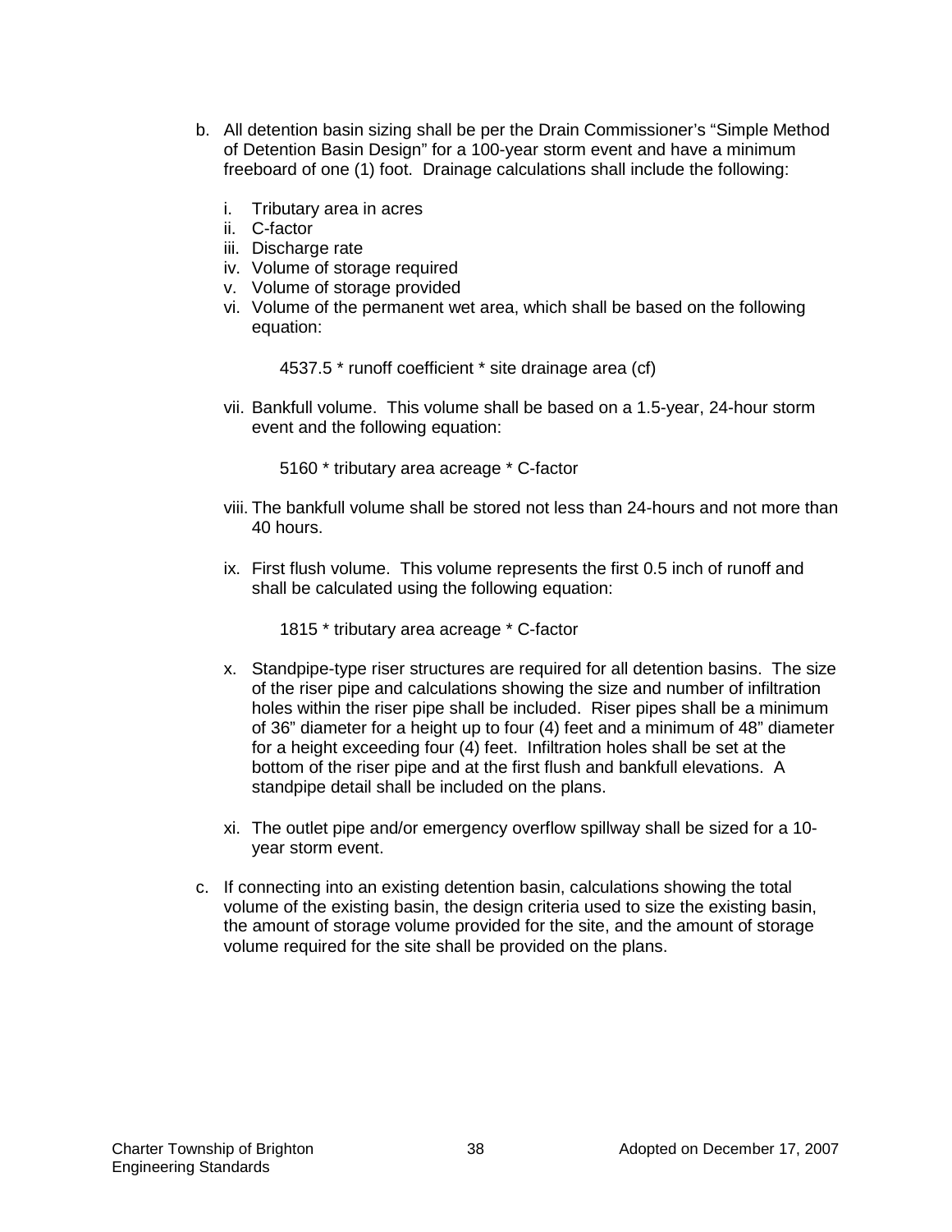b. All detention basin sizing shall be per the Drain Commissioner's "Simple Method of Detention Basin Design" for a 100-year storm event and have a minimum freeboard of one (1) foot. Drainage calculations shall include the following:

   i. Tributary area in acres
   ii. C-factor
   iii. Discharge rate
   iv. Volume of storage required
   v. Volume of storage provided
   vi. Volume of the permanent wet area, which shall be based on the following equation:

      4537.5 * runoff coefficient * site drainage area (cf)

   vii. Bankfull volume. This volume shall be based on a 1.5-year, 24-hour storm event and the following equation:

      5160 * tributary area acreage * C-factor

   viii. The bankfull volume shall be stored not less than 24-hours and not more than 40 hours.

   ix. First flush volume. This volume represents the first 0.5 inch of runoff and shall be calculated using the following equation:

      1815 * tributary area acreage * C-factor

   x. Standpipe-type riser structures are required for all detention basins. The size of the riser pipe and calculations showing the size and number of infiltration holes within the riser pipe shall be included. Riser pipes shall be a minimum of 36" diameter for a height up to four (4) feet and a minimum of 48" diameter for a height exceeding four (4) feet. Infiltration holes shall be set at the bottom of the riser pipe and at the first flush and bankfull elevations. A standpipe detail shall be included on the plans.

   xi. The outlet pipe and/or emergency overflow spillway shall be sized for a 10-year storm event.

c. If connecting into an existing detention basin, calculations showing the total volume of the existing basin, the design criteria used to size the existing basin, the amount of storage volume provided for the site, and the amount of storage volume required for the site shall be provided on the plans.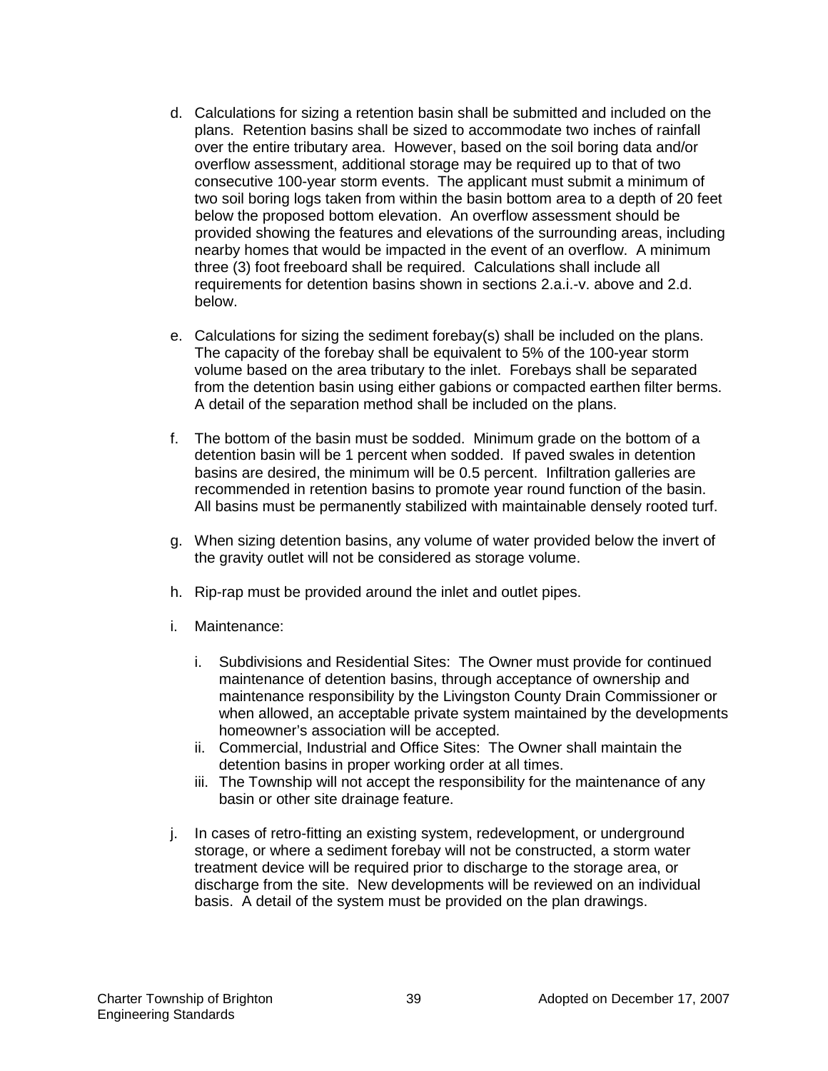d. Calculations for sizing a retention basin shall be submitted and included on the plans. Retention basins shall be sized to accommodate two inches of rainfall over the entire tributary area. However, based on the soil boring data and/or overflow assessment, additional storage may be required up to that of two consecutive 100-year storm events. The applicant must submit a minimum of two soil boring logs taken from within the basin bottom area to a depth of 20 feet below the proposed bottom elevation. An overflow assessment should be provided showing the features and elevations of the surrounding areas, including nearby homes that would be impacted in the event of an overflow. A minimum three (3) foot freeboard shall be required. Calculations shall include all requirements for detention basins shown in sections 2.a.i.-v. above and 2.d. below.

e. Calculations for sizing the sediment forebay(s) shall be included on the plans. The capacity of the forebay shall be equivalent to 5% of the 100-year storm volume based on the area tributary to the inlet. Forebays shall be separated from the detention basin using either gabions or compacted earthen filter berms. A detail of the separation method shall be included on the plans.

f. The bottom of the basin must be sodded. Minimum grade on the bottom of a detention basin will be 1 percent when sodded. If paved swales in detention basins are desired, the minimum will be 0.5 percent. Infiltration galleries are recommended in retention basins to promote year round function of the basin. All basins must be permanently stabilized with maintainable densely rooted turf.

g. When sizing detention basins, any volume of water provided below the invert of the gravity outlet will not be considered as storage volume.

h. Rip-rap must be provided around the inlet and outlet pipes.

i. Maintenance:

   i. Subdivisions and Residential Sites: The Owner must provide for continued maintenance of detention basins, through acceptance of ownership and maintenance responsibility by the Livingston County Drain Commissioner or when allowed, an acceptable private system maintained by the developments homeowner's association will be accepted.
   ii. Commercial, Industrial and Office Sites: The Owner shall maintain the detention basins in proper working order at all times.
   iii. The Township will not accept the responsibility for the maintenance of any basin or other site drainage feature.

j. In cases of retro-fitting an existing system, redevelopment, or underground storage, or where a sediment forebay will not be constructed, a storm water treatment device will be required prior to discharge to the storage area, or discharge from the site. New developments will be reviewed on an individual basis. A detail of the system must be provided on the plan drawings.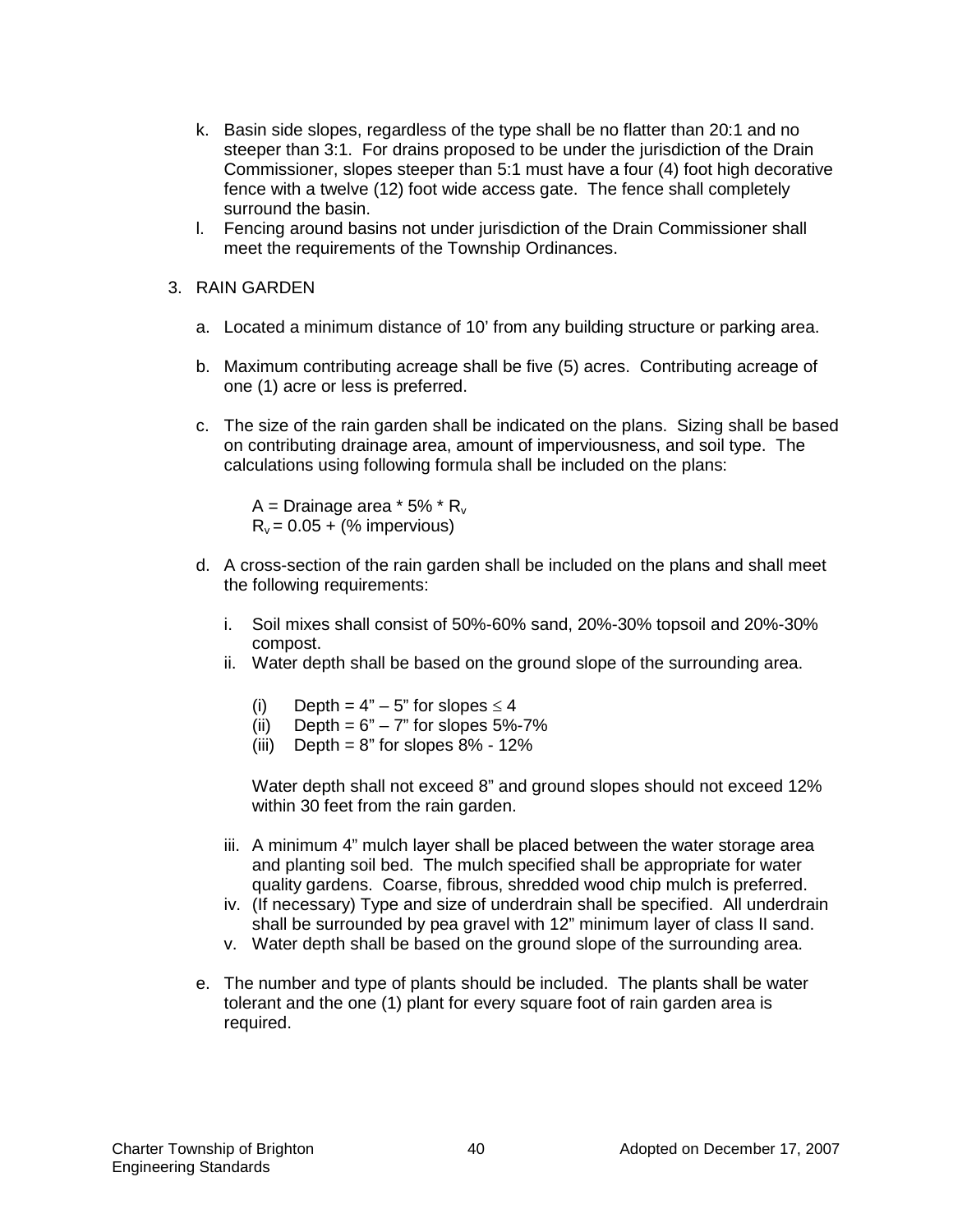k. Basin side slopes, regardless of the type shall be no flatter than 20:1 and no steeper than 3:1. For drains proposed to be under the jurisdiction of the Drain Commissioner, slopes steeper than 5:1 must have a four (4) foot high decorative fence with a twelve (12) foot wide access gate. The fence shall completely surround the basin.
l. Fencing around basins not under jurisdiction of the Drain Commissioner shall meet the requirements of the Township Ordinances.

3. RAIN GARDEN

   a. Located a minimum distance of 10' from any building structure or parking area.

   b. Maximum contributing acreage shall be five (5) acres. Contributing acreage of one (1) acre or less is preferred.

   c. The size of the rain garden shall be indicated on the plans. Sizing shall be based on contributing drainage area, amount of imperviousness, and soil type. The calculations using following formula shall be included on the plans:

      $A$ = Drainage area * 5% * $R_v$
      $R_v = 0.05 +$ (% impervious)

   d. A cross-section of the rain garden shall be included on the plans and shall meet the following requirements:

      i. Soil mixes shall consist of 50%-60% sand, 20%-30% topsoil and 20%-30% compost.
      ii. Water depth shall be based on the ground slope of the surrounding area.

         (i) Depth = 4" – 5" for slopes $\leq 4$
         (ii) Depth = 6" – 7" for slopes 5%-7%
         (iii) Depth = 8" for slopes 8% - 12%

         Water depth shall not exceed 8" and ground slopes should not exceed 12% within 30 feet from the rain garden.

      iii. A minimum 4" mulch layer shall be placed between the water storage area and planting soil bed. The mulch specified shall be appropriate for water quality gardens. Coarse, fibrous, shredded wood chip mulch is preferred.
      iv. (If necessary) Type and size of underdrain shall be specified. All underdrain shall be surrounded by pea gravel with 12" minimum layer of class II sand.
      v. Water depth shall be based on the ground slope of the surrounding area.

   e. The number and type of plants should be included. The plants shall be water tolerant and the one (1) plant for every square foot of rain garden area is required.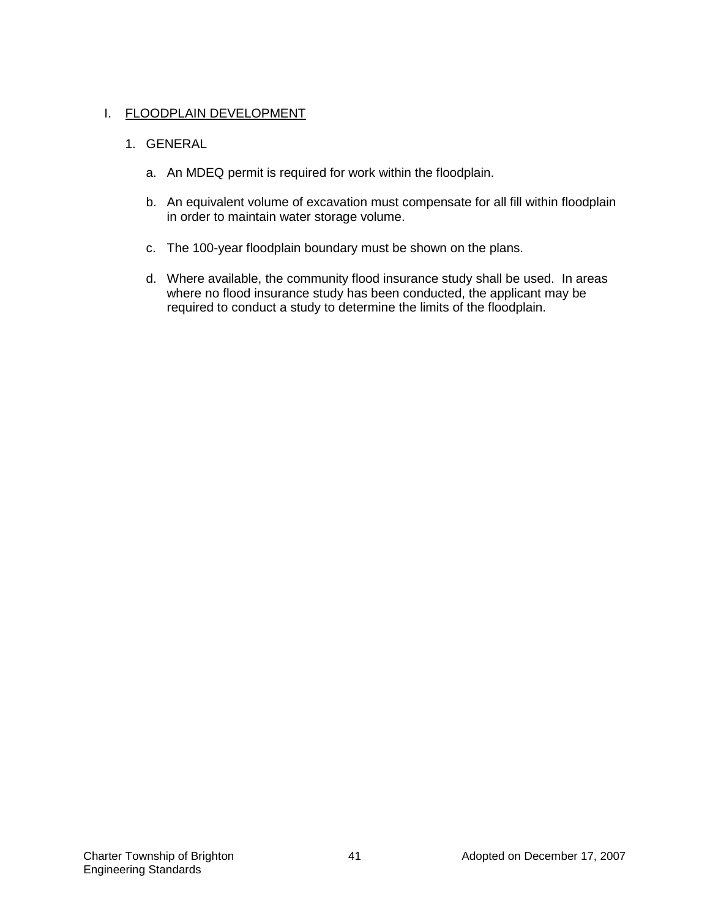## I. <u>FLOODPLAIN DEVELOPMENT</u>

### 1. GENERAL

a. An MDEQ permit is required for work within the floodplain.

b. An equivalent volume of excavation must compensate for all fill within floodplain in order to maintain water storage volume.

c. The 100-year floodplain boundary must be shown on the plans.

d. Where available, the community flood insurance study shall be used. In areas where no flood insurance study has been conducted, the applicant may be required to conduct a study to determine the limits of the floodplain.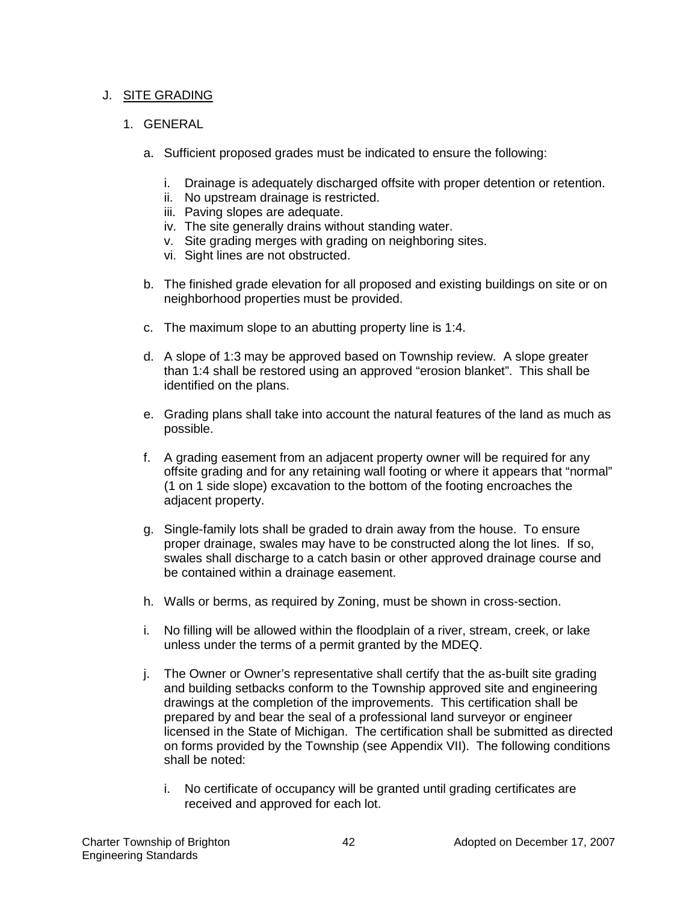## J. SITE GRADING

### 1. GENERAL

a. Sufficient proposed grades must be indicated to ensure the following:

   i. Drainage is adequately discharged offsite with proper detention or retention.
   ii. No upstream drainage is restricted.
   iii. Paving slopes are adequate.
   iv. The site generally drains without standing water.
   v. Site grading merges with grading on neighboring sites.
   vi. Sight lines are not obstructed.

b. The finished grade elevation for all proposed and existing buildings on site or on neighborhood properties must be provided.

c. The maximum slope to an abutting property line is 1:4.

d. A slope of 1:3 may be approved based on Township review. A slope greater than 1:4 shall be restored using an approved "erosion blanket". This shall be identified on the plans.

e. Grading plans shall take into account the natural features of the land as much as possible.

f. A grading easement from an adjacent property owner will be required for any offsite grading and for any retaining wall footing or where it appears that "normal" (1 on 1 side slope) excavation to the bottom of the footing encroaches the adjacent property.

g. Single-family lots shall be graded to drain away from the house. To ensure proper drainage, swales may have to be constructed along the lot lines. If so, swales shall discharge to a catch basin or other approved drainage course and be contained within a drainage easement.

h. Walls or berms, as required by Zoning, must be shown in cross-section.

i. No filling will be allowed within the floodplain of a river, stream, creek, or lake unless under the terms of a permit granted by the MDEQ.

j. The Owner or Owner's representative shall certify that the as-built site grading and building setbacks conform to the Township approved site and engineering drawings at the completion of the improvements. This certification shall be prepared by and bear the seal of a professional land surveyor or engineer licensed in the State of Michigan. The certification shall be submitted as directed on forms provided by the Township (see Appendix VII). The following conditions shall be noted:

   i. No certificate of occupancy will be granted until grading certificates are received and approved for each lot.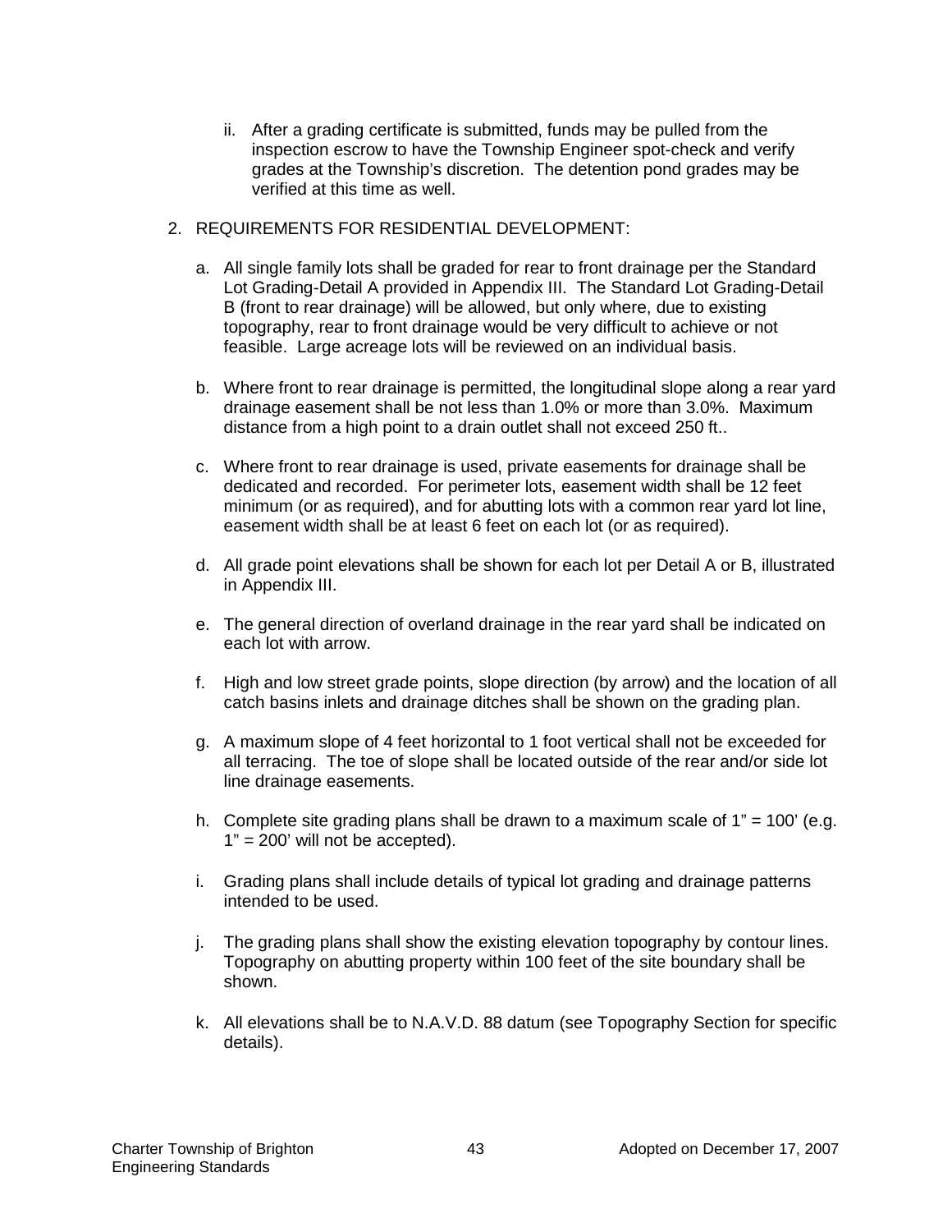ii. After a grading certificate is submitted, funds may be pulled from the inspection escrow to have the Township Engineer spot-check and verify grades at the Township's discretion. The detention pond grades may be verified at this time as well.

2. REQUIREMENTS FOR RESIDENTIAL DEVELOPMENT:

   a. All single family lots shall be graded for rear to front drainage per the Standard Lot Grading-Detail A provided in Appendix III. The Standard Lot Grading-Detail B (front to rear drainage) will be allowed, but only where, due to existing topography, rear to front drainage would be very difficult to achieve or not feasible. Large acreage lots will be reviewed on an individual basis.

   b. Where front to rear drainage is permitted, the longitudinal slope along a rear yard drainage easement shall be not less than 1.0% or more than 3.0%. Maximum distance from a high point to a drain outlet shall not exceed 250 ft..

   c. Where front to rear drainage is used, private easements for drainage shall be dedicated and recorded. For perimeter lots, easement width shall be 12 feet minimum (or as required), and for abutting lots with a common rear yard lot line, easement width shall be at least 6 feet on each lot (or as required).

   d. All grade point elevations shall be shown for each lot per Detail A or B, illustrated in Appendix III.

   e. The general direction of overland drainage in the rear yard shall be indicated on each lot with arrow.

   f. High and low street grade points, slope direction (by arrow) and the location of all catch basins inlets and drainage ditches shall be shown on the grading plan.

   g. A maximum slope of 4 feet horizontal to 1 foot vertical shall not be exceeded for all terracing. The toe of slope shall be located outside of the rear and/or side lot line drainage easements.

   h. Complete site grading plans shall be drawn to a maximum scale of 1" = 100' (e.g. 1" = 200' will not be accepted).

   i. Grading plans shall include details of typical lot grading and drainage patterns intended to be used.

   j. The grading plans shall show the existing elevation topography by contour lines. Topography on abutting property within 100 feet of the site boundary shall be shown.

   k. All elevations shall be to N.A.V.D. 88 datum (see Topography Section for specific details).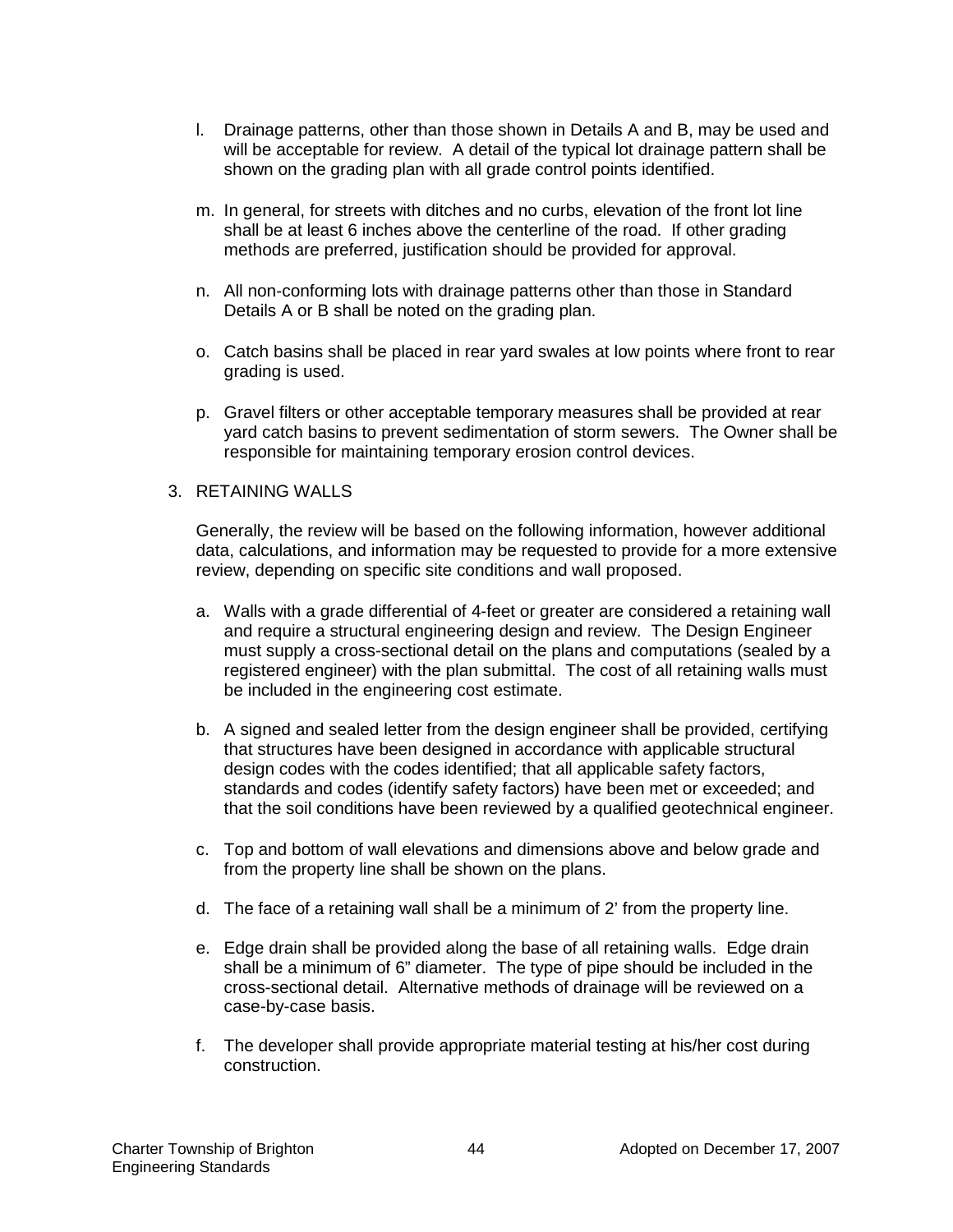l. Drainage patterns, other than those shown in Details A and B, may be used and will be acceptable for review. A detail of the typical lot drainage pattern shall be shown on the grading plan with all grade control points identified.

m. In general, for streets with ditches and no curbs, elevation of the front lot line shall be at least 6 inches above the centerline of the road. If other grading methods are preferred, justification should be provided for approval.

n. All non-conforming lots with drainage patterns other than those in Standard Details A or B shall be noted on the grading plan.

o. Catch basins shall be placed in rear yard swales at low points where front to rear grading is used.

p. Gravel filters or other acceptable temporary measures shall be provided at rear yard catch basins to prevent sedimentation of storm sewers. The Owner shall be responsible for maintaining temporary erosion control devices.

3. RETAINING WALLS

Generally, the review will be based on the following information, however additional data, calculations, and information may be requested to provide for a more extensive review, depending on specific site conditions and wall proposed.

a. Walls with a grade differential of 4-feet or greater are considered a retaining wall and require a structural engineering design and review. The Design Engineer must supply a cross-sectional detail on the plans and computations (sealed by a registered engineer) with the plan submittal. The cost of all retaining walls must be included in the engineering cost estimate.

b. A signed and sealed letter from the design engineer shall be provided, certifying that structures have been designed in accordance with applicable structural design codes with the codes identified; that all applicable safety factors, standards and codes (identify safety factors) have been met or exceeded; and that the soil conditions have been reviewed by a qualified geotechnical engineer.

c. Top and bottom of wall elevations and dimensions above and below grade and from the property line shall be shown on the plans.

d. The face of a retaining wall shall be a minimum of 2' from the property line.

e. Edge drain shall be provided along the base of all retaining walls. Edge drain shall be a minimum of 6" diameter. The type of pipe should be included in the cross-sectional detail. Alternative methods of drainage will be reviewed on a case-by-case basis.

f. The developer shall provide appropriate material testing at his/her cost during construction.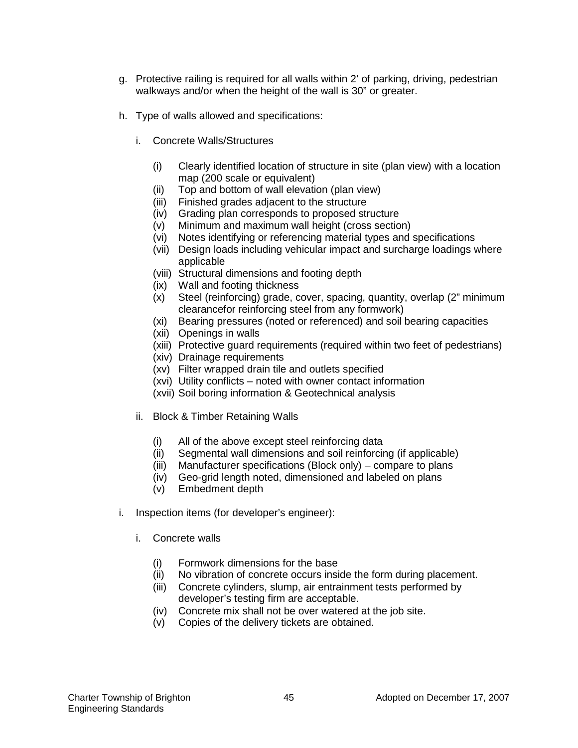g. Protective railing is required for all walls within 2' of parking, driving, pedestrian walkways and/or when the height of the wall is 30" or greater.

h. Type of walls allowed and specifications:

   i. Concrete Walls/Structures

      (i) Clearly identified location of structure in site (plan view) with a location map (200 scale or equivalent)
      (ii) Top and bottom of wall elevation (plan view)
      (iii) Finished grades adjacent to the structure
      (iv) Grading plan corresponds to proposed structure
      (v) Minimum and maximum wall height (cross section)
      (vi) Notes identifying or referencing material types and specifications
      (vii) Design loads including vehicular impact and surcharge loadings where applicable
      (viii) Structural dimensions and footing depth
      (ix) Wall and footing thickness
      (x) Steel (reinforcing) grade, cover, spacing, quantity, overlap (2" minimum clearancefor reinforcing steel from any formwork)
      (xi) Bearing pressures (noted or referenced) and soil bearing capacities
      (xii) Openings in walls
      (xiii) Protective guard requirements (required within two feet of pedestrians)
      (xiv) Drainage requirements
      (xv) Filter wrapped drain tile and outlets specified
      (xvi) Utility conflicts – noted with owner contact information
      (xvii) Soil boring information & Geotechnical analysis

   ii. Block & Timber Retaining Walls

      (i) All of the above except steel reinforcing data
      (ii) Segmental wall dimensions and soil reinforcing (if applicable)
      (iii) Manufacturer specifications (Block only) – compare to plans
      (iv) Geo-grid length noted, dimensioned and labeled on plans
      (v) Embedment depth

i. Inspection items (for developer's engineer):

   i. Concrete walls

      (i) Formwork dimensions for the base
      (ii) No vibration of concrete occurs inside the form during placement.
      (iii) Concrete cylinders, slump, air entrainment tests performed by developer's testing firm are acceptable.
      (iv) Concrete mix shall not be over watered at the job site.
      (v) Copies of the delivery tickets are obtained.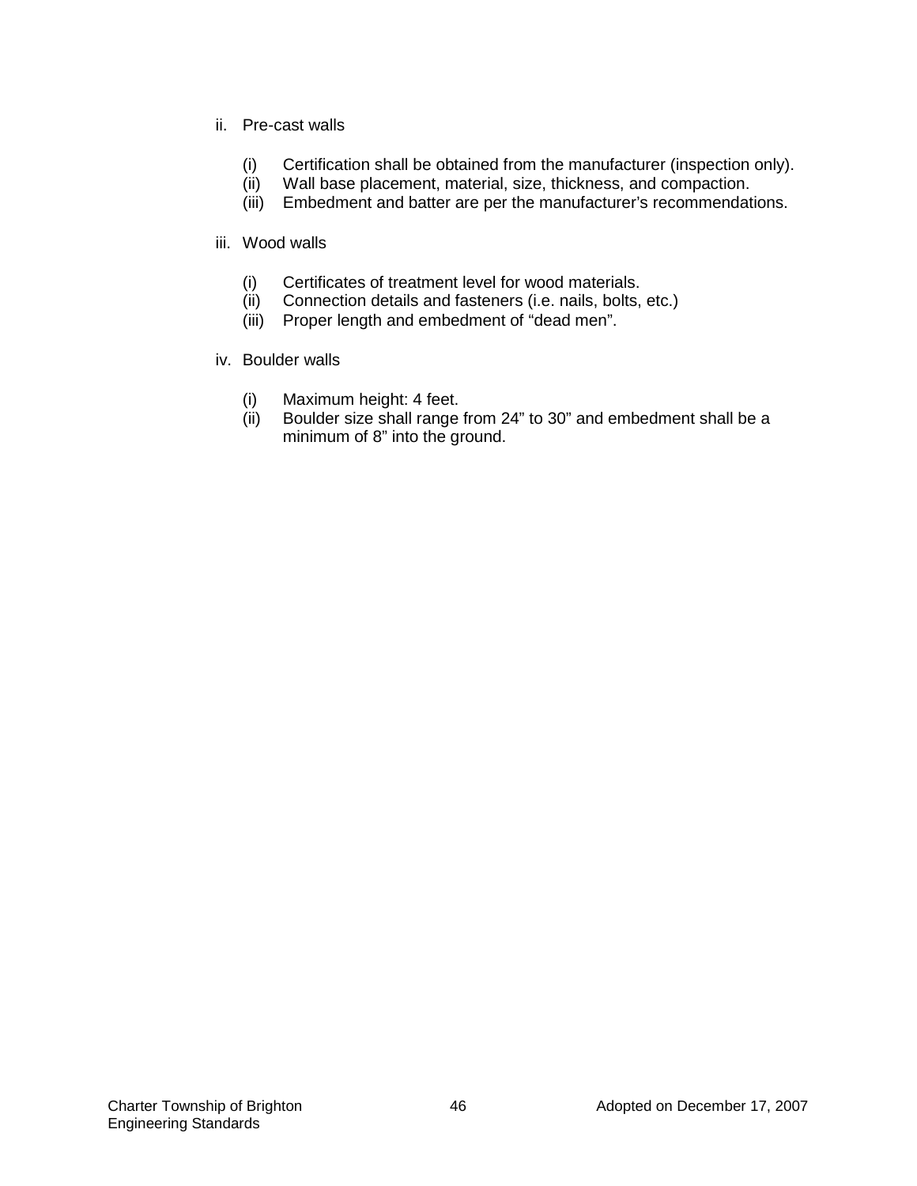ii. Pre-cast walls

   (i) Certification shall be obtained from the manufacturer (inspection only).
   (ii) Wall base placement, material, size, thickness, and compaction.
   (iii) Embedment and batter are per the manufacturer's recommendations.

iii. Wood walls

   (i) Certificates of treatment level for wood materials.
   (ii) Connection details and fasteners (i.e. nails, bolts, etc.)
   (iii) Proper length and embedment of "dead men".

iv. Boulder walls

   (i) Maximum height: 4 feet.
   (ii) Boulder size shall range from 24" to 30" and embedment shall be a minimum of 8" into the ground.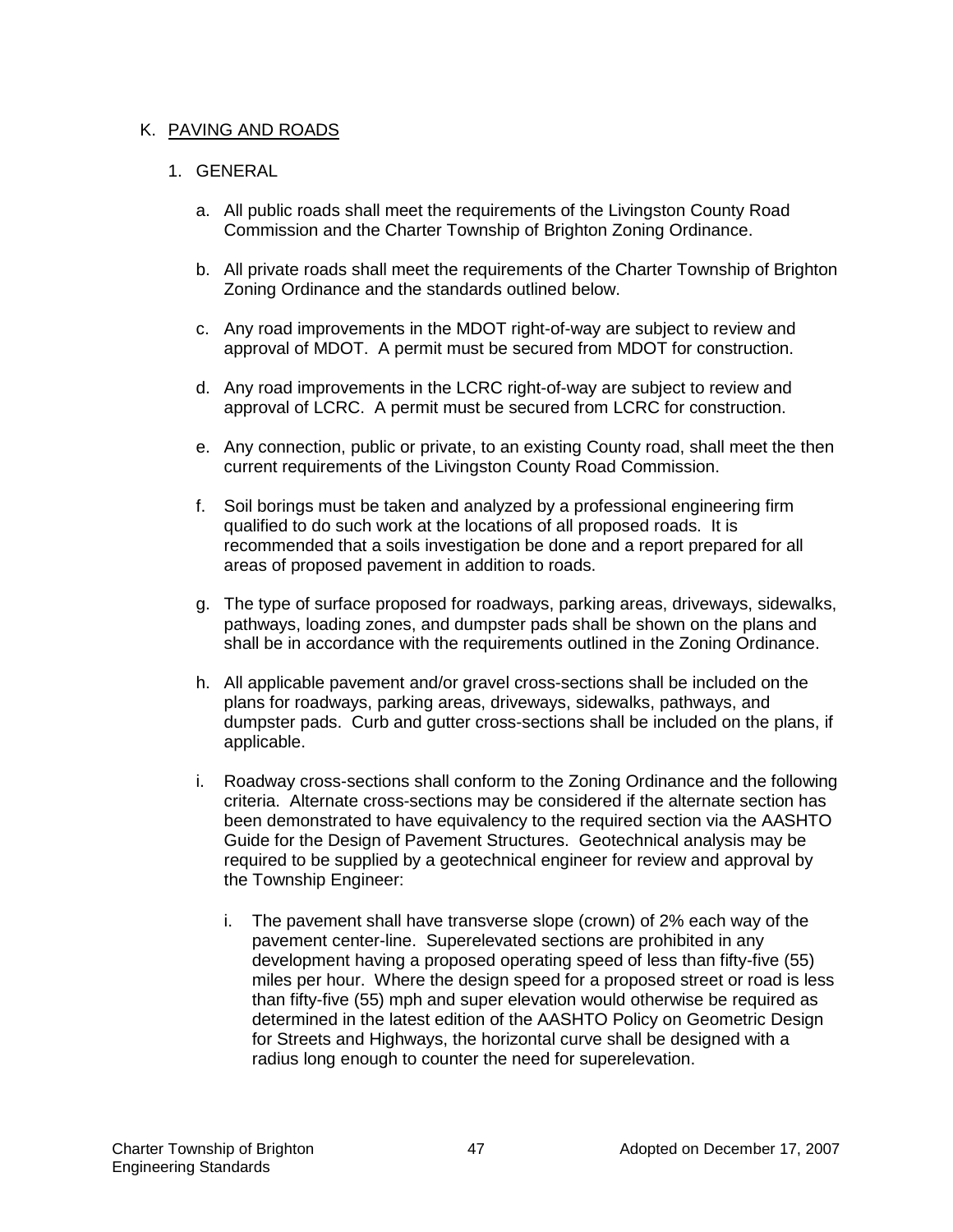## K. PAVING AND ROADS

### 1. GENERAL

a. All public roads shall meet the requirements of the Livingston County Road Commission and the Charter Township of Brighton Zoning Ordinance.

b. All private roads shall meet the requirements of the Charter Township of Brighton Zoning Ordinance and the standards outlined below.

c. Any road improvements in the MDOT right-of-way are subject to review and approval of MDOT. A permit must be secured from MDOT for construction.

d. Any road improvements in the LCRC right-of-way are subject to review and approval of LCRC. A permit must be secured from LCRC for construction.

e. Any connection, public or private, to an existing County road, shall meet the then current requirements of the Livingston County Road Commission.

f. Soil borings must be taken and analyzed by a professional engineering firm qualified to do such work at the locations of all proposed roads. It is recommended that a soils investigation be done and a report prepared for all areas of proposed pavement in addition to roads.

g. The type of surface proposed for roadways, parking areas, driveways, sidewalks, pathways, loading zones, and dumpster pads shall be shown on the plans and shall be in accordance with the requirements outlined in the Zoning Ordinance.

h. All applicable pavement and/or gravel cross-sections shall be included on the plans for roadways, parking areas, driveways, sidewalks, pathways, and dumpster pads. Curb and gutter cross-sections shall be included on the plans, if applicable.

i. Roadway cross-sections shall conform to the Zoning Ordinance and the following criteria. Alternate cross-sections may be considered if the alternate section has been demonstrated to have equivalency to the required section via the AASHTO Guide for the Design of Pavement Structures. Geotechnical analysis may be required to be supplied by a geotechnical engineer for review and approval by the Township Engineer:

   i. The pavement shall have transverse slope (crown) of 2% each way of the pavement center-line. Superelevated sections are prohibited in any development having a proposed operating speed of less than fifty-five (55) miles per hour. Where the design speed for a proposed street or road is less than fifty-five (55) mph and super elevation would otherwise be required as determined in the latest edition of the AASHTO Policy on Geometric Design for Streets and Highways, the horizontal curve shall be designed with a radius long enough to counter the need for superelevation.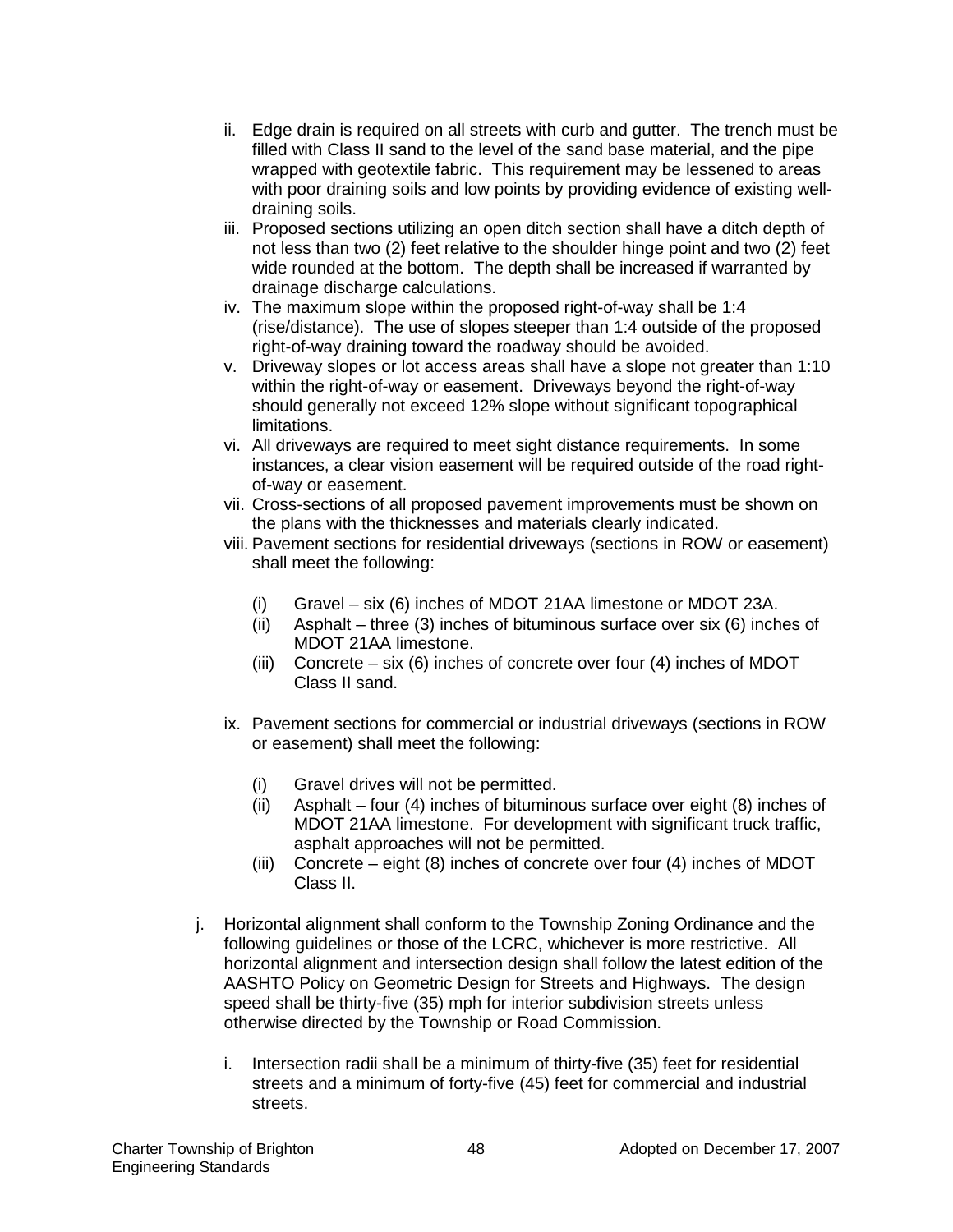ii. Edge drain is required on all streets with curb and gutter. The trench must be filled with Class II sand to the level of the sand base material, and the pipe wrapped with geotextile fabric. This requirement may be lessened to areas with poor draining soils and low points by providing evidence of existing well-draining soils.

iii. Proposed sections utilizing an open ditch section shall have a ditch depth of not less than two (2) feet relative to the shoulder hinge point and two (2) feet wide rounded at the bottom. The depth shall be increased if warranted by drainage discharge calculations.

iv. The maximum slope within the proposed right-of-way shall be 1:4 (rise/distance). The use of slopes steeper than 1:4 outside of the proposed right-of-way draining toward the roadway should be avoided.

v. Driveway slopes or lot access areas shall have a slope not greater than 1:10 within the right-of-way or easement. Driveways beyond the right-of-way should generally not exceed 12% slope without significant topographical limitations.

vi. All driveways are required to meet sight distance requirements. In some instances, a clear vision easement will be required outside of the road right-of-way or easement.

vii. Cross-sections of all proposed pavement improvements must be shown on the plans with the thicknesses and materials clearly indicated.

viii. Pavement sections for residential driveways (sections in ROW or easement) shall meet the following:

   (i) Gravel – six (6) inches of MDOT 21AA limestone or MDOT 23A.
   (ii) Asphalt – three (3) inches of bituminous surface over six (6) inches of MDOT 21AA limestone.
   (iii) Concrete – six (6) inches of concrete over four (4) inches of MDOT Class II sand.

ix. Pavement sections for commercial or industrial driveways (sections in ROW or easement) shall meet the following:

   (i) Gravel drives will not be permitted.
   (ii) Asphalt – four (4) inches of bituminous surface over eight (8) inches of MDOT 21AA limestone. For development with significant truck traffic, asphalt approaches will not be permitted.
   (iii) Concrete – eight (8) inches of concrete over four (4) inches of MDOT Class II.

j. Horizontal alignment shall conform to the Township Zoning Ordinance and the following guidelines or those of the LCRC, whichever is more restrictive. All horizontal alignment and intersection design shall follow the latest edition of the AASHTO Policy on Geometric Design for Streets and Highways. The design speed shall be thirty-five (35) mph for interior subdivision streets unless otherwise directed by the Township or Road Commission.

   i. Intersection radii shall be a minimum of thirty-five (35) feet for residential streets and a minimum of forty-five (45) feet for commercial and industrial streets.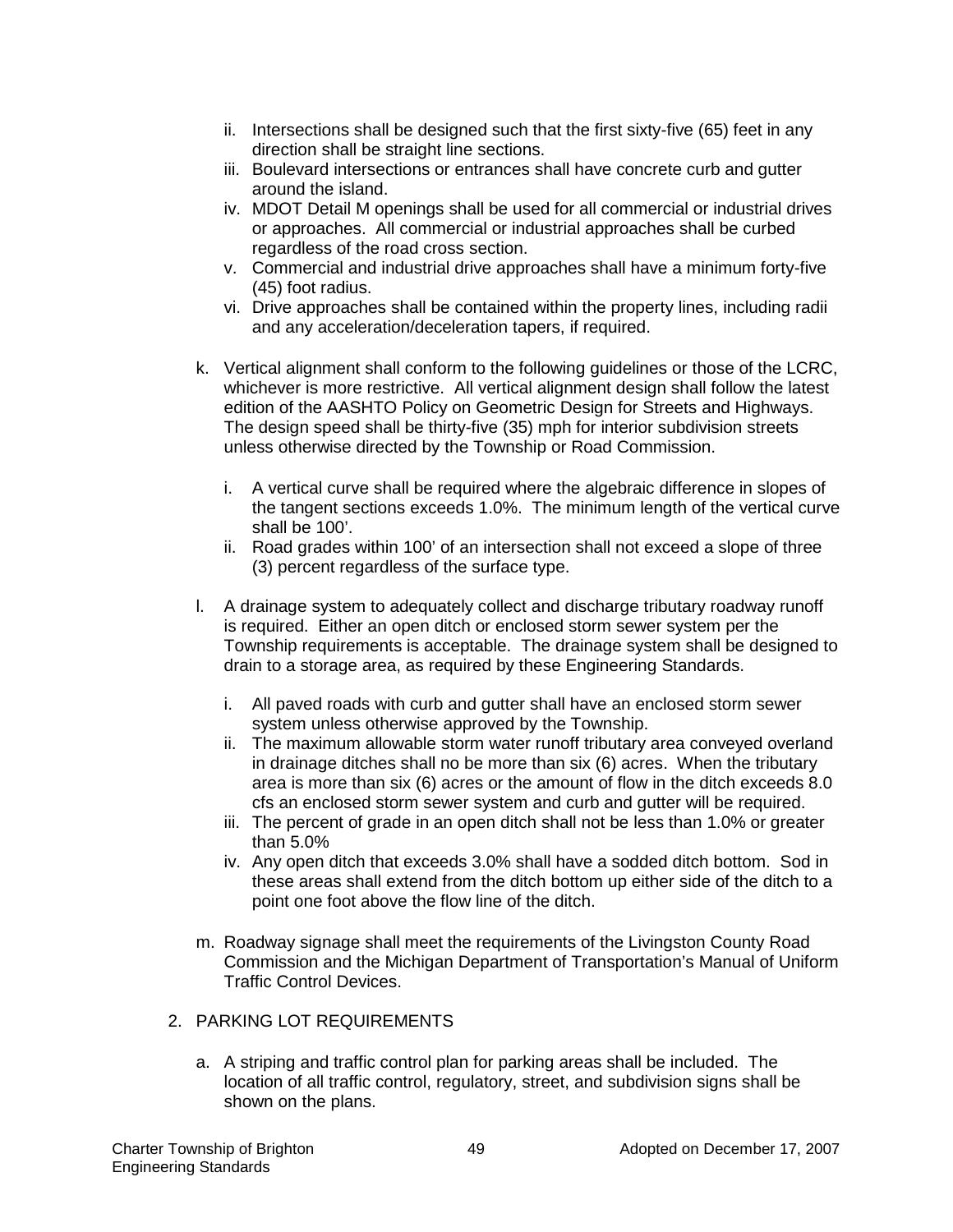ii. Intersections shall be designed such that the first sixty-five (65) feet in any direction shall be straight line sections.
iii. Boulevard intersections or entrances shall have concrete curb and gutter around the island.
iv. MDOT Detail M openings shall be used for all commercial or industrial drives or approaches. All commercial or industrial approaches shall be curbed regardless of the road cross section.
v. Commercial and industrial drive approaches shall have a minimum forty-five (45) foot radius.
vi. Drive approaches shall be contained within the property lines, including radii and any acceleration/deceleration tapers, if required.

k. Vertical alignment shall conform to the following guidelines or those of the LCRC, whichever is more restrictive. All vertical alignment design shall follow the latest edition of the AASHTO Policy on Geometric Design for Streets and Highways. The design speed shall be thirty-five (35) mph for interior subdivision streets unless otherwise directed by the Township or Road Commission.

   i. A vertical curve shall be required where the algebraic difference in slopes of the tangent sections exceeds 1.0%. The minimum length of the vertical curve shall be 100'.
   ii. Road grades within 100' of an intersection shall not exceed a slope of three (3) percent regardless of the surface type.

l. A drainage system to adequately collect and discharge tributary roadway runoff is required. Either an open ditch or enclosed storm sewer system per the Township requirements is acceptable. The drainage system shall be designed to drain to a storage area, as required by these Engineering Standards.

   i. All paved roads with curb and gutter shall have an enclosed storm sewer system unless otherwise approved by the Township.
   ii. The maximum allowable storm water runoff tributary area conveyed overland in drainage ditches shall no be more than six (6) acres. When the tributary area is more than six (6) acres or the amount of flow in the ditch exceeds 8.0 cfs an enclosed storm sewer system and curb and gutter will be required.
   iii. The percent of grade in an open ditch shall not be less than 1.0% or greater than 5.0%
   iv. Any open ditch that exceeds 3.0% shall have a sodded ditch bottom. Sod in these areas shall extend from the ditch bottom up either side of the ditch to a point one foot above the flow line of the ditch.

m. Roadway signage shall meet the requirements of the Livingston County Road Commission and the Michigan Department of Transportation's Manual of Uniform Traffic Control Devices.

2. PARKING LOT REQUIREMENTS

   a. A striping and traffic control plan for parking areas shall be included. The location of all traffic control, regulatory, street, and subdivision signs shall be shown on the plans.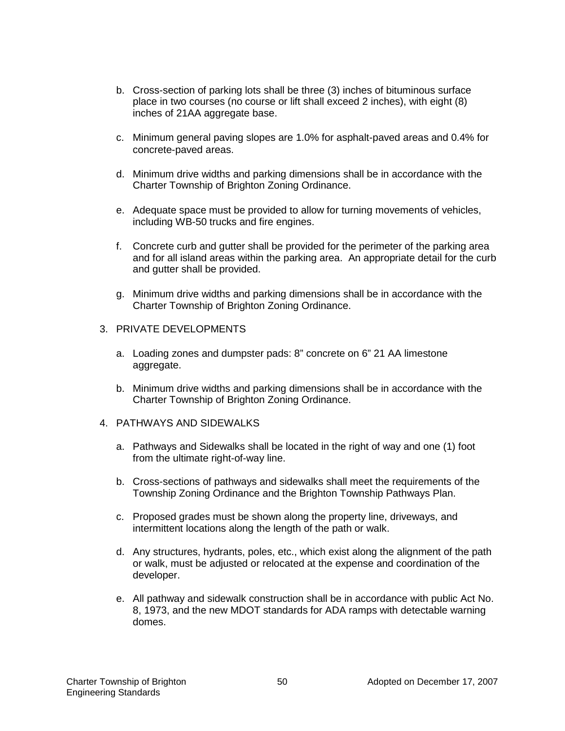b. Cross-section of parking lots shall be three (3) inches of bituminous surface place in two courses (no course or lift shall exceed 2 inches), with eight (8) inches of 21AA aggregate base.

c. Minimum general paving slopes are 1.0% for asphalt-paved areas and 0.4% for concrete-paved areas.

d. Minimum drive widths and parking dimensions shall be in accordance with the Charter Township of Brighton Zoning Ordinance.

e. Adequate space must be provided to allow for turning movements of vehicles, including WB-50 trucks and fire engines.

f. Concrete curb and gutter shall be provided for the perimeter of the parking area and for all island areas within the parking area. An appropriate detail for the curb and gutter shall be provided.

g. Minimum drive widths and parking dimensions shall be in accordance with the Charter Township of Brighton Zoning Ordinance.

3. PRIVATE DEVELOPMENTS

   a. Loading zones and dumpster pads: 8" concrete on 6" 21 AA limestone aggregate.

   b. Minimum drive widths and parking dimensions shall be in accordance with the Charter Township of Brighton Zoning Ordinance.

4. PATHWAYS AND SIDEWALKS

   a. Pathways and Sidewalks shall be located in the right of way and one (1) foot from the ultimate right-of-way line.

   b. Cross-sections of pathways and sidewalks shall meet the requirements of the Township Zoning Ordinance and the Brighton Township Pathways Plan.

   c. Proposed grades must be shown along the property line, driveways, and intermittent locations along the length of the path or walk.

   d. Any structures, hydrants, poles, etc., which exist along the alignment of the path or walk, must be adjusted or relocated at the expense and coordination of the developer.

   e. All pathway and sidewalk construction shall be in accordance with public Act No. 8, 1973, and the new MDOT standards for ADA ramps with detectable warning domes.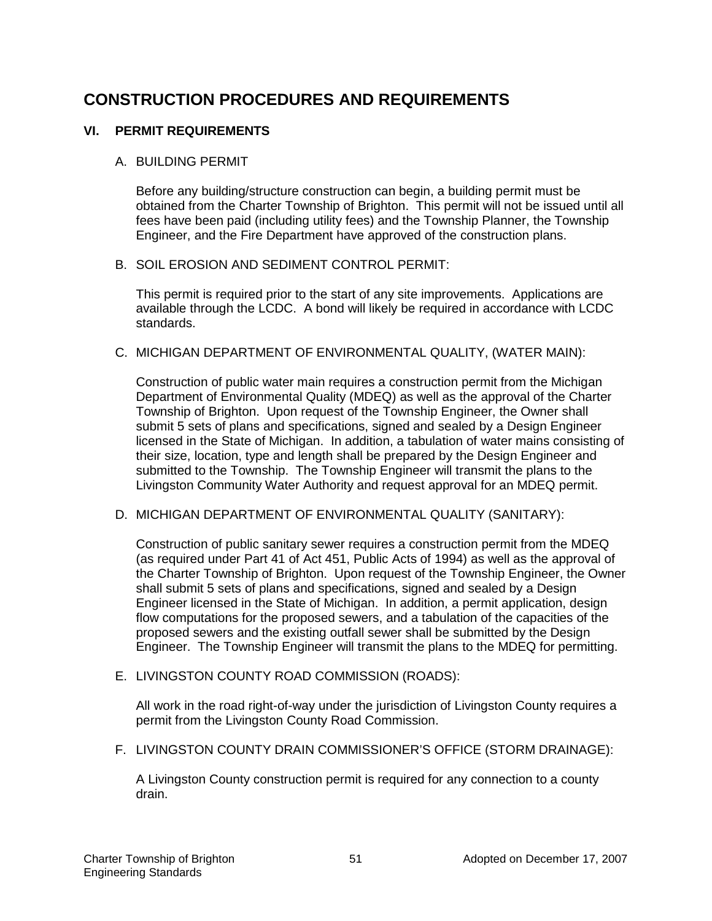# CONSTRUCTION PROCEDURES AND REQUIREMENTS

## VI. PERMIT REQUIREMENTS

### A. BUILDING PERMIT

Before any building/structure construction can begin, a building permit must be obtained from the Charter Township of Brighton. This permit will not be issued until all fees have been paid (including utility fees) and the Township Planner, the Township Engineer, and the Fire Department have approved of the construction plans.

### B. SOIL EROSION AND SEDIMENT CONTROL PERMIT:

This permit is required prior to the start of any site improvements. Applications are available through the LCDC. A bond will likely be required in accordance with LCDC standards.

### C. MICHIGAN DEPARTMENT OF ENVIRONMENTAL QUALITY, (WATER MAIN):

Construction of public water main requires a construction permit from the Michigan Department of Environmental Quality (MDEQ) as well as the approval of the Charter Township of Brighton. Upon request of the Township Engineer, the Owner shall submit 5 sets of plans and specifications, signed and sealed by a Design Engineer licensed in the State of Michigan. In addition, a tabulation of water mains consisting of their size, location, type and length shall be prepared by the Design Engineer and submitted to the Township. The Township Engineer will transmit the plans to the Livingston Community Water Authority and request approval for an MDEQ permit.

### D. MICHIGAN DEPARTMENT OF ENVIRONMENTAL QUALITY (SANITARY):

Construction of public sanitary sewer requires a construction permit from the MDEQ (as required under Part 41 of Act 451, Public Acts of 1994) as well as the approval of the Charter Township of Brighton. Upon request of the Township Engineer, the Owner shall submit 5 sets of plans and specifications, signed and sealed by a Design Engineer licensed in the State of Michigan. In addition, a permit application, design flow computations for the proposed sewers, and a tabulation of the capacities of the proposed sewers and the existing outfall sewer shall be submitted by the Design Engineer. The Township Engineer will transmit the plans to the MDEQ for permitting.

### E. LIVINGSTON COUNTY ROAD COMMISSION (ROADS):

All work in the road right-of-way under the jurisdiction of Livingston County requires a permit from the Livingston County Road Commission.

### F. LIVINGSTON COUNTY DRAIN COMMISSIONER'S OFFICE (STORM DRAINAGE):

A Livingston County construction permit is required for any connection to a county drain.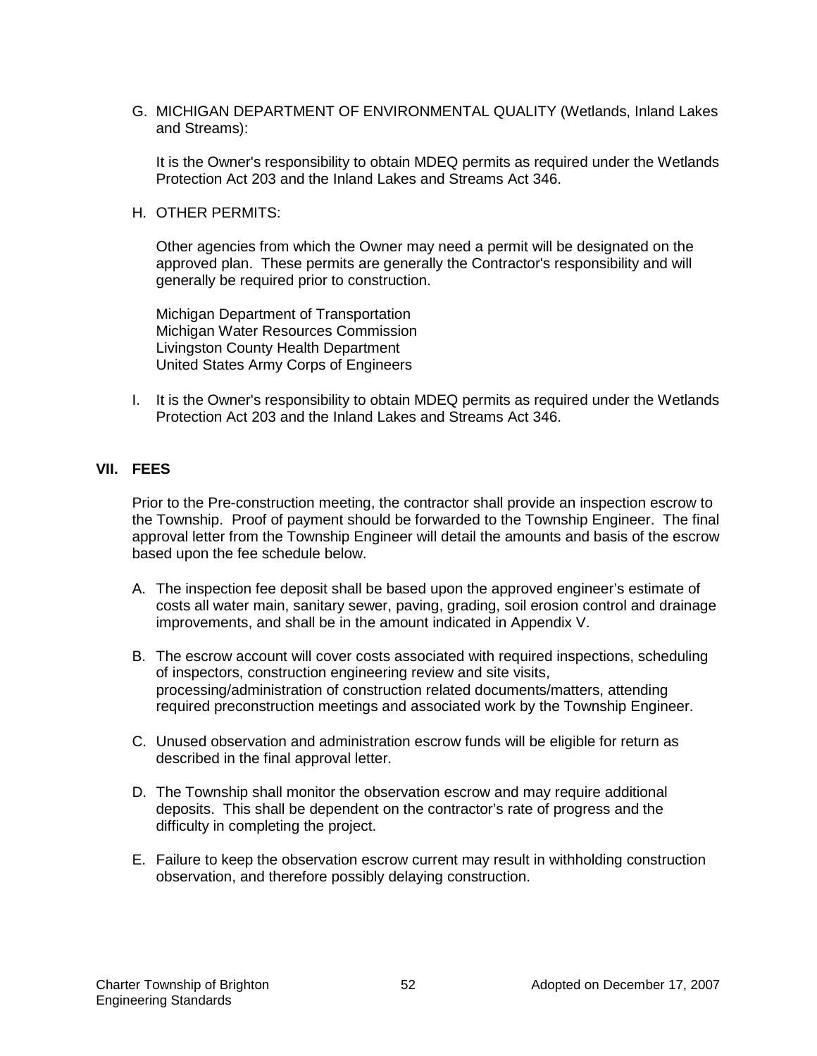G. MICHIGAN DEPARTMENT OF ENVIRONMENTAL QUALITY (Wetlands, Inland Lakes and Streams):

   It is the Owner's responsibility to obtain MDEQ permits as required under the Wetlands Protection Act 203 and the Inland Lakes and Streams Act 346.

H. OTHER PERMITS:

   Other agencies from which the Owner may need a permit will be designated on the approved plan. These permits are generally the Contractor's responsibility and will generally be required prior to construction.

   Michigan Department of Transportation
   Michigan Water Resources Commission
   Livingston County Health Department
   United States Army Corps of Engineers

I. It is the Owner's responsibility to obtain MDEQ permits as required under the Wetlands Protection Act 203 and the Inland Lakes and Streams Act 346.

## VII. FEES

Prior to the Pre-construction meeting, the contractor shall provide an inspection escrow to the Township. Proof of payment should be forwarded to the Township Engineer. The final approval letter from the Township Engineer will detail the amounts and basis of the escrow based upon the fee schedule below.

A. The inspection fee deposit shall be based upon the approved engineer's estimate of costs all water main, sanitary sewer, paving, grading, soil erosion control and drainage improvements, and shall be in the amount indicated in Appendix V.

B. The escrow account will cover costs associated with required inspections, scheduling of inspectors, construction engineering review and site visits, processing/administration of construction related documents/matters, attending required preconstruction meetings and associated work by the Township Engineer.

C. Unused observation and administration escrow funds will be eligible for return as described in the final approval letter.

D. The Township shall monitor the observation escrow and may require additional deposits. This shall be dependent on the contractor's rate of progress and the difficulty in completing the project.

E. Failure to keep the observation escrow current may result in withholding construction observation, and therefore possibly delaying construction.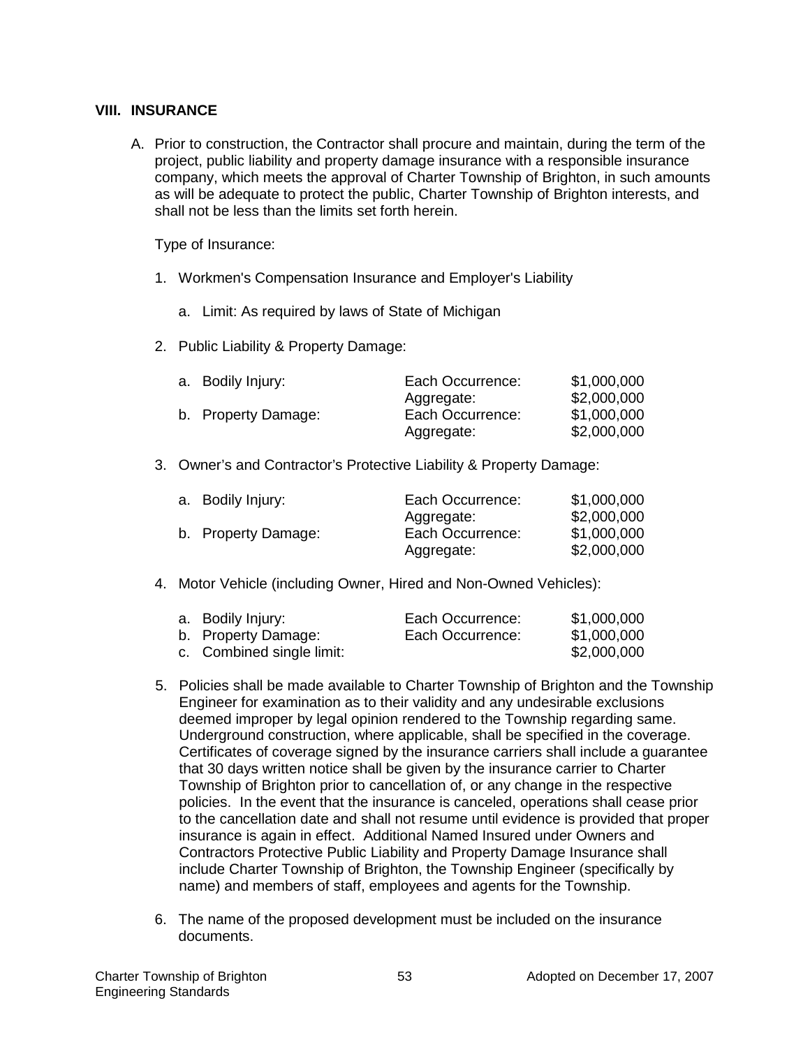## VIII. INSURANCE

A. Prior to construction, the Contractor shall procure and maintain, during the term of the project, public liability and property damage insurance with a responsible insurance company, which meets the approval of Charter Township of Brighton, in such amounts as will be adequate to protect the public, Charter Township of Brighton interests, and shall not be less than the limits set forth herein.

   Type of Insurance:

   1. Workmen's Compensation Insurance and Employer's Liability

      a. Limit: As required by laws of State of Michigan

   2. Public Liability & Property Damage:

| | | |
|---|---|---|
| a. Bodily Injury: | Each Occurrence: | $1,000,000 |
| | Aggregate: | $2,000,000 |
| b. Property Damage: | Each Occurrence: | $1,000,000 |
| | Aggregate: | $2,000,000 |

   3. Owner's and Contractor's Protective Liability & Property Damage:

| | | |
|---|---|---|
| a. Bodily Injury: | Each Occurrence: | $1,000,000 |
| | Aggregate: | $2,000,000 |
| b. Property Damage: | Each Occurrence: | $1,000,000 |
| | Aggregate: | $2,000,000 |

   4. Motor Vehicle (including Owner, Hired and Non-Owned Vehicles):

| | | |
|---|---|---|
| a. Bodily Injury: | Each Occurrence: | $1,000,000 |
| b. Property Damage: | Each Occurrence: | $1,000,000 |
| c. Combined single limit: | | $2,000,000 |

   5. Policies shall be made available to Charter Township of Brighton and the Township Engineer for examination as to their validity and any undesirable exclusions deemed improper by legal opinion rendered to the Township regarding same. Underground construction, where applicable, shall be specified in the coverage. Certificates of coverage signed by the insurance carriers shall include a guarantee that 30 days written notice shall be given by the insurance carrier to Charter Township of Brighton prior to cancellation of, or any change in the respective policies. In the event that the insurance is canceled, operations shall cease prior to the cancellation date and shall not resume until evidence is provided that proper insurance is again in effect. Additional Named Insured under Owners and Contractors Protective Public Liability and Property Damage Insurance shall include Charter Township of Brighton, the Township Engineer (specifically by name) and members of staff, employees and agents for the Township.

   6. The name of the proposed development must be included on the insurance documents.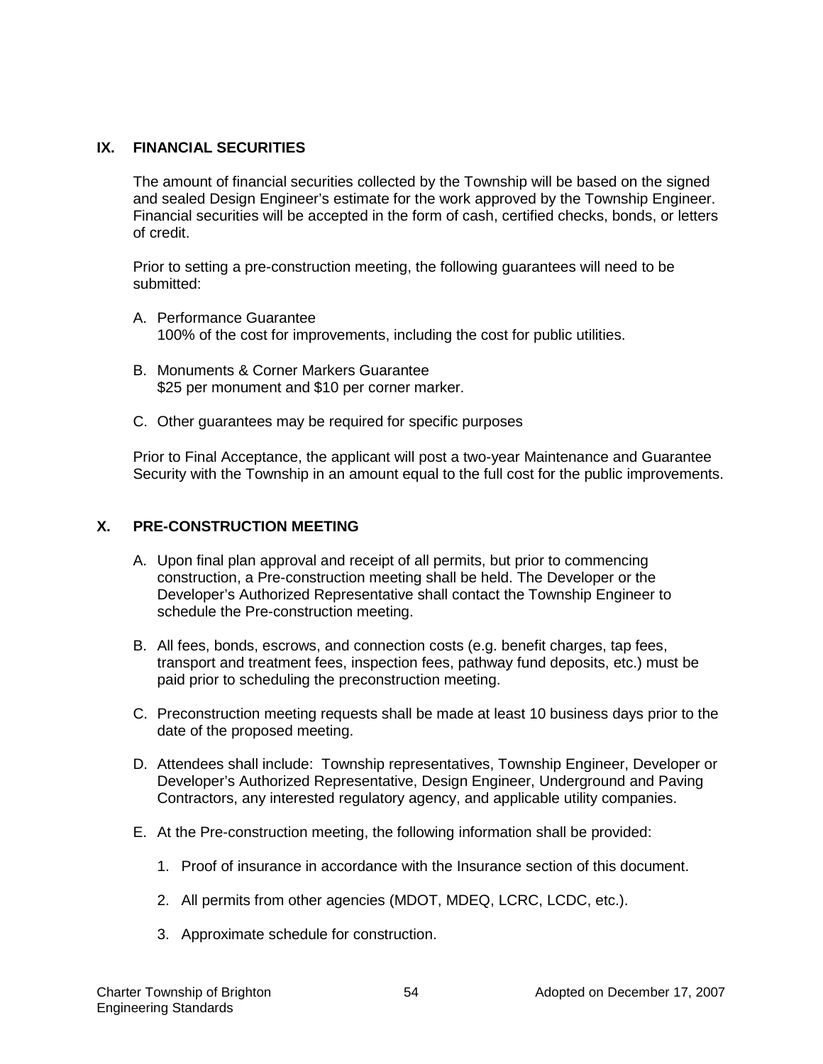## IX. FINANCIAL SECURITIES

The amount of financial securities collected by the Township will be based on the signed and sealed Design Engineer's estimate for the work approved by the Township Engineer. Financial securities will be accepted in the form of cash, certified checks, bonds, or letters of credit.

Prior to setting a pre-construction meeting, the following guarantees will need to be submitted:

A. Performance Guarantee
   100% of the cost for improvements, including the cost for public utilities.

B. Monuments & Corner Markers Guarantee
   $25 per monument and $10 per corner marker.

C. Other guarantees may be required for specific purposes

Prior to Final Acceptance, the applicant will post a two-year Maintenance and Guarantee Security with the Township in an amount equal to the full cost for the public improvements.

## X. PRE-CONSTRUCTION MEETING

A. Upon final plan approval and receipt of all permits, but prior to commencing construction, a Pre-construction meeting shall be held. The Developer or the Developer's Authorized Representative shall contact the Township Engineer to schedule the Pre-construction meeting.

B. All fees, bonds, escrows, and connection costs (e.g. benefit charges, tap fees, transport and treatment fees, inspection fees, pathway fund deposits, etc.) must be paid prior to scheduling the preconstruction meeting.

C. Preconstruction meeting requests shall be made at least 10 business days prior to the date of the proposed meeting.

D. Attendees shall include: Township representatives, Township Engineer, Developer or Developer's Authorized Representative, Design Engineer, Underground and Paving Contractors, any interested regulatory agency, and applicable utility companies.

E. At the Pre-construction meeting, the following information shall be provided:

   1. Proof of insurance in accordance with the Insurance section of this document.

   2. All permits from other agencies (MDOT, MDEQ, LCRC, LCDC, etc.).

   3. Approximate schedule for construction.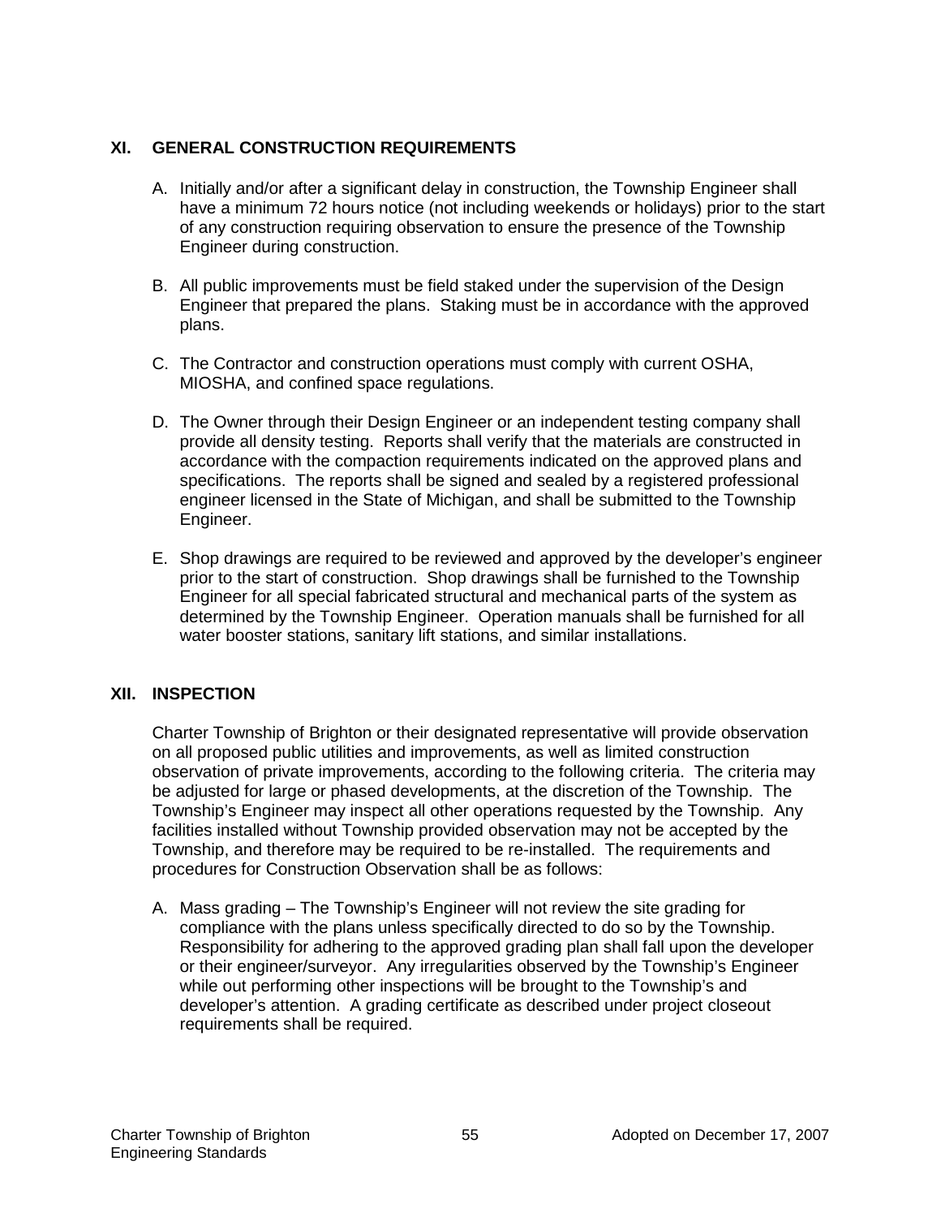## XI. GENERAL CONSTRUCTION REQUIREMENTS

A. Initially and/or after a significant delay in construction, the Township Engineer shall have a minimum 72 hours notice (not including weekends or holidays) prior to the start of any construction requiring observation to ensure the presence of the Township Engineer during construction.

B. All public improvements must be field staked under the supervision of the Design Engineer that prepared the plans. Staking must be in accordance with the approved plans.

C. The Contractor and construction operations must comply with current OSHA, MIOSHA, and confined space regulations.

D. The Owner through their Design Engineer or an independent testing company shall provide all density testing. Reports shall verify that the materials are constructed in accordance with the compaction requirements indicated on the approved plans and specifications. The reports shall be signed and sealed by a registered professional engineer licensed in the State of Michigan, and shall be submitted to the Township Engineer.

E. Shop drawings are required to be reviewed and approved by the developer's engineer prior to the start of construction. Shop drawings shall be furnished to the Township Engineer for all special fabricated structural and mechanical parts of the system as determined by the Township Engineer. Operation manuals shall be furnished for all water booster stations, sanitary lift stations, and similar installations.

## XII. INSPECTION

Charter Township of Brighton or their designated representative will provide observation on all proposed public utilities and improvements, as well as limited construction observation of private improvements, according to the following criteria. The criteria may be adjusted for large or phased developments, at the discretion of the Township. The Township's Engineer may inspect all other operations requested by the Township. Any facilities installed without Township provided observation may not be accepted by the Township, and therefore may be required to be re-installed. The requirements and procedures for Construction Observation shall be as follows:

A. Mass grading – The Township's Engineer will not review the site grading for compliance with the plans unless specifically directed to do so by the Township. Responsibility for adhering to the approved grading plan shall fall upon the developer or their engineer/surveyor. Any irregularities observed by the Township's Engineer while out performing other inspections will be brought to the Township's and developer's attention. A grading certificate as described under project closeout requirements shall be required.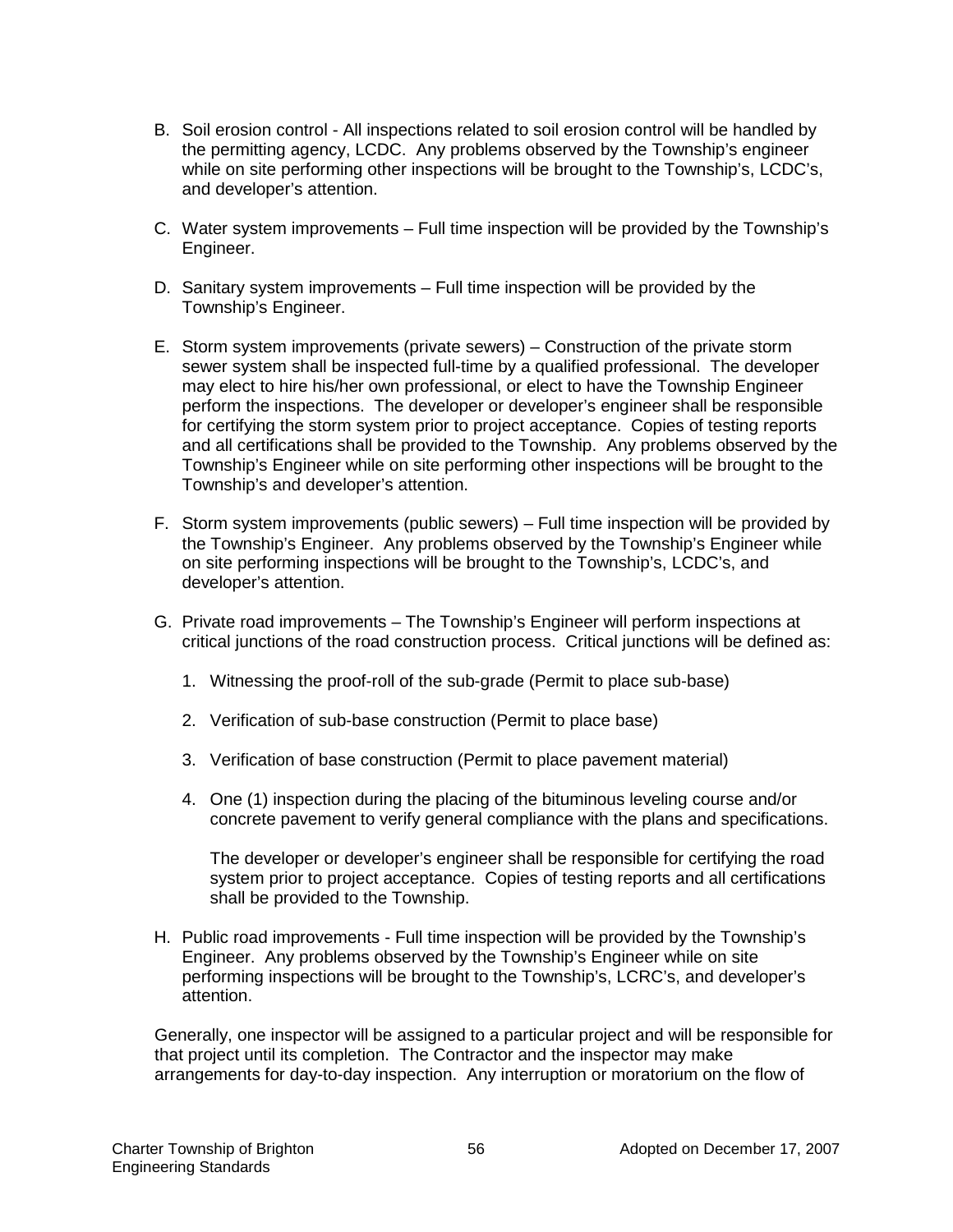B. Soil erosion control - All inspections related to soil erosion control will be handled by the permitting agency, LCDC. Any problems observed by the Township's engineer while on site performing other inspections will be brought to the Township's, LCDC's, and developer's attention.

C. Water system improvements – Full time inspection will be provided by the Township's Engineer.

D. Sanitary system improvements – Full time inspection will be provided by the Township's Engineer.

E. Storm system improvements (private sewers) – Construction of the private storm sewer system shall be inspected full-time by a qualified professional. The developer may elect to hire his/her own professional, or elect to have the Township Engineer perform the inspections. The developer or developer's engineer shall be responsible for certifying the storm system prior to project acceptance. Copies of testing reports and all certifications shall be provided to the Township. Any problems observed by the Township's Engineer while on site performing other inspections will be brought to the Township's and developer's attention.

F. Storm system improvements (public sewers) – Full time inspection will be provided by the Township's Engineer. Any problems observed by the Township's Engineer while on site performing inspections will be brought to the Township's, LCDC's, and developer's attention.

G. Private road improvements – The Township's Engineer will perform inspections at critical junctions of the road construction process. Critical junctions will be defined as:

   1. Witnessing the proof-roll of the sub-grade (Permit to place sub-base)

   2. Verification of sub-base construction (Permit to place base)

   3. Verification of base construction (Permit to place pavement material)

   4. One (1) inspection during the placing of the bituminous leveling course and/or concrete pavement to verify general compliance with the plans and specifications.

   The developer or developer's engineer shall be responsible for certifying the road system prior to project acceptance. Copies of testing reports and all certifications shall be provided to the Township.

H. Public road improvements - Full time inspection will be provided by the Township's Engineer. Any problems observed by the Township's Engineer while on site performing inspections will be brought to the Township's, LCRC's, and developer's attention.

Generally, one inspector will be assigned to a particular project and will be responsible for that project until its completion. The Contractor and the inspector may make arrangements for day-to-day inspection. Any interruption or moratorium on the flow of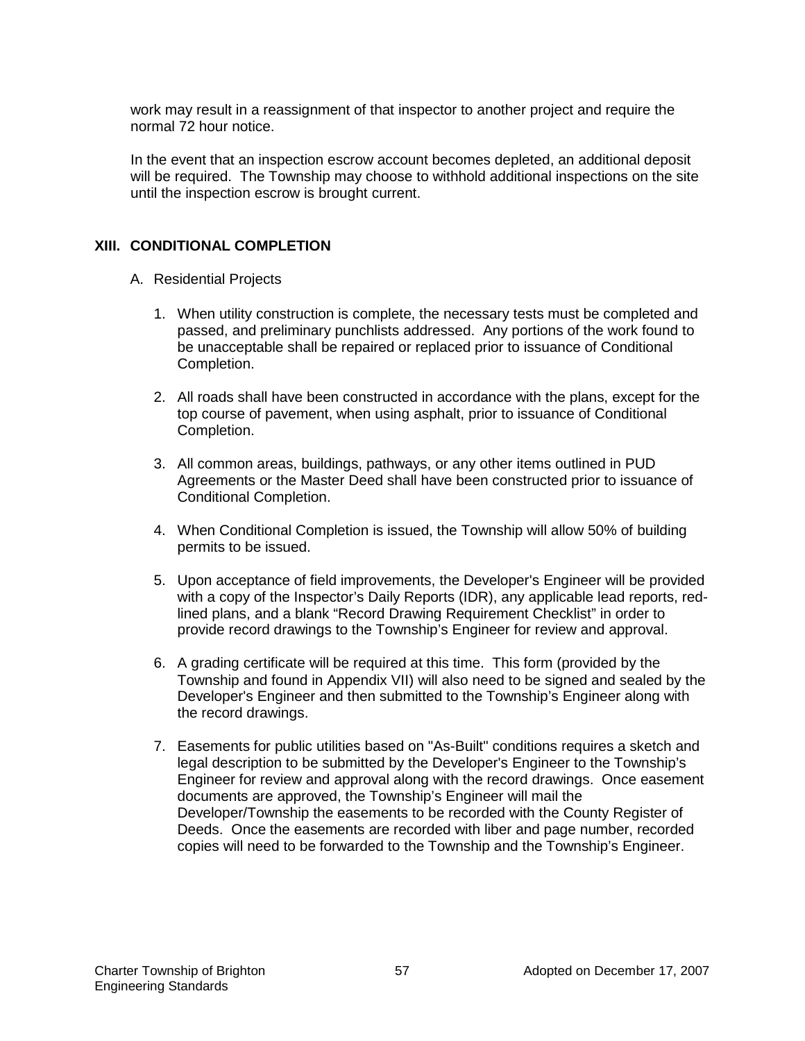work may result in a reassignment of that inspector to another project and require the normal 72 hour notice.

In the event that an inspection escrow account becomes depleted, an additional deposit will be required. The Township may choose to withhold additional inspections on the site until the inspection escrow is brought current.

## XIII. CONDITIONAL COMPLETION

A. Residential Projects

1. When utility construction is complete, the necessary tests must be completed and passed, and preliminary punchlists addressed. Any portions of the work found to be unacceptable shall be repaired or replaced prior to issuance of Conditional Completion.

2. All roads shall have been constructed in accordance with the plans, except for the top course of pavement, when using asphalt, prior to issuance of Conditional Completion.

3. All common areas, buildings, pathways, or any other items outlined in PUD Agreements or the Master Deed shall have been constructed prior to issuance of Conditional Completion.

4. When Conditional Completion is issued, the Township will allow 50% of building permits to be issued.

5. Upon acceptance of field improvements, the Developer's Engineer will be provided with a copy of the Inspector's Daily Reports (IDR), any applicable lead reports, red-lined plans, and a blank "Record Drawing Requirement Checklist" in order to provide record drawings to the Township's Engineer for review and approval.

6. A grading certificate will be required at this time. This form (provided by the Township and found in Appendix VII) will also need to be signed and sealed by the Developer's Engineer and then submitted to the Township's Engineer along with the record drawings.

7. Easements for public utilities based on "As-Built" conditions requires a sketch and legal description to be submitted by the Developer's Engineer to the Township's Engineer for review and approval along with the record drawings. Once easement documents are approved, the Township's Engineer will mail the Developer/Township the easements to be recorded with the County Register of Deeds. Once the easements are recorded with liber and page number, recorded copies will need to be forwarded to the Township and the Township's Engineer.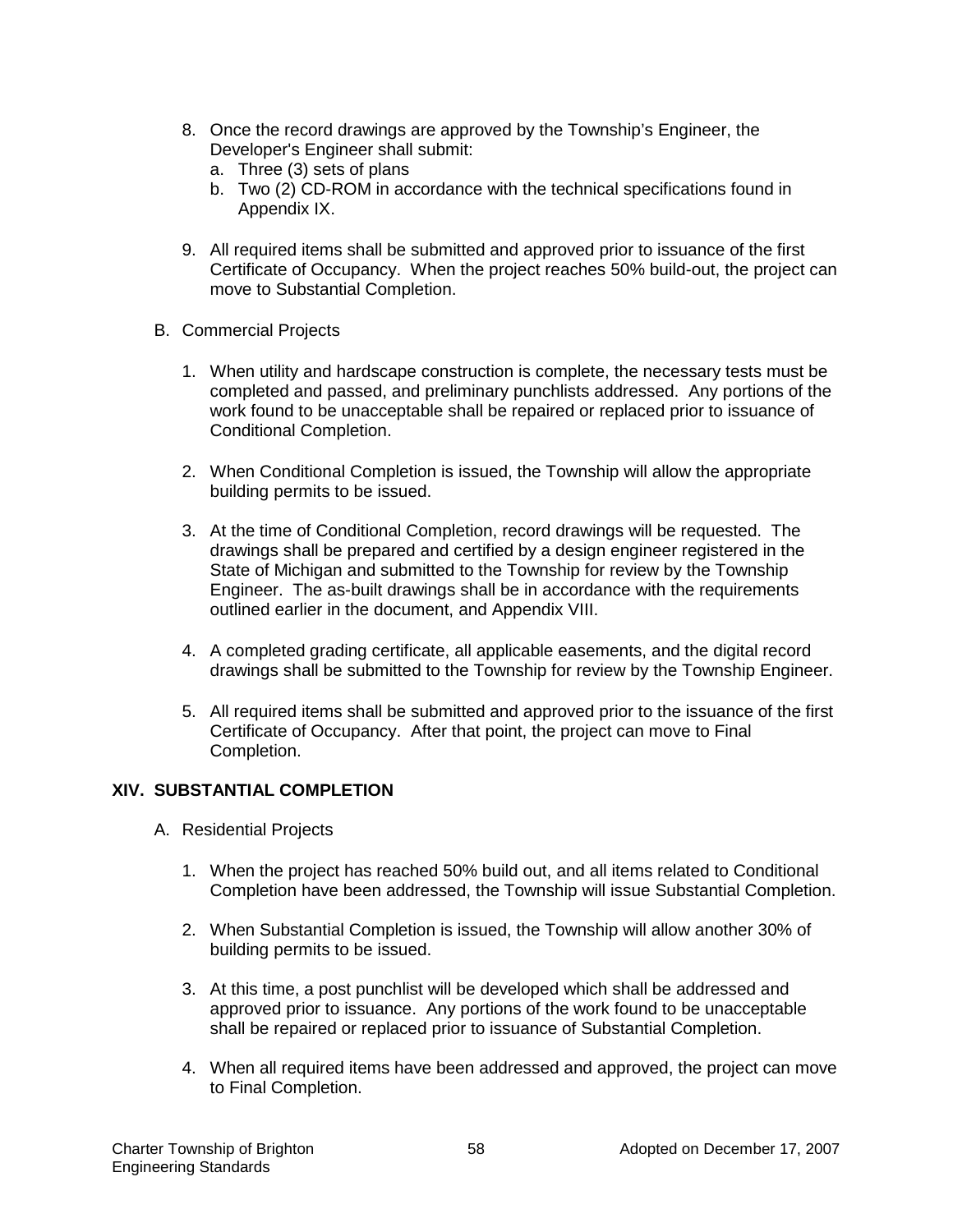8. Once the record drawings are approved by the Township's Engineer, the Developer's Engineer shall submit:
   a. Three (3) sets of plans
   b. Two (2) CD-ROM in accordance with the technical specifications found in Appendix IX.

9. All required items shall be submitted and approved prior to issuance of the first Certificate of Occupancy. When the project reaches 50% build-out, the project can move to Substantial Completion.

B. Commercial Projects

1. When utility and hardscape construction is complete, the necessary tests must be completed and passed, and preliminary punchlists addressed. Any portions of the work found to be unacceptable shall be repaired or replaced prior to issuance of Conditional Completion.

2. When Conditional Completion is issued, the Township will allow the appropriate building permits to be issued.

3. At the time of Conditional Completion, record drawings will be requested. The drawings shall be prepared and certified by a design engineer registered in the State of Michigan and submitted to the Township for review by the Township Engineer. The as-built drawings shall be in accordance with the requirements outlined earlier in the document, and Appendix VIII.

4. A completed grading certificate, all applicable easements, and the digital record drawings shall be submitted to the Township for review by the Township Engineer.

5. All required items shall be submitted and approved prior to the issuance of the first Certificate of Occupancy. After that point, the project can move to Final Completion.

## XIV. SUBSTANTIAL COMPLETION

A. Residential Projects

1. When the project has reached 50% build out, and all items related to Conditional Completion have been addressed, the Township will issue Substantial Completion.

2. When Substantial Completion is issued, the Township will allow another 30% of building permits to be issued.

3. At this time, a post punchlist will be developed which shall be addressed and approved prior to issuance. Any portions of the work found to be unacceptable shall be repaired or replaced prior to issuance of Substantial Completion.

4. When all required items have been addressed and approved, the project can move to Final Completion.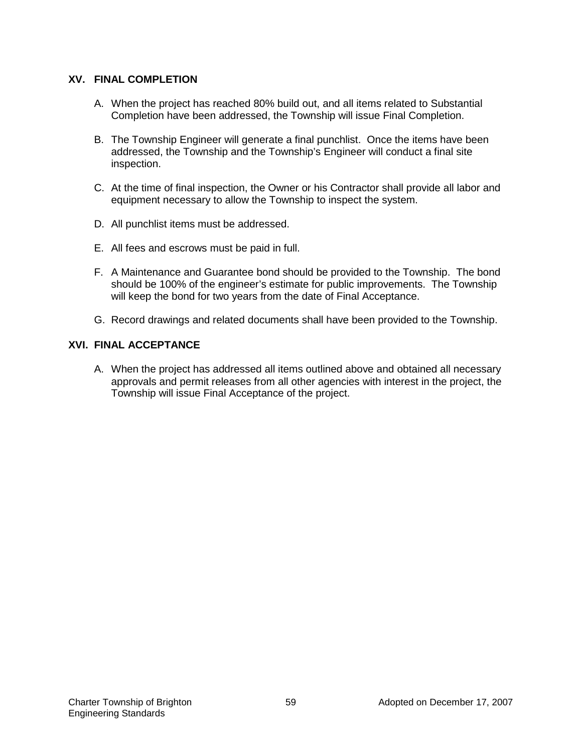## XV. FINAL COMPLETION

A. When the project has reached 80% build out, and all items related to Substantial Completion have been addressed, the Township will issue Final Completion.

B. The Township Engineer will generate a final punchlist. Once the items have been addressed, the Township and the Township's Engineer will conduct a final site inspection.

C. At the time of final inspection, the Owner or his Contractor shall provide all labor and equipment necessary to allow the Township to inspect the system.

D. All punchlist items must be addressed.

E. All fees and escrows must be paid in full.

F. A Maintenance and Guarantee bond should be provided to the Township. The bond should be 100% of the engineer's estimate for public improvements. The Township will keep the bond for two years from the date of Final Acceptance.

G. Record drawings and related documents shall have been provided to the Township.

## XVI. FINAL ACCEPTANCE

A. When the project has addressed all items outlined above and obtained all necessary approvals and permit releases from all other agencies with interest in the project, the Township will issue Final Acceptance of the project.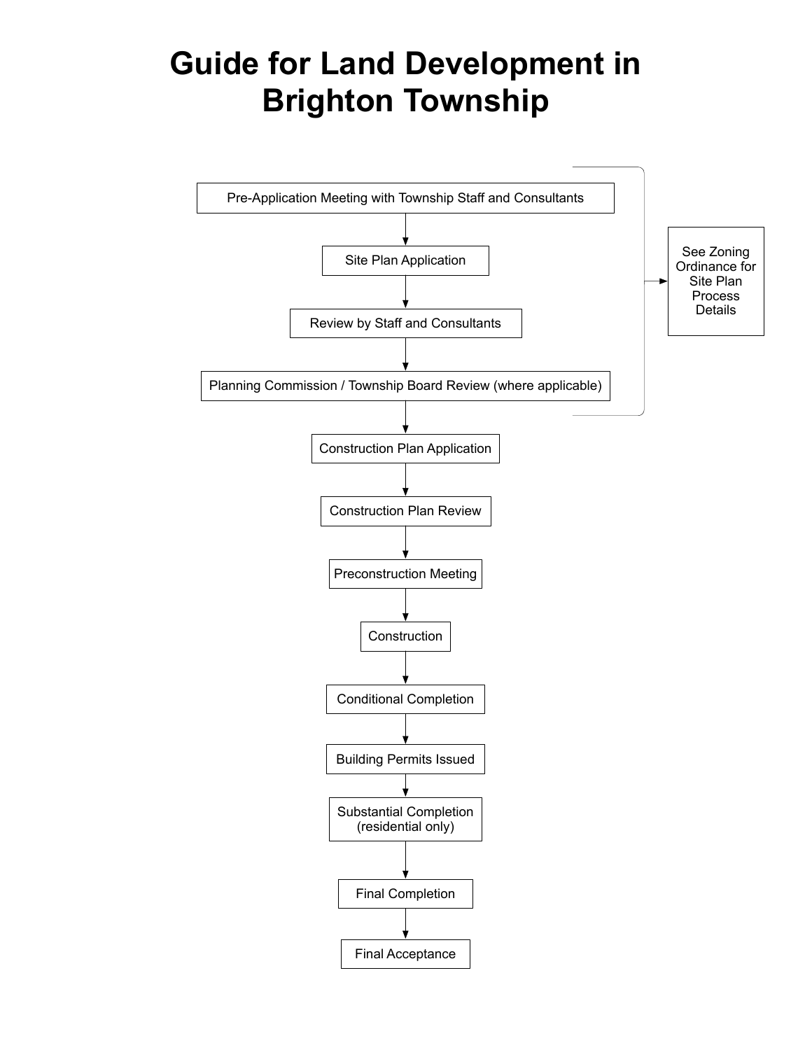# Guide for Land Development in Brighton Township

1. Pre-Application Meeting with Township Staff and Consultants
2. Site Plan Application
3. Review by Staff and Consultants
4. Planning Commission / Township Board Review (where applicable)

   (Steps 1–4: See Zoning Ordinance for Site Plan Process Details)

5. Construction Plan Application
6. Construction Plan Review
7. Preconstruction Meeting
8. Construction
9. Conditional Completion
10. Building Permits Issued
11. Substantial Completion (residential only)
12. Final Completion
13. Final Acceptance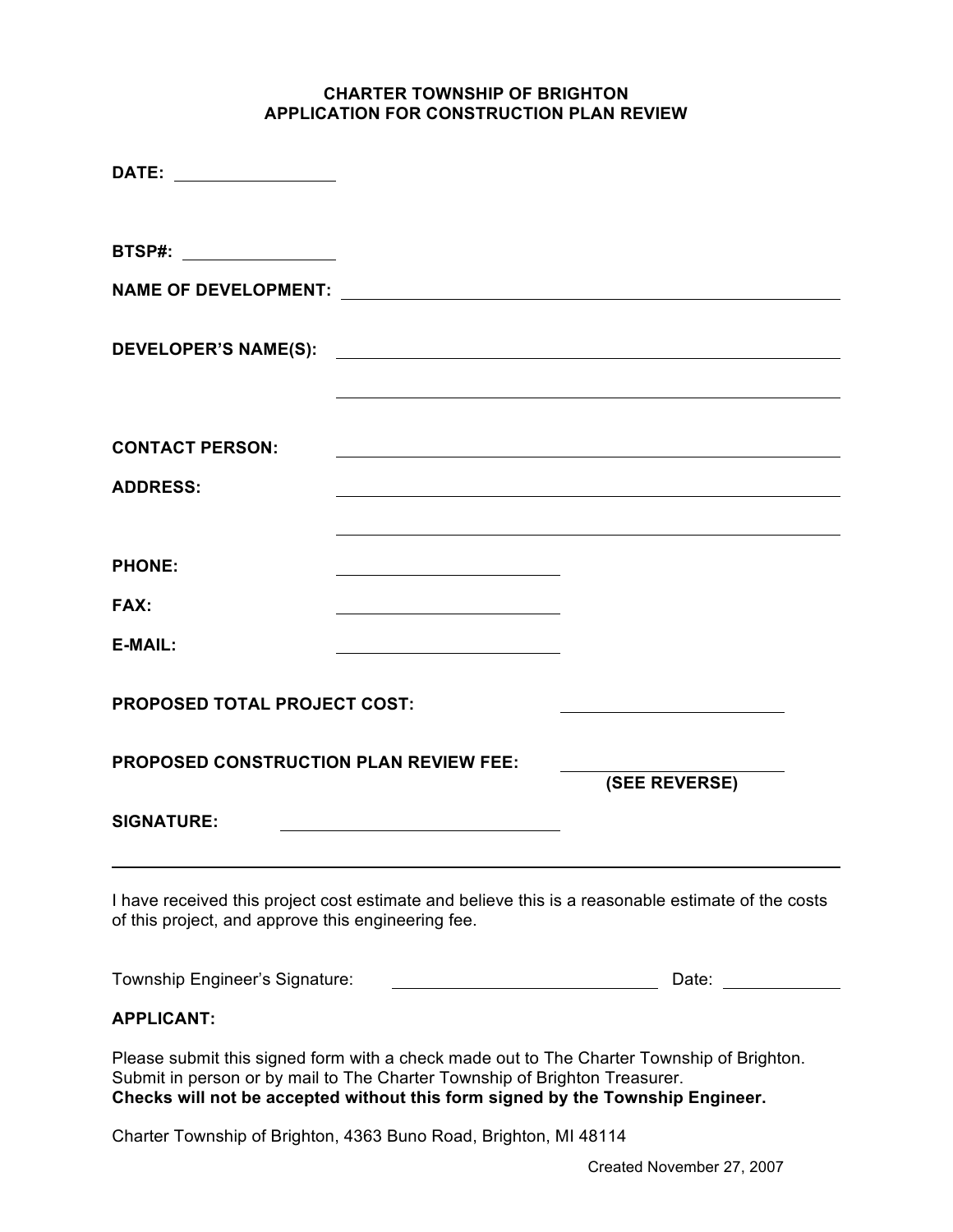# CHARTER TOWNSHIP OF BRIGHTON
## APPLICATION FOR CONSTRUCTION PLAN REVIEW

**DATE:** ________________

**BTSP#:** ________________

**NAME OF DEVELOPMENT:** ________________________________________

**DEVELOPER'S NAME(S):** ________________________________________

________________________________________

**CONTACT PERSON:** ________________________________________

**ADDRESS:** ________________________________________

________________________________________

**PHONE:** ________________________

**FAX:** ________________________

**E-MAIL:** ________________________

**PROPOSED TOTAL PROJECT COST:** ________________________

**PROPOSED CONSTRUCTION PLAN REVIEW FEE:** ________________________
**(SEE REVERSE)**

**SIGNATURE:** ________________________________

---

I have received this project cost estimate and believe this is a reasonable estimate of the costs of this project, and approve this engineering fee.

Township Engineer's Signature: ____________________________ Date: ____________

**APPLICANT:**

Please submit this signed form with a check made out to The Charter Township of Brighton. Submit in person or by mail to The Charter Township of Brighton Treasurer.
**Checks will not be accepted without this form signed by the Township Engineer.**

Charter Township of Brighton, 4363 Buno Road, Brighton, MI 48114

Created November 27, 2007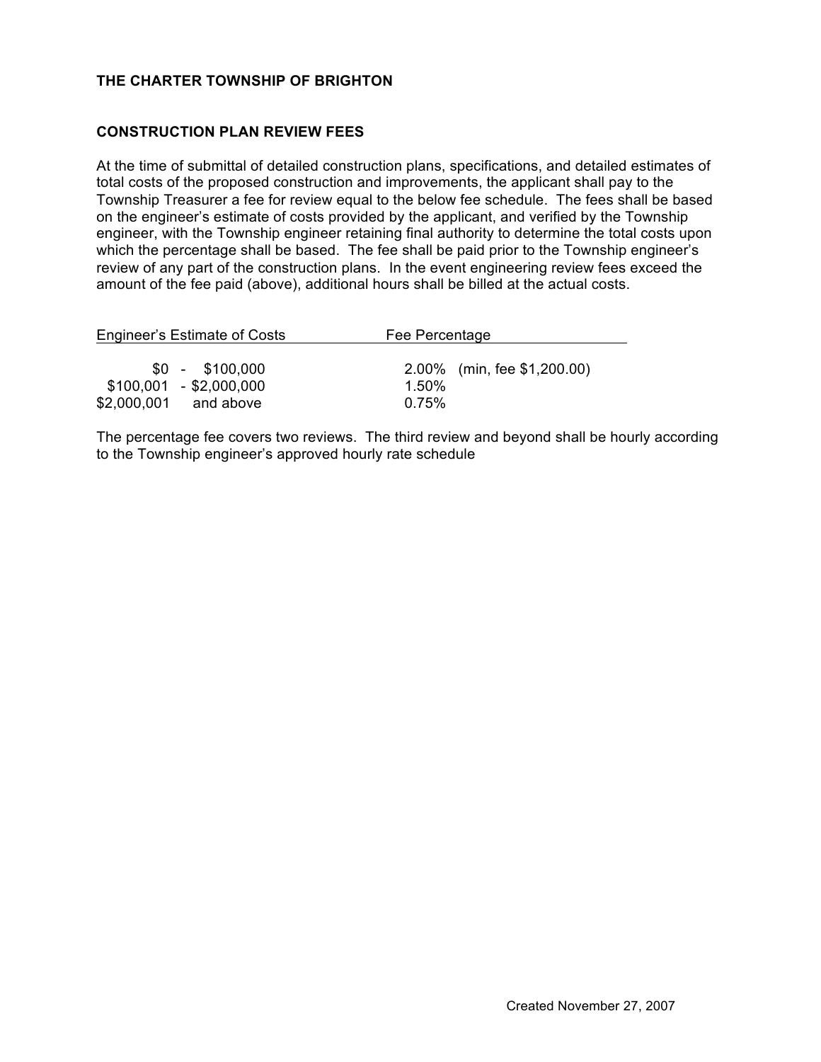**THE CHARTER TOWNSHIP OF BRIGHTON**

**CONSTRUCTION PLAN REVIEW FEES**

At the time of submittal of detailed construction plans, specifications, and detailed estimates of total costs of the proposed construction and improvements, the applicant shall pay to the Township Treasurer a fee for review equal to the below fee schedule. The fees shall be based on the engineer's estimate of costs provided by the applicant, and verified by the Township engineer, with the Township engineer retaining final authority to determine the total costs upon which the percentage shall be based. The fee shall be paid prior to the Township engineer's review of any part of the construction plans. In the event engineering review fees exceed the amount of the fee paid (above), additional hours shall be billed at the actual costs.

| Engineer's Estimate of Costs | Fee Percentage |
|---|---|
| $0 - $100,000 | 2.00% (min, fee $1,200.00) |
| $100,001 - $2,000,000 | 1.50% |
| $2,000,001 and above | 0.75% |

The percentage fee covers two reviews. The third review and beyond shall be hourly according to the Township engineer's approved hourly rate schedule

Created November 27, 2007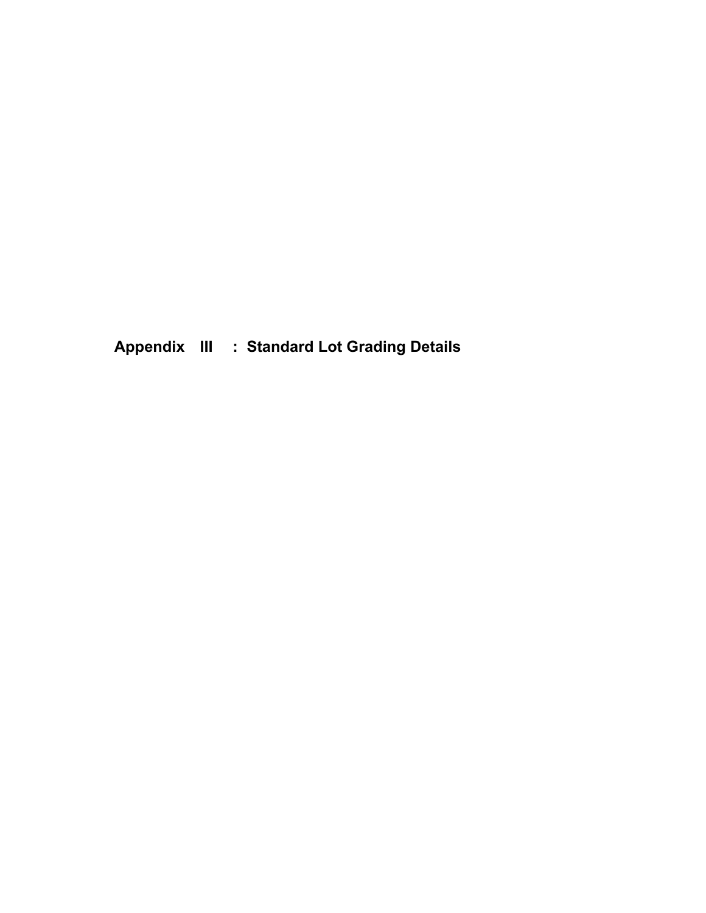# Appendix III : Standard Lot Grading Details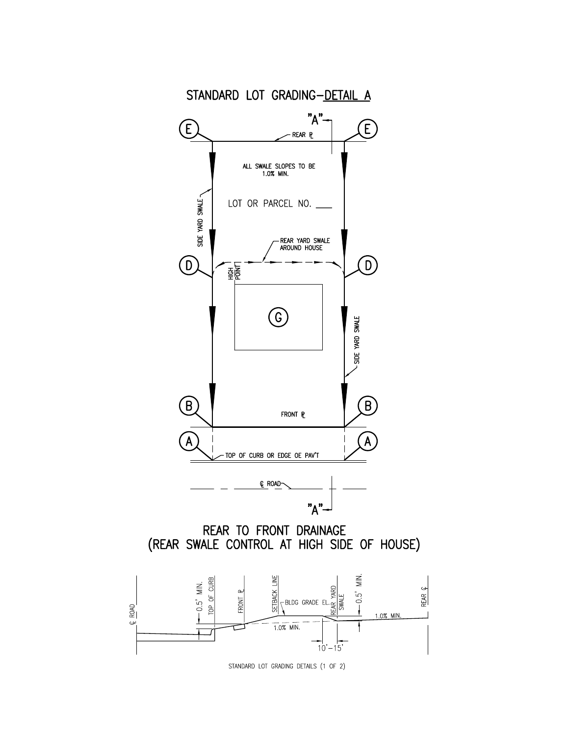# STANDARD LOT GRADING–DETAIL A

"A"

E — REAR ℗ — E

ALL SWALE SLOPES TO BE 1.0% MIN.

SIDE YARD SWALE

LOT OR PARCEL NO. ___

REAR YARD SWALE AROUND HOUSE

D — HIGH POINT — D

G

SIDE YARD SWALE

B — FRONT ℗ — B

A — TOP OF CURB OR EDGE OE PAV'T — A

℄ ROAD

"A"

## REAR TO FRONT DRAINAGE
## (REAR SWALE CONTROL AT HIGH SIDE OF HOUSE)

℄ ROAD — 0.5' MIN. — TOP OF CURB — FRONT ℗ — SETBACK LINE — BLDG GRADE EL. — REAR YARD SWALE — 0.5' MIN. — 1.0% MIN. — REAR ℄

1.0% MIN.

10'–15'

STANDARD LOT GRADING DETAILS (1 OF 2)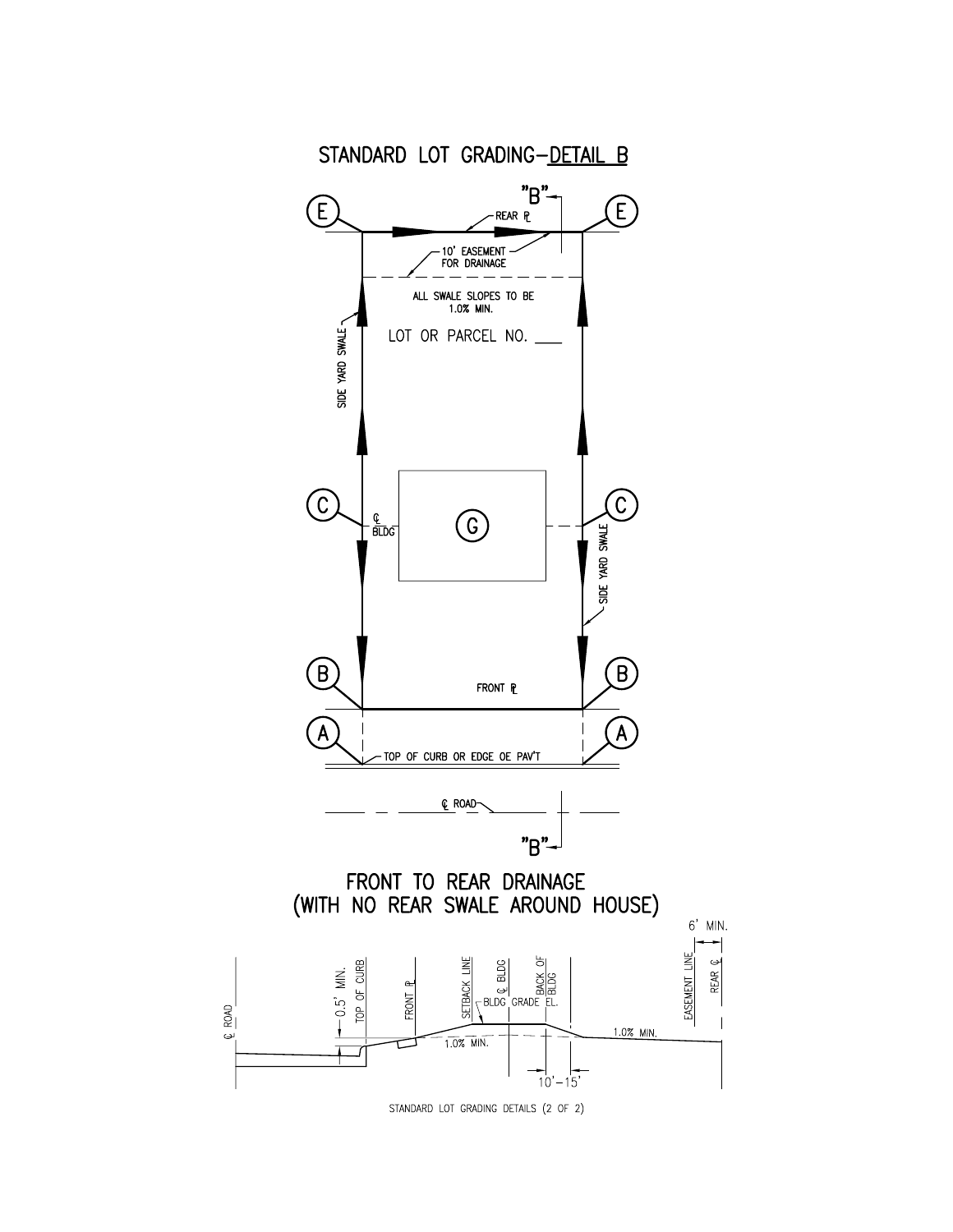# STANDARD LOT GRADING–DETAIL B

"B"

E

REAR ℙ

10' EASEMENT FOR DRAINAGE

ALL SWALE SLOPES TO BE 1.0% MIN.

LOT OR PARCEL NO. ___

SIDE YARD SWALE

C

℄ BLDG

G

B

FRONT ℙ

A

TOP OF CURB OR EDGE OE PAV'T

℄ ROAD

"B"

## FRONT TO REAR DRAINAGE (WITH NO REAR SWALE AROUND HOUSE)

℄ ROAD

0.5' MIN.

TOP OF CURB

FRONT ℙ

SETBACK LINE

℄ BLDG

BLDG GRADE EL.

BACK OF BLDG

1.0% MIN.

10'–15'

1.0% MIN.

EASEMENT LINE

6' MIN.

REAR ℄

STANDARD LOT GRADING DETAILS (2 OF 2)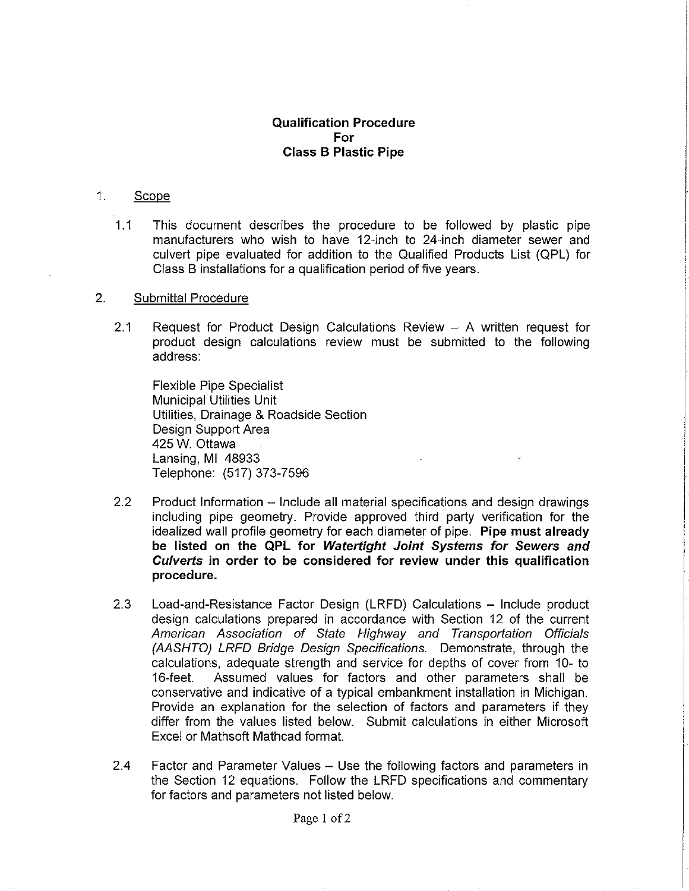# Qualification Procedure For Class B Plastic Pipe

1. Scope

   1.1 This document describes the procedure to be followed by plastic pipe manufacturers who wish to have 12-inch to 24-inch diameter sewer and culvert pipe evaluated for addition to the Qualified Products List (QPL) for Class B installations for a qualification period of five years.

2. Submittal Procedure

   2.1 Request for Product Design Calculations Review – A written request for product design calculations review must be submitted to the following address:

   Flexible Pipe Specialist
   Municipal Utilities Unit
   Utilities, Drainage & Roadside Section
   Design Support Area
   425 W. Ottawa
   Lansing, MI 48933
   Telephone: (517) 373-7596

   2.2 Product Information – Include all material specifications and design drawings including pipe geometry. Provide approved third party verification for the idealized wall profile geometry for each diameter of pipe. **Pipe must already be listed on the QPL for *Watertight Joint Systems for Sewers and Culverts* in order to be considered for review under this qualification procedure.**

   2.3 Load-and-Resistance Factor Design (LRFD) Calculations – Include product design calculations prepared in accordance with Section 12 of the current *American Association of State Highway and Transportation Officials (AASHTO) LRFD Bridge Design Specifications.* Demonstrate, through the calculations, adequate strength and service for depths of cover from 10- to 16-feet. Assumed values for factors and other parameters shall be conservative and indicative of a typical embankment installation in Michigan. Provide an explanation for the selection of factors and parameters if they differ from the values listed below. Submit calculations in either Microsoft Excel or Mathsoft Mathcad format.

   2.4 Factor and Parameter Values – Use the following factors and parameters in the Section 12 equations. Follow the LRFD specifications and commentary for factors and parameters not listed below.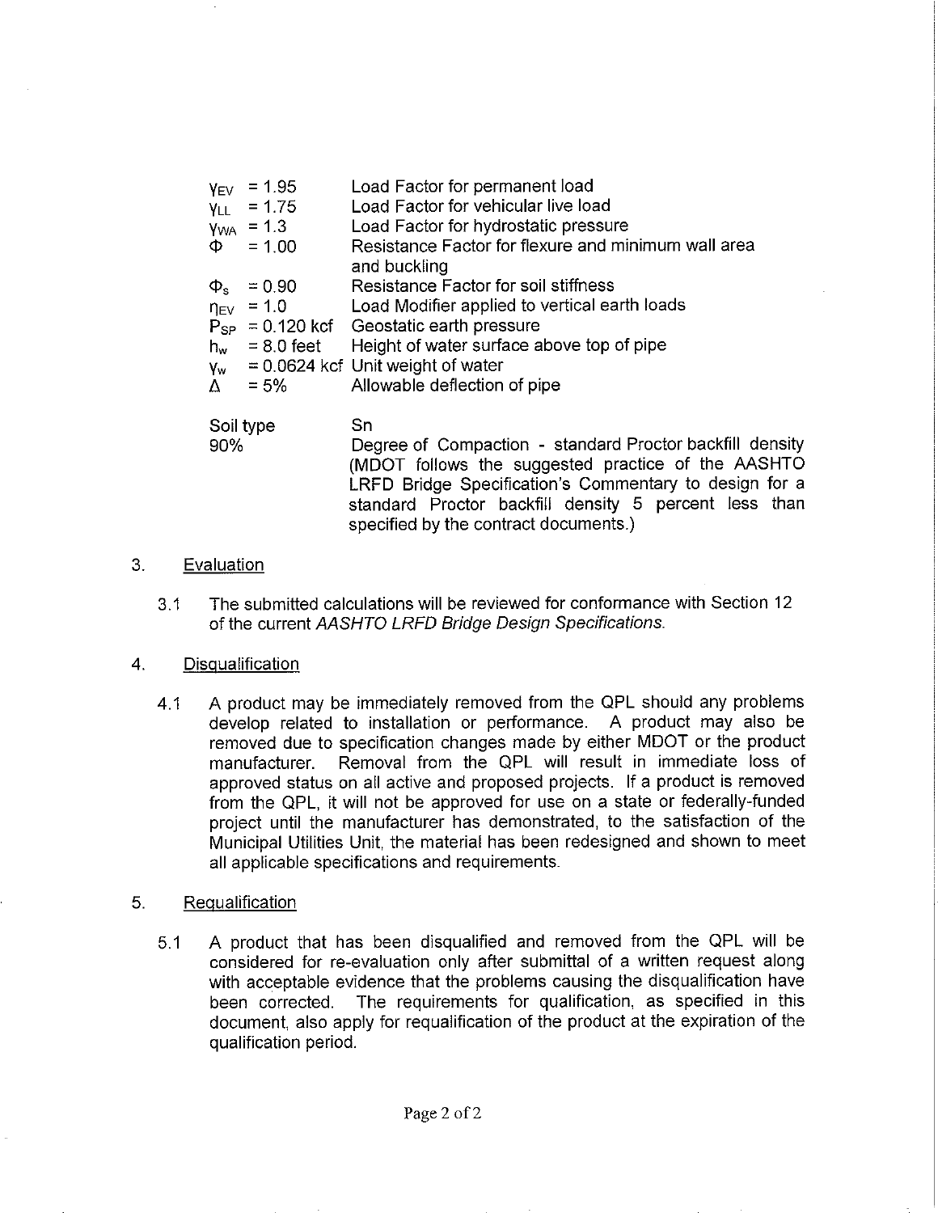| | |
|---|---|
| $\gamma_{EV}$ = 1.95 | Load Factor for permanent load |
| $\gamma_{LL}$ = 1.75 | Load Factor for vehicular live load |
| $\gamma_{WA}$ = 1.3 | Load Factor for hydrostatic pressure |
| $\Phi$ = 1.00 | Resistance Factor for flexure and minimum wall area and buckling |
| $\Phi_s$ = 0.90 | Resistance Factor for soil stiffness |
| $\eta_{EV}$ = 1.0 | Load Modifier applied to vertical earth loads |
| $P_{SP}$ = 0.120 kcf | Geostatic earth pressure |
| $h_w$ = 8.0 feet | Height of water surface above top of pipe |
| $\gamma_w$ = 0.0624 kcf | Unit weight of water |
| $\Delta$ = 5% | Allowable deflection of pipe |

| | |
|---|---|
| Soil type | Sn |
| 90% | Degree of Compaction - standard Proctor backfill density (MDOT follows the suggested practice of the AASHTO LRFD Bridge Specification's Commentary to design for a standard Proctor backfill density 5 percent less than specified by the contract documents.) |

## 3. Evaluation

3.1 The submitted calculations will be reviewed for conformance with Section 12 of the current *AASHTO LRFD Bridge Design Specifications*.

## 4. Disqualification

4.1 A product may be immediately removed from the QPL should any problems develop related to installation or performance. A product may also be removed due to specification changes made by either MDOT or the product manufacturer. Removal from the QPL will result in immediate loss of approved status on all active and proposed projects. If a product is removed from the QPL, it will not be approved for use on a state or federally-funded project until the manufacturer has demonstrated, to the satisfaction of the Municipal Utilities Unit, the material has been redesigned and shown to meet all applicable specifications and requirements.

## 5. Requalification

5.1 A product that has been disqualified and removed from the QPL will be considered for re-evaluation only after submittal of a written request along with acceptable evidence that the problems causing the disqualification have been corrected. The requirements for qualification, as specified in this document, also apply for requalification of the product at the expiration of the qualification period.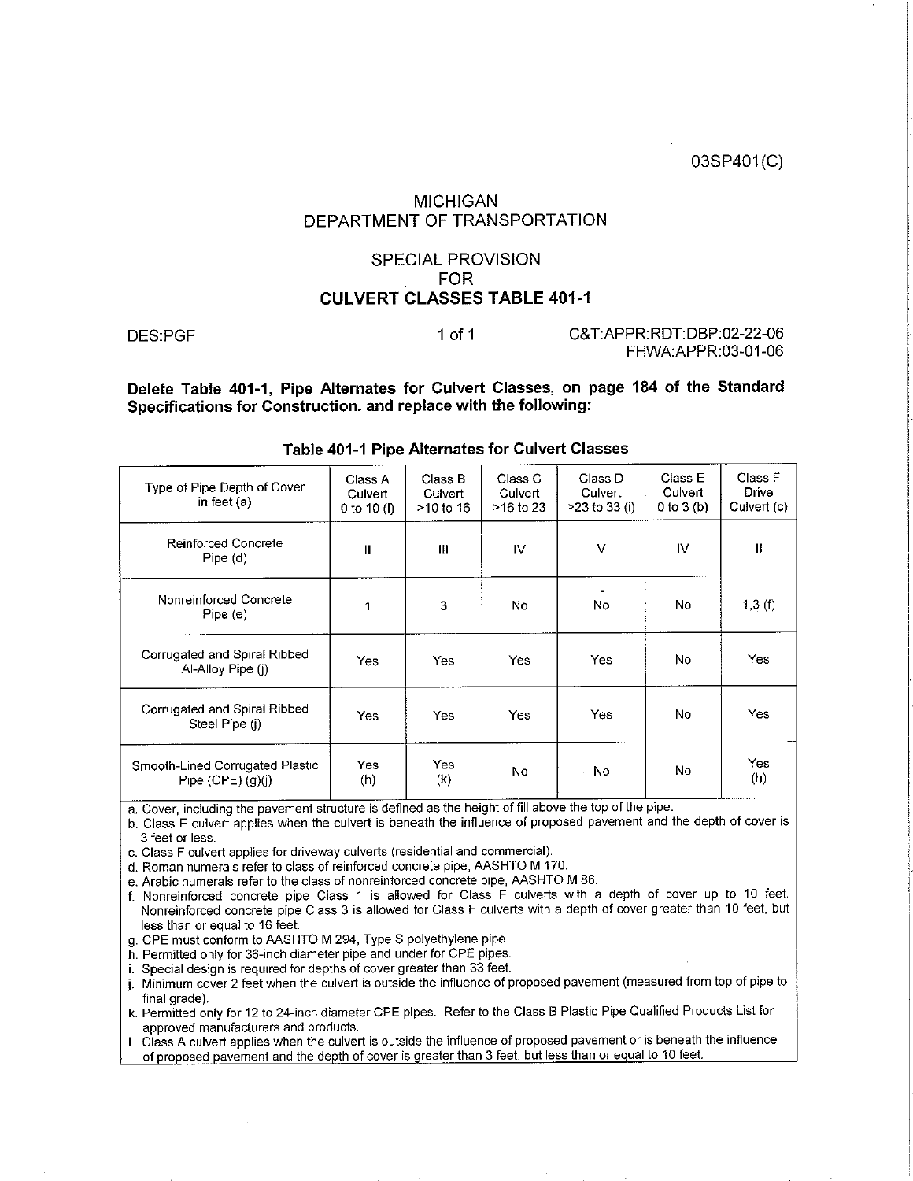03SP401(C)

# MICHIGAN DEPARTMENT OF TRANSPORTATION

## SPECIAL PROVISION FOR CULVERT CLASSES TABLE 401-1

DES:PGF

C&T:APPR:RDT:DBP:02-22-06
FHWA:APPR:03-01-06

**Delete Table 401-1, Pipe Alternates for Culvert Classes, on page 184 of the Standard Specifications for Construction, and replace with the following:**

**Table 401-1 Pipe Alternates for Culvert Classes**

| Type of Pipe Depth of Cover in feet (a) | Class A Culvert 0 to 10 (l) | Class B Culvert >10 to 16 | Class C Culvert >16 to 23 | Class D Culvert >23 to 33 (i) | Class E Culvert 0 to 3 (b) | Class F Drive Culvert (c) |
|---|---|---|---|---|---|---|
| Reinforced Concrete Pipe (d) | II | III | IV | V | IV | II |
| Nonreinforced Concrete Pipe (e) | 1 | 3 | No | No | No | 1,3 (f) |
| Corrugated and Spiral Ribbed Al-Alloy Pipe (j) | Yes | Yes | Yes | Yes | No | Yes |
| Corrugated and Spiral Ribbed Steel Pipe (j) | Yes | Yes | Yes | Yes | No | Yes |
| Smooth-Lined Corrugated Plastic Pipe (CPE) (g)(j) | Yes (h) | Yes (k) | No | No | No | Yes (h) |

a. Cover, including the pavement structure is defined as the height of fill above the top of the pipe.
b. Class E culvert applies when the culvert is beneath the influence of proposed pavement and the depth of cover is 3 feet or less.
c. Class F culvert applies for driveway culverts (residential and commercial).
d. Roman numerals refer to class of reinforced concrete pipe, AASHTO M 170.
e. Arabic numerals refer to the class of nonreinforced concrete pipe, AASHTO M 86.
f. Nonreinforced concrete pipe Class 1 is allowed for Class F culverts with a depth of cover up to 10 feet. Nonreinforced concrete pipe Class 3 is allowed for Class F culverts with a depth of cover greater than 10 feet, but less than or equal to 16 feet.
g. CPE must conform to AASHTO M 294, Type S polyethylene pipe.
h. Permitted only for 36-inch diameter pipe and under for CPE pipes.
i. Special design is required for depths of cover greater than 33 feet.
j. Minimum cover 2 feet when the culvert is outside the influence of proposed pavement (measured from top of pipe to final grade).
k. Permitted only for 12 to 24-inch diameter CPE pipes. Refer to the Class B Plastic Pipe Qualified Products List for approved manufacturers and products.
l. Class A culvert applies when the culvert is outside the influence of proposed pavement or is beneath the influence of proposed pavement and the depth of cover is greater than 3 feet, but less than or equal to 10 feet.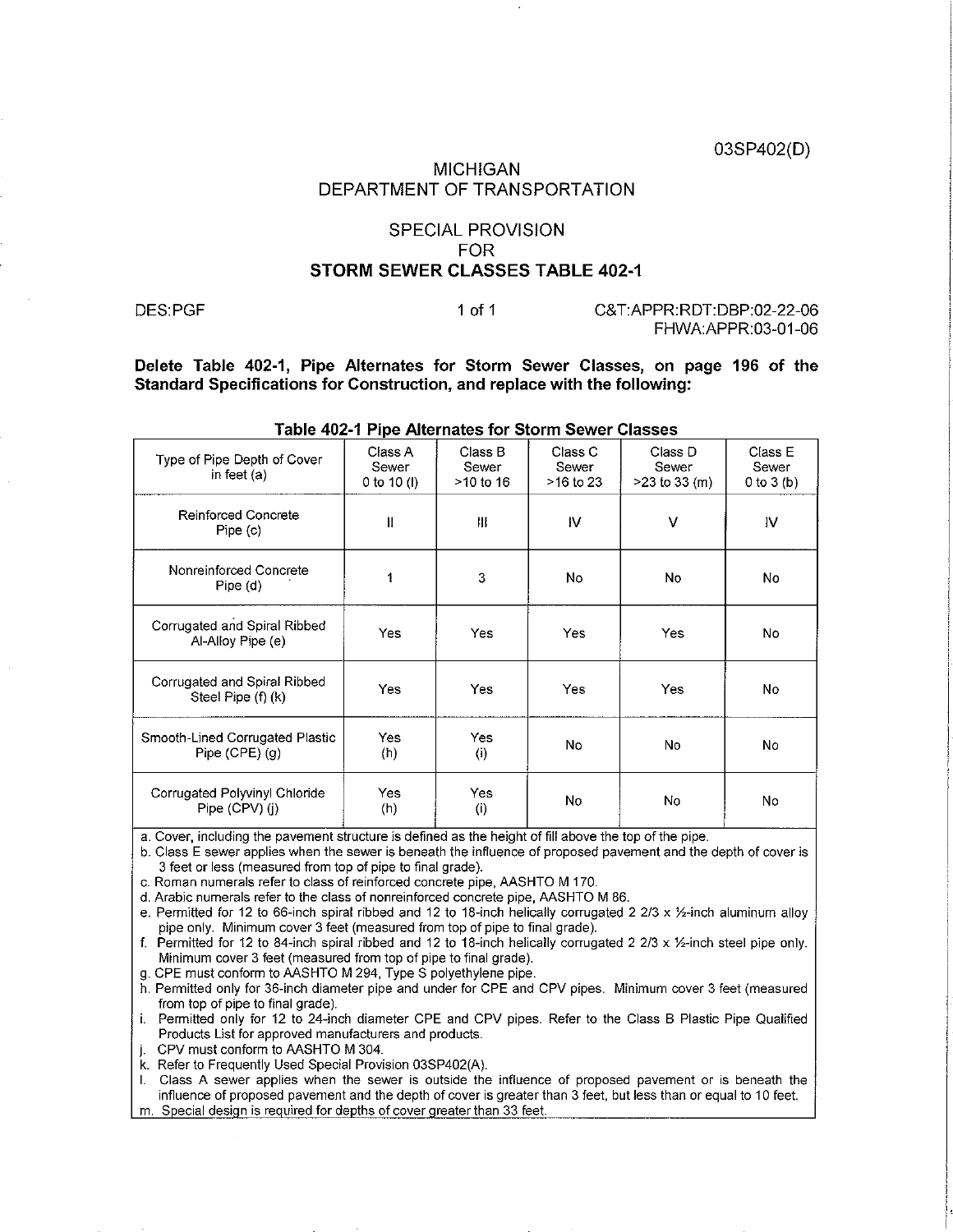03SP402(D)

# MICHIGAN
# DEPARTMENT OF TRANSPORTATION

## SPECIAL PROVISION
## FOR
## STORM SEWER CLASSES TABLE 402-1

DES:PGF

C&T:APPR:RDT:DBP:02-22-06
FHWA:APPR:03-01-06

**Delete Table 402-1, Pipe Alternates for Storm Sewer Classes, on page 196 of the Standard Specifications for Construction, and replace with the following:**

**Table 402-1 Pipe Alternates for Storm Sewer Classes**

| Type of Pipe Depth of Cover in feet (a) | Class A Sewer 0 to 10 (l) | Class B Sewer >10 to 16 | Class C Sewer >16 to 23 | Class D Sewer >23 to 33 (m) | Class E Sewer 0 to 3 (b) |
|---|---|---|---|---|---|
| Reinforced Concrete Pipe (c) | II | III | IV | V | IV |
| Nonreinforced Concrete Pipe (d) | 1 | 3 | No | No | No |
| Corrugated and Spiral Ribbed Al-Alloy Pipe (e) | Yes | Yes | Yes | Yes | No |
| Corrugated and Spiral Ribbed Steel Pipe (f) (k) | Yes | Yes | Yes | Yes | No |
| Smooth-Lined Corrugated Plastic Pipe (CPE) (g) | Yes (h) | Yes (i) | No | No | No |
| Corrugated Polyvinyl Chloride Pipe (CPV) (j) | Yes (h) | Yes (i) | No | No | No |

a. Cover, including the pavement structure is defined as the height of fill above the top of the pipe.
b. Class E sewer applies when the sewer is beneath the influence of proposed pavement and the depth of cover is 3 feet or less (measured from top of pipe to final grade).
c. Roman numerals refer to class of reinforced concrete pipe, AASHTO M 170.
d. Arabic numerals refer to the class of nonreinforced concrete pipe, AASHTO M 86.
e. Permitted for 12 to 66-inch spiral ribbed and 12 to 18-inch helically corrugated 2 2/3 x ½-inch aluminum alloy pipe only. Minimum cover 3 feet (measured from top of pipe to final grade).
f. Permitted for 12 to 84-inch spiral ribbed and 12 to 18-inch helically corrugated 2 2/3 x ½-inch steel pipe only. Minimum cover 3 feet (measured from top of pipe to final grade).
g. CPE must conform to AASHTO M 294, Type S polyethylene pipe.
h. Permitted only for 36-inch diameter pipe and under for CPE and CPV pipes. Minimum cover 3 feet (measured from top of pipe to final grade).
i. Permitted only for 12 to 24-inch diameter CPE and CPV pipes. Refer to the Class B Plastic Pipe Qualified Products List for approved manufacturers and products.
j. CPV must conform to AASHTO M 304.
k. Refer to Frequently Used Special Provision 03SP402(A).
l. Class A sewer applies when the sewer is outside the influence of proposed pavement or is beneath the influence of proposed pavement and the depth of cover is greater than 3 feet, but less than or equal to 10 feet.
m. Special design is required for depths of cover greater than 33 feet.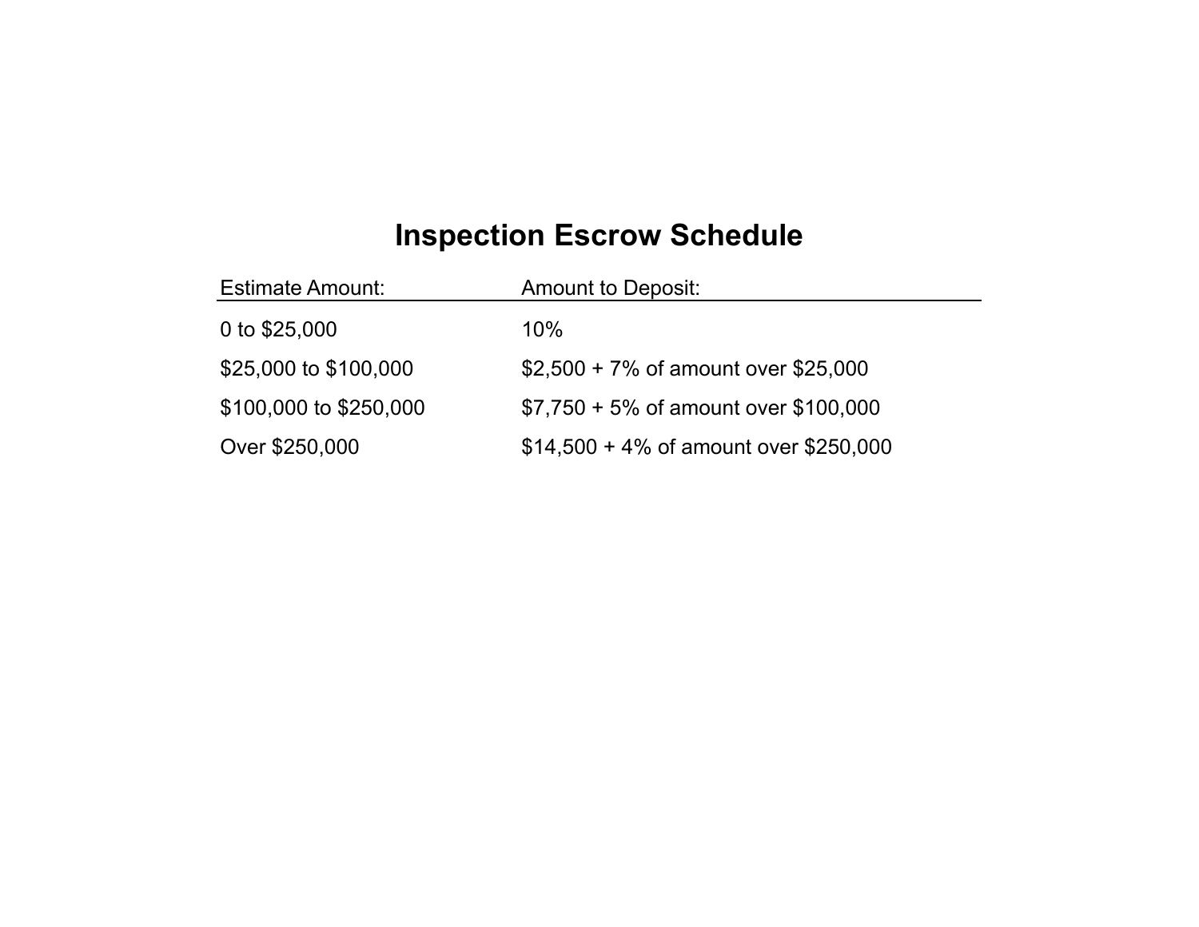# Inspection Escrow Schedule

| Estimate Amount: | Amount to Deposit: |
|---|---|
| 0 to $25,000 | 10% |
| $25,000 to $100,000 | $2,500 + 7% of amount over $25,000 |
| $100,000 to $250,000 | $7,750 + 5% of amount over $100,000 |
| Over $250,000 | $14,500 + 4% of amount over $250,000 |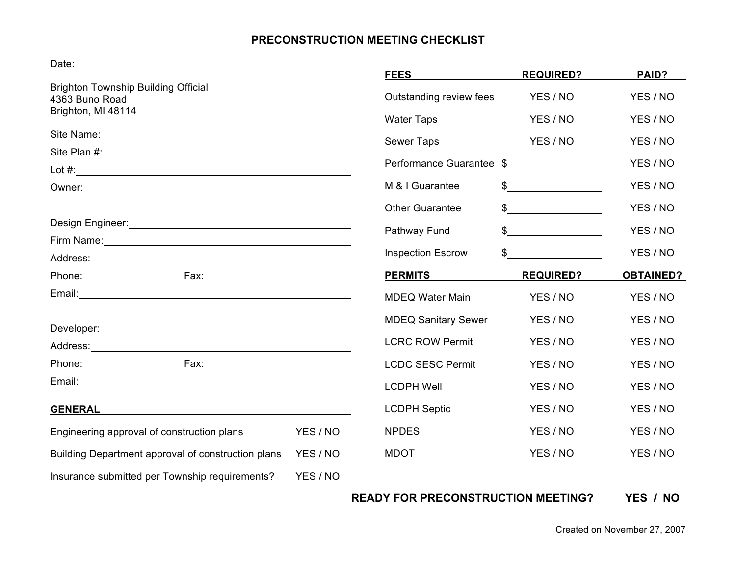# PRECONSTRUCTION MEETING CHECKLIST

Date:______________________

Brighton Township Building Official
4363 Buno Road
Brighton, MI 48114

Site Name:______________________

Site Plan #:______________________

Lot #:______________________

Owner:______________________

Design Engineer:______________________

Firm Name:______________________

Address:______________________

Phone:______________ Fax:______________

Email:______________________

Developer:______________________

Address:______________________

Phone:______________ Fax:______________

Email:______________________

**GENERAL**

| | |
|---|---|
| Engineering approval of construction plans | YES / NO |
| Building Department approval of construction plans | YES / NO |
| Insurance submitted per Township requirements? | YES / NO |

| **FEES** | **REQUIRED?** | **PAID?** |
|---|---|---|
| Outstanding review fees | YES / NO | YES / NO |
| Water Taps | YES / NO | YES / NO |
| Sewer Taps | YES / NO | YES / NO |
| Performance Guarantee | $__________ | YES / NO |
| M & I Guarantee | $__________ | YES / NO |
| Other Guarantee | $__________ | YES / NO |
| Pathway Fund | $__________ | YES / NO |
| Inspection Escrow | $__________ | YES / NO |

| **PERMITS** | **REQUIRED?** | **OBTAINED?** |
|---|---|---|
| MDEQ Water Main | YES / NO | YES / NO |
| MDEQ Sanitary Sewer | YES / NO | YES / NO |
| LCRC ROW Permit | YES / NO | YES / NO |
| LCDC SESC Permit | YES / NO | YES / NO |
| LCDPH Well | YES / NO | YES / NO |
| LCDPH Septic | YES / NO | YES / NO |
| NPDES | YES / NO | YES / NO |
| MDOT | YES / NO | YES / NO |

**READY FOR PRECONSTRUCTION MEETING? YES / NO**

Created on November 27, 2007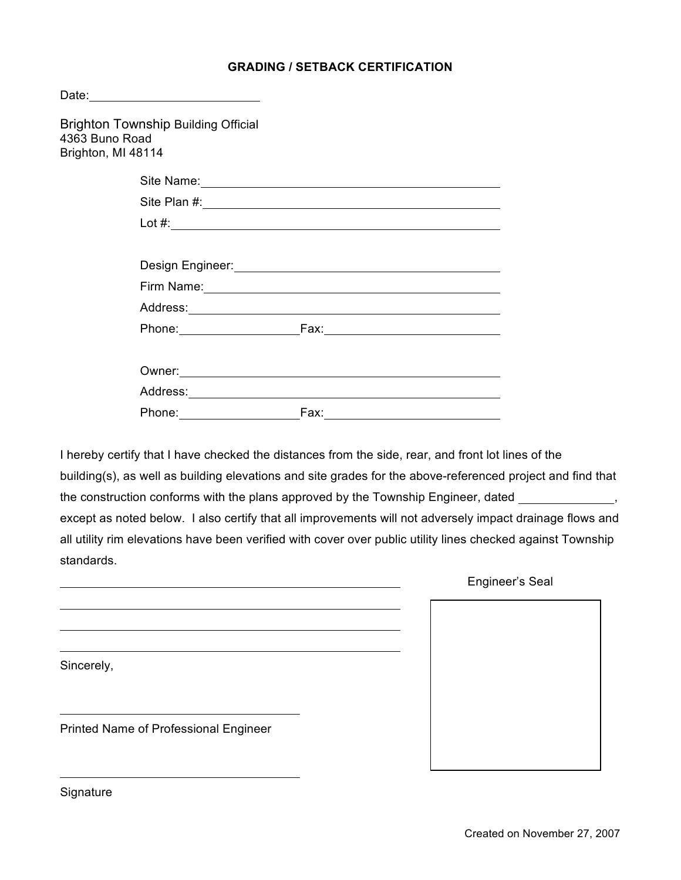# GRADING / SETBACK CERTIFICATION

Date: ______________________

Brighton Township Building Official
4363 Buno Road
Brighton, MI 48114

Site Name: ______________________________________

Site Plan #: ______________________________________

Lot #: ______________________________________

Design Engineer: ______________________________________

Firm Name: ______________________________________

Address: ______________________________________

Phone: ________________ Fax: ______________________

Owner: ______________________________________

Address: ______________________________________

Phone: ________________ Fax: ______________________

I hereby certify that I have checked the distances from the side, rear, and front lot lines of the building(s), as well as building elevations and site grades for the above-referenced project and find that the construction conforms with the plans approved by the Township Engineer, dated ____________, except as noted below. I also certify that all improvements will not adversely impact drainage flows and all utility rim elevations have been verified with cover over public utility lines checked against Township standards.

______________________________________________

______________________________________________

______________________________________________

______________________________________________

Sincerely,

______________________________

Printed Name of Professional Engineer

______________________________

Signature

Engineer's Seal

Created on November 27, 2007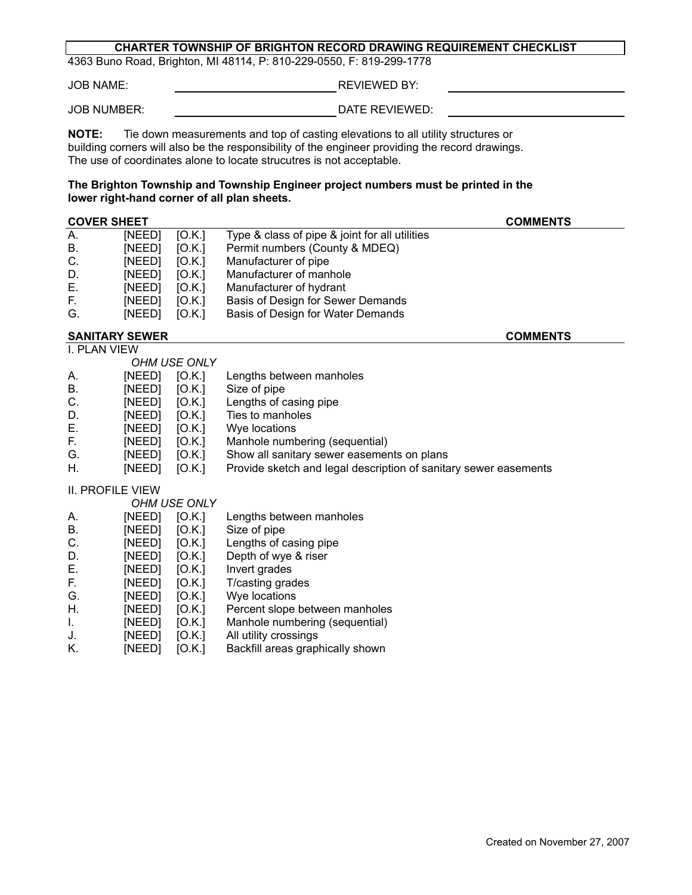# CHARTER TOWNSHIP OF BRIGHTON RECORD DRAWING REQUIREMENT CHECKLIST

4363 Buno Road, Brighton, MI 48114, P: 810-229-0550, F: 819-299-1778

JOB NAME: ______________________ REVIEWED BY: ______________________

JOB NUMBER: ______________________ DATE REVIEWED: ______________________

**NOTE:** Tie down measurements and top of casting elevations to all utility structures or building corners will also be the responsibility of the engineer providing the record drawings. The use of coordinates alone to locate strucutres is not acceptable.

**The Brighton Township and Township Engineer project numbers must be printed in the lower right-hand corner of all plan sheets.**

## COVER SHEET

| | | | | COMMENTS |
|---|---|---|---|---|
| A. | [NEED] | [O.K.] | Type & class of pipe & joint for all utilities | |
| B. | [NEED] | [O.K.] | Permit numbers (County & MDEQ) | |
| C. | [NEED] | [O.K.] | Manufacturer of pipe | |
| D. | [NEED] | [O.K.] | Manufacturer of manhole | |
| E. | [NEED] | [O.K.] | Manufacturer of hydrant | |
| F. | [NEED] | [O.K.] | Basis of Design for Sewer Demands | |
| G. | [NEED] | [O.K.] | Basis of Design for Water Demands | |

## SANITARY SEWER

### I. PLAN VIEW

| | *OHM USE ONLY* | | | COMMENTS |
|---|---|---|---|---|
| A. | [NEED] | [O.K.] | Lengths between manholes | |
| B. | [NEED] | [O.K.] | Size of pipe | |
| C. | [NEED] | [O.K.] | Lengths of casing pipe | |
| D. | [NEED] | [O.K.] | Ties to manholes | |
| E. | [NEED] | [O.K.] | Wye locations | |
| F. | [NEED] | [O.K.] | Manhole numbering (sequential) | |
| G. | [NEED] | [O.K.] | Show all sanitary sewer easements on plans | |
| H. | [NEED] | [O.K.] | Provide sketch and legal description of sanitary sewer easements | |

### II. PROFILE VIEW

| | *OHM USE ONLY* | | | COMMENTS |
|---|---|---|---|---|
| A. | [NEED] | [O.K.] | Lengths between manholes | |
| B. | [NEED] | [O.K.] | Size of pipe | |
| C. | [NEED] | [O.K.] | Lengths of casing pipe | |
| D. | [NEED] | [O.K.] | Depth of wye & riser | |
| E. | [NEED] | [O.K.] | Invert grades | |
| F. | [NEED] | [O.K.] | T/casting grades | |
| G. | [NEED] | [O.K.] | Wye locations | |
| H. | [NEED] | [O.K.] | Percent slope between manholes | |
| I. | [NEED] | [O.K.] | Manhole numbering (sequential) | |
| J. | [NEED] | [O.K.] | All utility crossings | |
| K. | [NEED] | [O.K.] | Backfill areas graphically shown | |

Created on November 27, 2007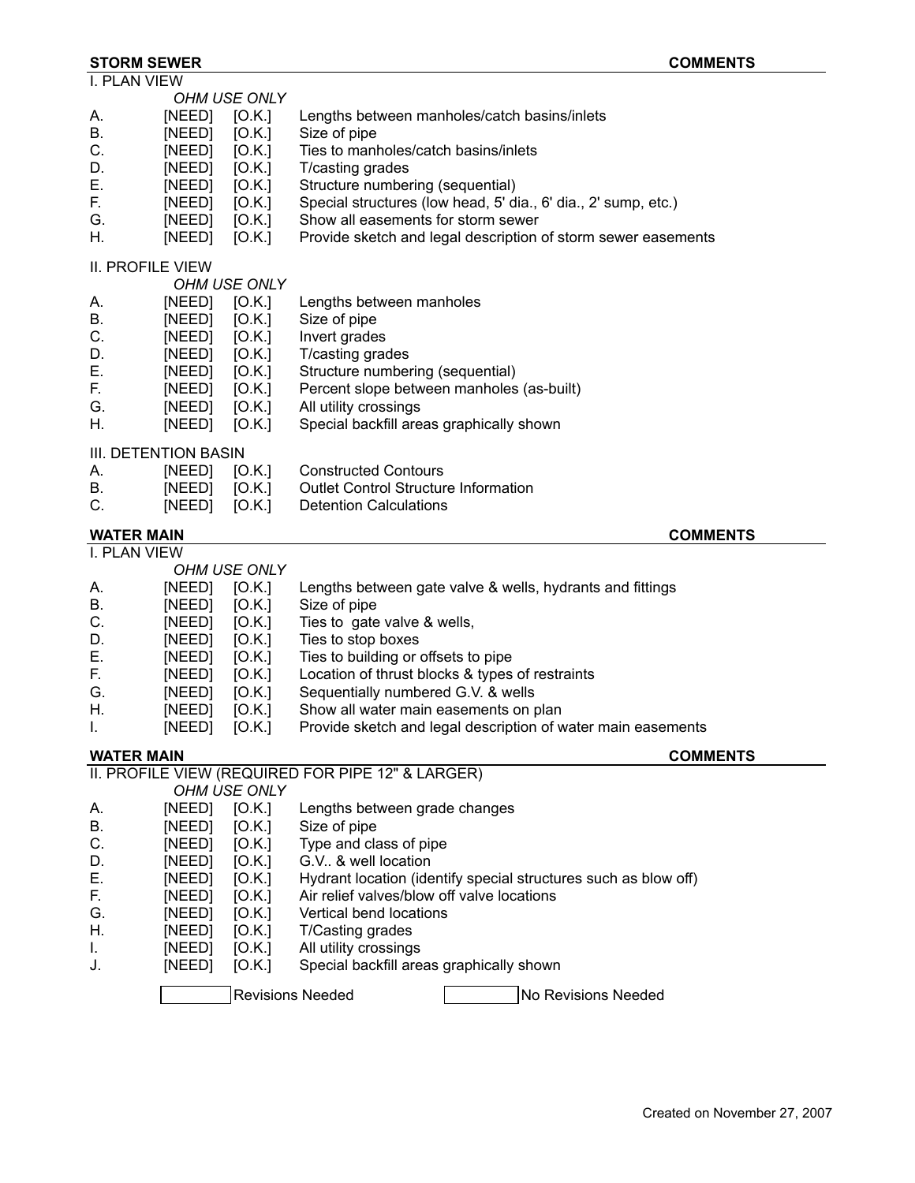**STORM SEWER** **COMMENTS**

I. PLAN VIEW

*OHM USE ONLY*

| | | | |
|---|---|---|---|
| A. | [NEED] | [O.K.] | Lengths between manholes/catch basins/inlets |
| B. | [NEED] | [O.K.] | Size of pipe |
| C. | [NEED] | [O.K.] | Ties to manholes/catch basins/inlets |
| D. | [NEED] | [O.K.] | T/casting grades |
| E. | [NEED] | [O.K.] | Structure numbering (sequential) |
| F. | [NEED] | [O.K.] | Special structures (low head, 5' dia., 6' dia., 2' sump, etc.) |
| G. | [NEED] | [O.K.] | Show all easements for storm sewer |
| H. | [NEED] | [O.K.] | Provide sketch and legal description of storm sewer easements |

II. PROFILE VIEW

*OHM USE ONLY*

| | | | |
|---|---|---|---|
| A. | [NEED] | [O.K.] | Lengths between manholes |
| B. | [NEED] | [O.K.] | Size of pipe |
| C. | [NEED] | [O.K.] | Invert grades |
| D. | [NEED] | [O.K.] | T/casting grades |
| E. | [NEED] | [O.K.] | Structure numbering (sequential) |
| F. | [NEED] | [O.K.] | Percent slope between manholes (as-built) |
| G. | [NEED] | [O.K.] | All utility crossings |
| H. | [NEED] | [O.K.] | Special backfill areas graphically shown |

III. DETENTION BASIN

| | | | |
|---|---|---|---|
| A. | [NEED] | [O.K.] | Constructed Contours |
| B. | [NEED] | [O.K.] | Outlet Control Structure Information |
| C. | [NEED] | [O.K.] | Detention Calculations |

**WATER MAIN** **COMMENTS**

I. PLAN VIEW

*OHM USE ONLY*

| | | | |
|---|---|---|---|
| A. | [NEED] | [O.K.] | Lengths between gate valve & wells, hydrants and fittings |
| B. | [NEED] | [O.K.] | Size of pipe |
| C. | [NEED] | [O.K.] | Ties to gate valve & wells, |
| D. | [NEED] | [O.K.] | Ties to stop boxes |
| E. | [NEED] | [O.K.] | Ties to building or offsets to pipe |
| F. | [NEED] | [O.K.] | Location of thrust blocks & types of restraints |
| G. | [NEED] | [O.K.] | Sequentially numbered G.V. & wells |
| H. | [NEED] | [O.K.] | Show all water main easements on plan |
| I. | [NEED] | [O.K.] | Provide sketch and legal description of water main easements |

**WATER MAIN** **COMMENTS**

II. PROFILE VIEW (REQUIRED FOR PIPE 12" & LARGER)

*OHM USE ONLY*

| | | | |
|---|---|---|---|
| A. | [NEED] | [O.K.] | Lengths between grade changes |
| B. | [NEED] | [O.K.] | Size of pipe |
| C. | [NEED] | [O.K.] | Type and class of pipe |
| D. | [NEED] | [O.K.] | G.V.. & well location |
| E. | [NEED] | [O.K.] | Hydrant location (identify special structures such as blow off) |
| F. | [NEED] | [O.K.] | Air relief valves/blow off valve locations |
| G. | [NEED] | [O.K.] | Vertical bend locations |
| H. | [NEED] | [O.K.] | T/Casting grades |
| I. | [NEED] | [O.K.] | All utility crossings |
| J. | [NEED] | [O.K.] | Special backfill areas graphically shown |

☐ Revisions Needed ☐ No Revisions Needed

Created on November 27, 2007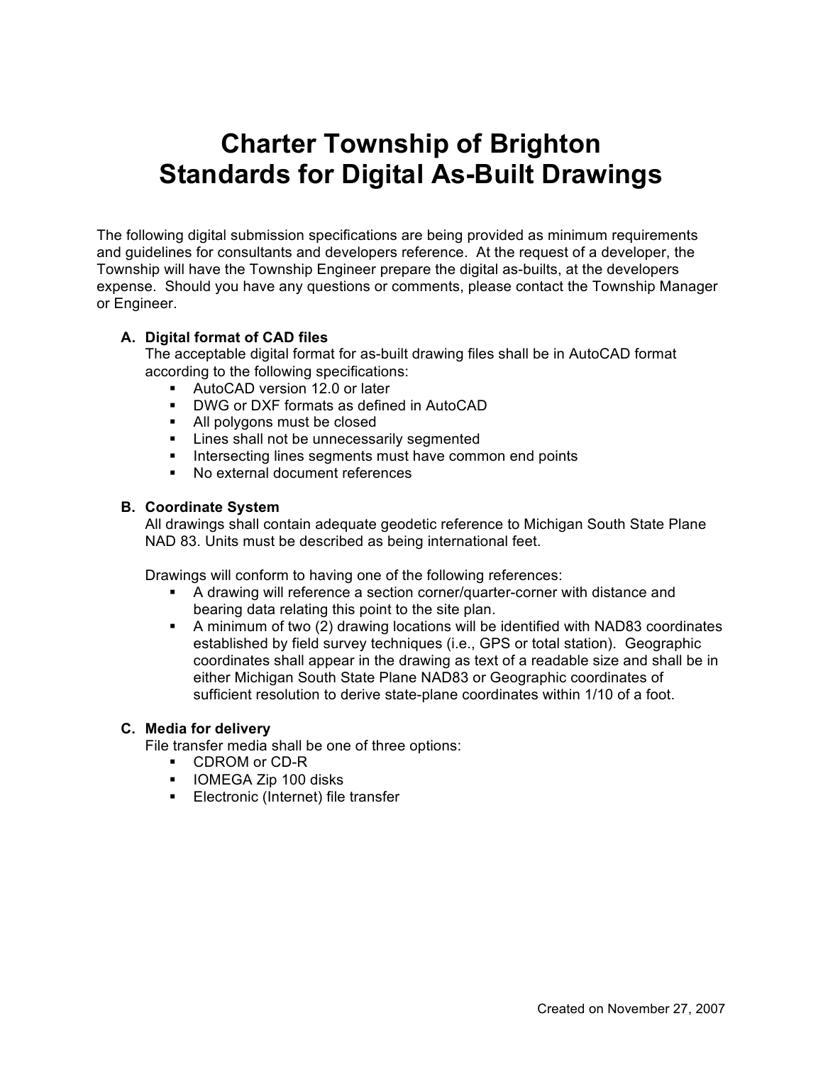# Charter Township of Brighton
# Standards for Digital As-Built Drawings

The following digital submission specifications are being provided as minimum requirements and guidelines for consultants and developers reference. At the request of a developer, the Township will have the Township Engineer prepare the digital as-builts, at the developers expense. Should you have any questions or comments, please contact the Township Manager or Engineer.

**A. Digital format of CAD files**

The acceptable digital format for as-built drawing files shall be in AutoCAD format according to the following specifications:

- AutoCAD version 12.0 or later
- DWG or DXF formats as defined in AutoCAD
- All polygons must be closed
- Lines shall not be unnecessarily segmented
- Intersecting lines segments must have common end points
- No external document references

**B. Coordinate System**

All drawings shall contain adequate geodetic reference to Michigan South State Plane NAD 83. Units must be described as being international feet.

Drawings will conform to having one of the following references:

- A drawing will reference a section corner/quarter-corner with distance and bearing data relating this point to the site plan.
- A minimum of two (2) drawing locations will be identified with NAD83 coordinates established by field survey techniques (i.e., GPS or total station). Geographic coordinates shall appear in the drawing as text of a readable size and shall be in either Michigan South State Plane NAD83 or Geographic coordinates of sufficient resolution to derive state-plane coordinates within 1/10 of a foot.

**C. Media for delivery**

File transfer media shall be one of three options:

- CDROM or CD-R
- IOMEGA Zip 100 disks
- Electronic (Internet) file transfer

Created on November 27, 2007